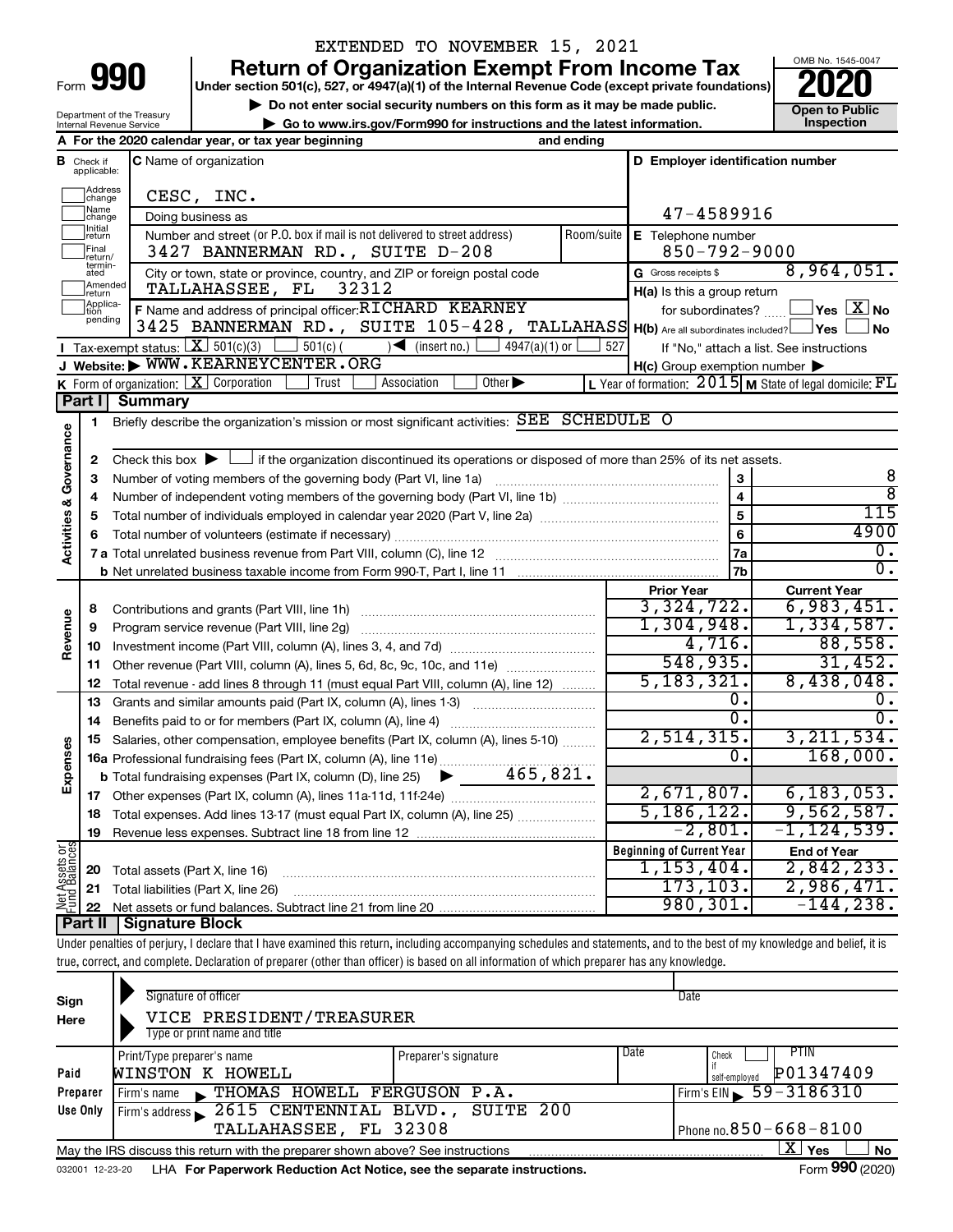EXTENDED TO NOVEMBER 15, 2021

# Form 990 — Return of Organization Exempt From Income Tax (2020)

Under section 501(c), 527, or 4947(a)(1) of the Internal Revenue Code (except private foundations)

▶ Do not enter social security numbers on this form as it may be made public.

▶ Go to www.irs.gov/Form990 for instructions and the latest information.

Department of the Treasury, Internal Revenue Service — OMB No. 1545-0047 — Open to Public Inspection

**A** For the 2020 calendar year, or tax year beginning and ending

**B** Check if applicable: Address change, Name change, Initial return, Final return/terminated, Amended return, Application pending

**C** Name of organization: CESC, INC.

Doing business as

Number and street (or P.O. box if mail is not delivered to street address): 3427 BANNERMAN RD., SUITE D-208 — Room/suite

City or town, state or province, country, and ZIP or foreign postal code: TALLAHASSEE, FL 32312

**D** Employer identification number: 47-4589916

**E** Telephone number: 850-792-9000

**G** Gross receipts $ 8,964,051.

**F** Name and address of principal officer: RICHARD KEARNEY, 3425 BANNERMAN RD., SUITE 105-428, TALLAHASS

**H(a)** Is this a group return for subordinates? ☐ Yes ☒ No

**H(b)** Are all subordinates included? ☐ Yes ☐ No — If "No," attach a list. See instructions

**H(c)** Group exemption number ▶

**I** Tax-exempt status: ☒ 501(c)(3) ☐ 501(c) ( ) ◀ (insert no.) ☐ 4947(a)(1) or ☐ 527

**J** Website: ▶ WWW.KEARNEYCENTER.ORG

**K** Form of organization: ☒ Corporation ☐ Trust ☐ Association ☐ Other ▶

**L** Year of formation: 2015 **M** State of legal domicile: FL

## Part I Summary

**Activities & Governance**

1 Briefly describe the organization's mission or most significant activities: SEE SCHEDULE O

2 Check this box ▶ ☐ if the organization discontinued its operations or disposed of more than 25% of its net assets.

| | | | |
|---|---|---|---|
| 3 | Number of voting members of the governing body (Part VI, line 1a) | 3 | 8 |
| 4 | Number of independent voting members of the governing body (Part VI, line 1b) | 4 | 8 |
| 5 | Total number of individuals employed in calendar year 2020 (Part V, line 2a) | 5 | 115 |
| 6 | Total number of volunteers (estimate if necessary) | 6 | 4900 |
| 7a | Total unrelated business revenue from Part VIII, column (C), line 12 | 7a | 0. |
| b | Net unrelated business taxable income from Form 990-T, Part I, line 11 | 7b | 0. |

| | | | Prior Year | Current Year |
|---|---|---|---|---|
| **Revenue** | 8 | Contributions and grants (Part VIII, line 1h) | 3,324,722. | 6,983,451. |
| | 9 | Program service revenue (Part VIII, line 2g) | 1,304,948. | 1,334,587. |
| | 10 | Investment income (Part VIII, column (A), lines 3, 4, and 7d) | 4,716. | 88,558. |
| | 11 | Other revenue (Part VIII, column (A), lines 5, 6d, 8c, 9c, 10c, and 11e) | 548,935. | 31,452. |
| | 12 | Total revenue - add lines 8 through 11 (must equal Part VIII, column (A), line 12) | 5,183,321. | 8,438,048. |
| **Expenses** | 13 | Grants and similar amounts paid (Part IX, column (A), lines 1-3) | 0. | 0. |
| | 14 | Benefits paid to or for members (Part IX, column (A), line 4) | 0. | 0. |
| | 15 | Salaries, other compensation, employee benefits (Part IX, column (A), lines 5-10) | 2,514,315. | 3,211,534. |
| | 16a | Professional fundraising fees (Part IX, column (A), line 11e) | 0. | 168,000. |
| | b | Total fundraising expenses (Part IX, column (D), line 25) ▶ 465,821. | | |
| | 17 | Other expenses (Part IX, column (A), lines 11a-11d, 11f-24e) | 2,671,807. | 6,183,053. |
| | 18 | Total expenses. Add lines 13-17 (must equal Part IX, column (A), line 25) | 5,186,122. | 9,562,587. |
| | 19 | Revenue less expenses. Subtract line 18 from line 12 | -2,801. | -1,124,539. |

| | | | Beginning of Current Year | End of Year |
|---|---|---|---|---|
| **Net Assets or Fund Balances** | 20 | Total assets (Part X, line 16) | 1,153,404. | 2,842,233. |
| | 21 | Total liabilities (Part X, line 26) | 173,103. | 2,986,471. |
| | 22 | Net assets or fund balances. Subtract line 21 from line 20 | 980,301. | -144,238. |

## Part II Signature Block

Under penalties of perjury, I declare that I have examined this return, including accompanying schedules and statements, and to the best of my knowledge and belief, it is true, correct, and complete. Declaration of preparer (other than officer) is based on all information of which preparer has any knowledge.

**Sign Here**

Signature of officer — Date

VICE PRESIDENT/TREASURER

Type or print name and title

**Paid Preparer Use Only**

| Print/Type preparer's name | Preparer's signature | Date | Check ☐ if self-employed | PTIN |
|---|---|---|---|---|
| WINSTON K HOWELL | | | | P01347409 |

Firm's name ▶ THOMAS HOWELL FERGUSON P.A. — Firm's EIN ▶ 59-3186310

Firm's address ▶ 2615 CENTENNIAL BLVD., SUITE 200, TALLAHASSEE, FL 32308 — Phone no. 850-668-8100

May the IRS discuss this return with the preparer shown above? See instructions ☒ Yes ☐ No

032001 12-23-20 LHA For Paperwork Reduction Act Notice, see the separate instructions. Form **990** (2020)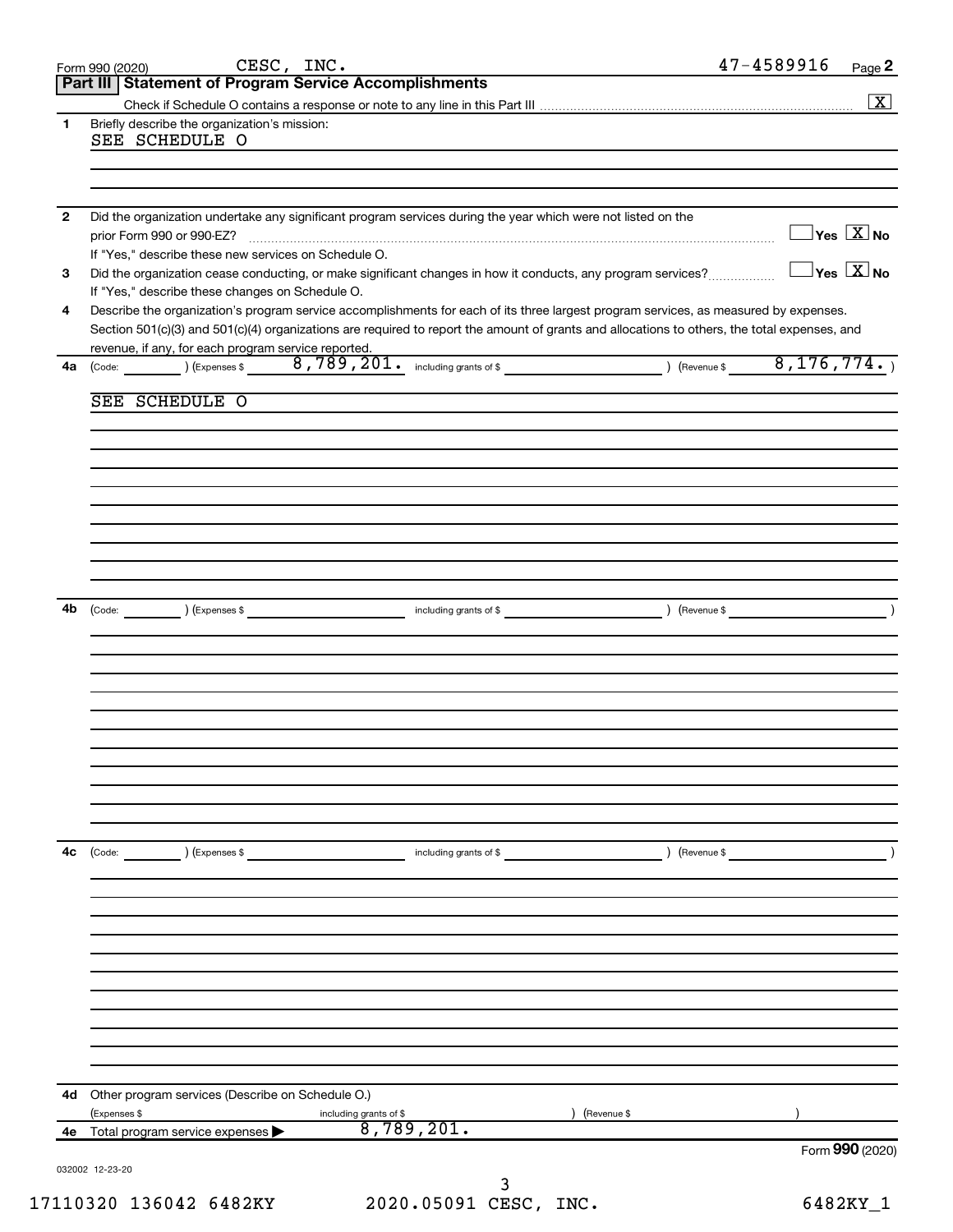Form 990 (2020) CESC, INC. 47-4589916 Page **2**

## Part III Statement of Program Service Accomplishments

Check if Schedule O contains a response or note to any line in this Part III .......... [X]

**1** Briefly describe the organization's mission:

SEE SCHEDULE O

**2** Did the organization undertake any significant program services during the year which were not listed on the prior Form 990 or 990-EZ? .......... [ ] Yes [X] No

If "Yes," describe these new services on Schedule O.

**3** Did the organization cease conducting, or make significant changes in how it conducts, any program services? .......... [ ] Yes [X] No

If "Yes," describe these changes on Schedule O.

**4** Describe the organization's program service accomplishments for each of its three largest program services, as measured by expenses. Section 501(c)(3) and 501(c)(4) organizations are required to report the amount of grants and allocations to others, the total expenses, and revenue, if any, for each program service reported.

**4a** (Code: ) (Expenses $ 8,789,201. including grants of $ ) (Revenue $ 8,176,774. )

SEE SCHEDULE O

**4b** (Code: ) (Expenses $ including grants of $ ) (Revenue $ )

**4c** (Code: ) (Expenses $ including grants of $ ) (Revenue $ )

**4d** Other program services (Describe on Schedule O.)

(Expenses $ including grants of $ ) (Revenue $ )

**4e** Total program service expenses ▶ 8,789,201.

Form **990** (2020)

032002 12-23-20

17110320 136042 6482KY 2020.05091 CESC, INC. 6482KY_1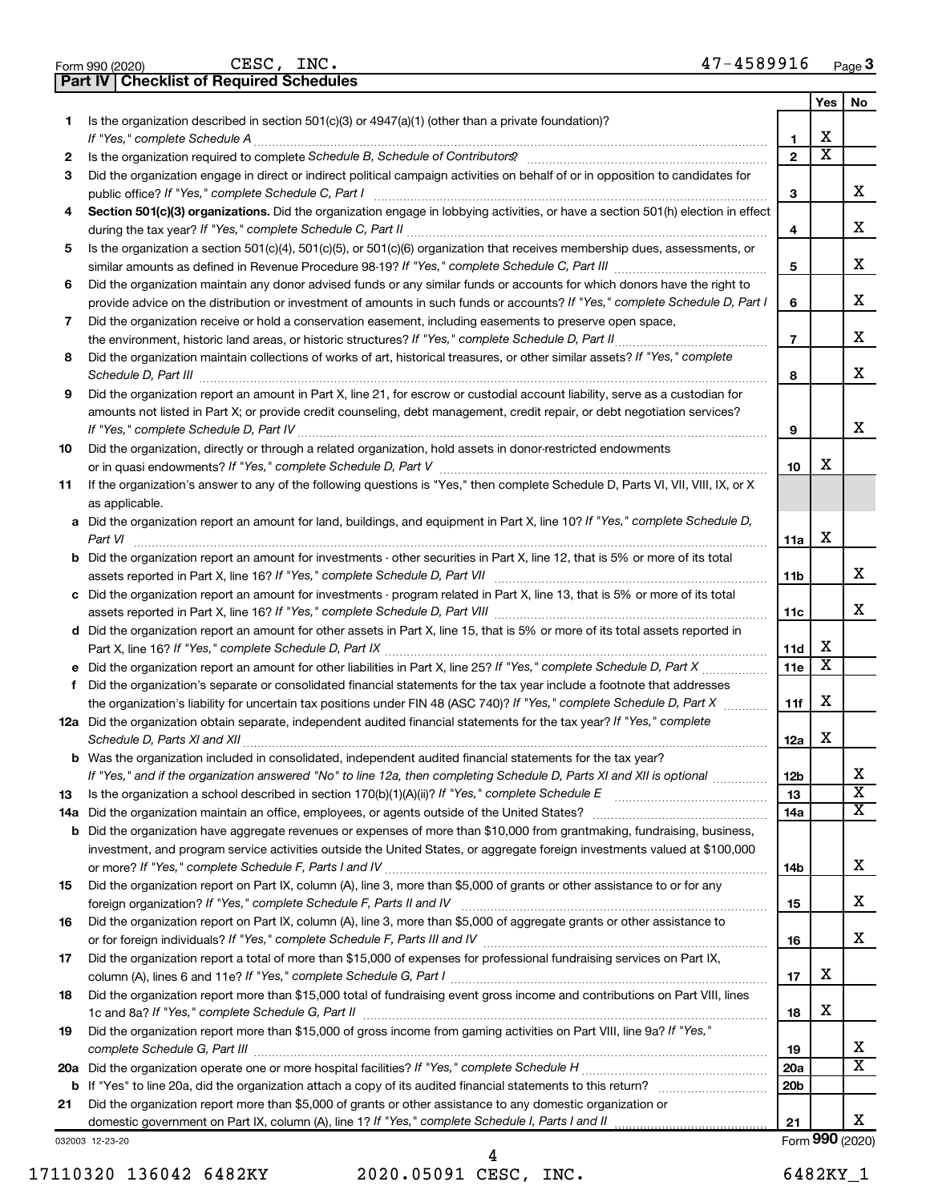Form 990 (2020) CESC, INC. 47-4589916 Page 3

## Part IV Checklist of Required Schedules

| | | | Yes | No |
|---|---|---|---|---|
| 1 | Is the organization described in section 501(c)(3) or 4947(a)(1) (other than a private foundation)? *If "Yes," complete Schedule A* | 1 | X | |
| 2 | Is the organization required to complete *Schedule B, Schedule of Contributors*? | 2 | X | |
| 3 | Did the organization engage in direct or indirect political campaign activities on behalf of or in opposition to candidates for public office? *If "Yes," complete Schedule C, Part I* | 3 | | X |
| 4 | **Section 501(c)(3) organizations.** Did the organization engage in lobbying activities, or have a section 501(h) election in effect during the tax year? *If "Yes," complete Schedule C, Part II* | 4 | | X |
| 5 | Is the organization a section 501(c)(4), 501(c)(5), or 501(c)(6) organization that receives membership dues, assessments, or similar amounts as defined in Revenue Procedure 98-19? *If "Yes," complete Schedule C, Part III* | 5 | | X |
| 6 | Did the organization maintain any donor advised funds or any similar funds or accounts for which donors have the right to provide advice on the distribution or investment of amounts in such funds or accounts? *If "Yes," complete Schedule D, Part I* | 6 | | X |
| 7 | Did the organization receive or hold a conservation easement, including easements to preserve open space, the environment, historic land areas, or historic structures? *If "Yes," complete Schedule D, Part II* | 7 | | X |
| 8 | Did the organization maintain collections of works of art, historical treasures, or other similar assets? *If "Yes," complete Schedule D, Part III* | 8 | | X |
| 9 | Did the organization report an amount in Part X, line 21, for escrow or custodial account liability, serve as a custodian for amounts not listed in Part X; or provide credit counseling, debt management, credit repair, or debt negotiation services? *If "Yes," complete Schedule D, Part IV* | 9 | | X |
| 10 | Did the organization, directly or through a related organization, hold assets in donor-restricted endowments or in quasi endowments? *If "Yes," complete Schedule D, Part V* | 10 | X | |
| 11 | If the organization's answer to any of the following questions is "Yes," then complete Schedule D, Parts VI, VII, VIII, IX, or X as applicable. | | | |
| a | Did the organization report an amount for land, buildings, and equipment in Part X, line 10? *If "Yes," complete Schedule D, Part VI* | 11a | X | |
| b | Did the organization report an amount for investments - other securities in Part X, line 12, that is 5% or more of its total assets reported in Part X, line 16? *If "Yes," complete Schedule D, Part VII* | 11b | | X |
| c | Did the organization report an amount for investments - program related in Part X, line 13, that is 5% or more of its total assets reported in Part X, line 16? *If "Yes," complete Schedule D, Part VIII* | 11c | | X |
| d | Did the organization report an amount for other assets in Part X, line 15, that is 5% or more of its total assets reported in Part X, line 16? *If "Yes," complete Schedule D, Part IX* | 11d | X | |
| e | Did the organization report an amount for other liabilities in Part X, line 25? *If "Yes," complete Schedule D, Part X* | 11e | X | |
| f | Did the organization's separate or consolidated financial statements for the tax year include a footnote that addresses the organization's liability for uncertain tax positions under FIN 48 (ASC 740)? *If "Yes," complete Schedule D, Part X* | 11f | X | |
| 12a | Did the organization obtain separate, independent audited financial statements for the tax year? *If "Yes," complete Schedule D, Parts XI and XII* | 12a | X | |
| b | Was the organization included in consolidated, independent audited financial statements for the tax year? *If "Yes," and if the organization answered "No" to line 12a, then completing Schedule D, Parts XI and XII is optional* | 12b | | X |
| 13 | Is the organization a school described in section 170(b)(1)(A)(ii)? *If "Yes," complete Schedule E* | 13 | | X |
| 14a | Did the organization maintain an office, employees, or agents outside of the United States? | 14a | | X |
| b | Did the organization have aggregate revenues or expenses of more than $10,000 from grantmaking, fundraising, business, investment, and program service activities outside the United States, or aggregate foreign investments valued at $100,000 or more? *If "Yes," complete Schedule F, Parts I and IV* | 14b | | X |
| 15 | Did the organization report on Part IX, column (A), line 3, more than $5,000 of grants or other assistance to or for any foreign organization? *If "Yes," complete Schedule F, Parts II and IV* | 15 | | X |
| 16 | Did the organization report on Part IX, column (A), line 3, more than $5,000 of aggregate grants or other assistance to or for foreign individuals? *If "Yes," complete Schedule F, Parts III and IV* | 16 | | X |
| 17 | Did the organization report a total of more than $15,000 of expenses for professional fundraising services on Part IX, column (A), lines 6 and 11e? *If "Yes," complete Schedule G, Part I* | 17 | X | |
| 18 | Did the organization report more than $15,000 total of fundraising event gross income and contributions on Part VIII, lines 1c and 8a? *If "Yes," complete Schedule G, Part II* | 18 | X | |
| 19 | Did the organization report more than $15,000 of gross income from gaming activities on Part VIII, line 9a? *If "Yes," complete Schedule G, Part III* | 19 | | X |
| 20a | Did the organization operate one or more hospital facilities? *If "Yes," complete Schedule H* | 20a | | X |
| b | If "Yes" to line 20a, did the organization attach a copy of its audited financial statements to this return? | 20b | | |
| 21 | Did the organization report more than $5,000 of grants or other assistance to any domestic organization or domestic government on Part IX, column (A), line 1? *If "Yes," complete Schedule I, Parts I and II* | 21 | | X |

032003 12-23-20

Form **990** (2020)

17110320 136042 6482KY 2020.05091 CESC, INC. 6482KY_1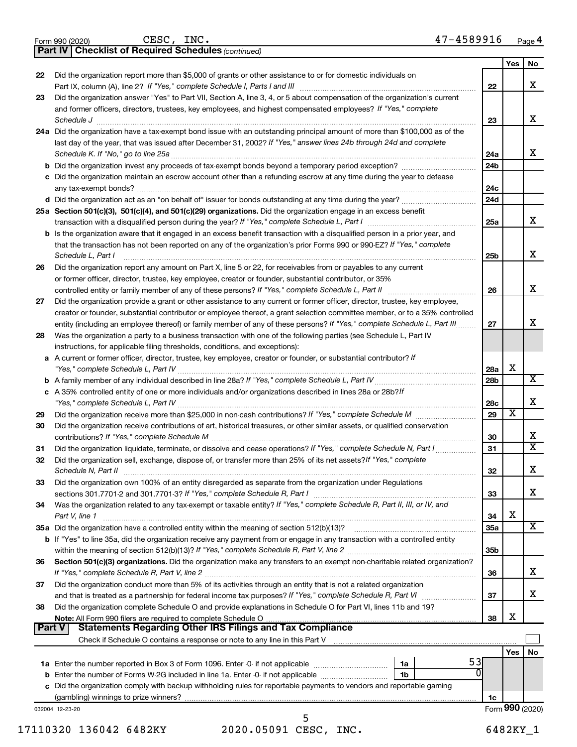Form 990 (2020) CESC, INC. 47-4589916 Page 4

**Part IV | Checklist of Required Schedules** *(continued)*

| | | Line | Yes | No |
|---|---|---|---|---|
| 22 | Did the organization report more than $5,000 of grants or other assistance to or for domestic individuals on Part IX, column (A), line 2? *If "Yes," complete Schedule I, Parts I and III* | 22 | | X |
| 23 | Did the organization answer "Yes" to Part VII, Section A, line 3, 4, or 5 about compensation of the organization's current and former officers, directors, trustees, key employees, and highest compensated employees? *If "Yes," complete Schedule J* | 23 | | X |
| 24a | Did the organization have a tax-exempt bond issue with an outstanding principal amount of more than $100,000 as of the last day of the year, that was issued after December 31, 2002? *If "Yes," answer lines 24b through 24d and complete Schedule K. If "No," go to line 25a* | 24a | | X |
| b | Did the organization invest any proceeds of tax-exempt bonds beyond a temporary period exception? | 24b | | |
| c | Did the organization maintain an escrow account other than a refunding escrow at any time during the year to defease any tax-exempt bonds? | 24c | | |
| d | Did the organization act as an "on behalf of" issuer for bonds outstanding at any time during the year? | 24d | | |
| 25a | **Section 501(c)(3), 501(c)(4), and 501(c)(29) organizations.** Did the organization engage in an excess benefit transaction with a disqualified person during the year? *If "Yes," complete Schedule L, Part I* | 25a | | X |
| b | Is the organization aware that it engaged in an excess benefit transaction with a disqualified person in a prior year, and that the transaction has not been reported on any of the organization's prior Forms 990 or 990-EZ? *If "Yes," complete Schedule L, Part I* | 25b | | X |
| 26 | Did the organization report any amount on Part X, line 5 or 22, for receivables from or payables to any current or former officer, director, trustee, key employee, creator or founder, substantial contributor, or 35% controlled entity or family member of any of these persons? *If "Yes," complete Schedule L, Part II* | 26 | | X |
| 27 | Did the organization provide a grant or other assistance to any current or former officer, director, trustee, key employee, creator or founder, substantial contributor or employee thereof, a grant selection committee member, or to a 35% controlled entity (including an employee thereof) or family member of any of these persons? *If "Yes," complete Schedule L, Part III* | 27 | | X |
| 28 | Was the organization a party to a business transaction with one of the following parties (see Schedule L, Part IV instructions, for applicable filing thresholds, conditions, and exceptions): | | | |
| a | A current or former officer, director, trustee, key employee, creator or founder, or substantial contributor? *If "Yes," complete Schedule L, Part IV* | 28a | X | |
| b | A family member of any individual described in line 28a? *If "Yes," complete Schedule L, Part IV* | 28b | | X |
| c | A 35% controlled entity of one or more individuals and/or organizations described in lines 28a or 28b? *If "Yes," complete Schedule L, Part IV* | 28c | | X |
| 29 | Did the organization receive more than $25,000 in non-cash contributions? *If "Yes," complete Schedule M* | 29 | X | |
| 30 | Did the organization receive contributions of art, historical treasures, or other similar assets, or qualified conservation contributions? *If "Yes," complete Schedule M* | 30 | | X |
| 31 | Did the organization liquidate, terminate, or dissolve and cease operations? *If "Yes," complete Schedule N, Part I* | 31 | | X |
| 32 | Did the organization sell, exchange, dispose of, or transfer more than 25% of its net assets? *If "Yes," complete Schedule N, Part II* | 32 | | X |
| 33 | Did the organization own 100% of an entity disregarded as separate from the organization under Regulations sections 301.7701-2 and 301.7701-3? *If "Yes," complete Schedule R, Part I* | 33 | | X |
| 34 | Was the organization related to any tax-exempt or taxable entity? *If "Yes," complete Schedule R, Part II, III, or IV, and Part V, line 1* | 34 | X | |
| 35a | Did the organization have a controlled entity within the meaning of section 512(b)(13)? | 35a | | X |
| b | If "Yes" to line 35a, did the organization receive any payment from or engage in any transaction with a controlled entity within the meaning of section 512(b)(13)? *If "Yes," complete Schedule R, Part V, line 2* | 35b | | |
| 36 | **Section 501(c)(3) organizations.** Did the organization make any transfers to an exempt non-charitable related organization? *If "Yes," complete Schedule R, Part V, line 2* | 36 | | X |
| 37 | Did the organization conduct more than 5% of its activities through an entity that is not a related organization and that is treated as a partnership for federal income tax purposes? *If "Yes," complete Schedule R, Part VI* | 37 | | X |
| 38 | Did the organization complete Schedule O and provide explanations in Schedule O for Part VI, lines 11b and 19? **Note:** All Form 990 filers are required to complete Schedule O | 38 | X | |

**Part V | Statements Regarding Other IRS Filings and Tax Compliance**

Check if Schedule O contains a response or note to any line in this Part V ☐

| | | | | Line | Yes | No |
|---|---|---|---|---|---|---|
| 1a | Enter the number reported in Box 3 of Form 1096. Enter -0- if not applicable | 1a | 53 | | | |
| b | Enter the number of Forms W-2G included in line 1a. Enter -0- if not applicable | 1b | 0 | | | |
| c | Did the organization comply with backup withholding rules for reportable payments to vendors and reportable gaming (gambling) winnings to prize winners? | | | 1c | | |

032004 12-23-20 Form **990** (2020)

17110320 136042 6482KY 2020.05091 CESC, INC. 6482KY_1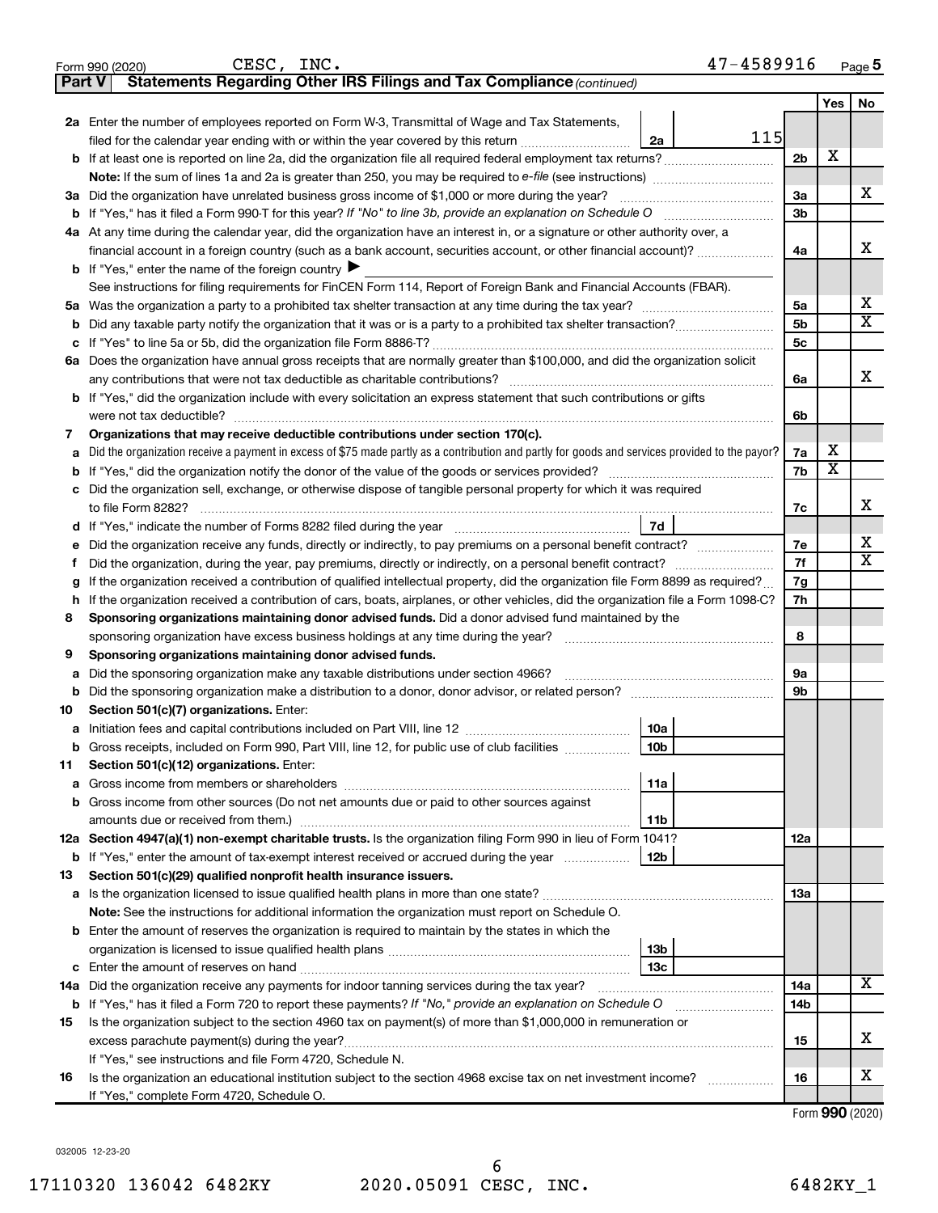Form 990 (2020) CESC, INC. 47-4589916 Page 5

**Part V Statements Regarding Other IRS Filings and Tax Compliance** *(continued)*

| | | | | | Yes | No |
|---|---|---|---|---|---|---|
| **2a** | Enter the number of employees reported on Form W-3, Transmittal of Wage and Tax Statements, filed for the calendar year ending with or within the year covered by this return | 2a | 115 | | | |
| **b** | If at least one is reported on line 2a, did the organization file all required federal employment tax returns? | | | 2b | X | |
| | **Note:** If the sum of lines 1a and 2a is greater than 250, you may be required to *e-file* (see instructions) | | | | | |
| **3a** | Did the organization have unrelated business gross income of $1,000 or more during the year? | | | 3a | | X |
| **b** | If "Yes," has it filed a Form 990-T for this year? *If "No" to line 3b, provide an explanation on Schedule O* | | | 3b | | |
| **4a** | At any time during the calendar year, did the organization have an interest in, or a signature or other authority over, a financial account in a foreign country (such as a bank account, securities account, or other financial account)? | | | 4a | | X |
| **b** | If "Yes," enter the name of the foreign country ▶ | | | | | |
| | See instructions for filing requirements for FinCEN Form 114, Report of Foreign Bank and Financial Accounts (FBAR). | | | | | |
| **5a** | Was the organization a party to a prohibited tax shelter transaction at any time during the tax year? | | | 5a | | X |
| **b** | Did any taxable party notify the organization that it was or is a party to a prohibited tax shelter transaction? | | | 5b | | X |
| **c** | If "Yes" to line 5a or 5b, did the organization file Form 8886-T? | | | 5c | | |
| **6a** | Does the organization have annual gross receipts that are normally greater than $100,000, and did the organization solicit any contributions that were not tax deductible as charitable contributions? | | | 6a | | X |
| **b** | If "Yes," did the organization include with every solicitation an express statement that such contributions or gifts were not tax deductible? | | | 6b | | |
| **7** | **Organizations that may receive deductible contributions under section 170(c).** | | | | | |
| **a** | Did the organization receive a payment in excess of $75 made partly as a contribution and partly for goods and services provided to the payor? | | | 7a | X | |
| **b** | If "Yes," did the organization notify the donor of the value of the goods or services provided? | | | 7b | X | |
| **c** | Did the organization sell, exchange, or otherwise dispose of tangible personal property for which it was required to file Form 8282? | | | 7c | | X |
| **d** | If "Yes," indicate the number of Forms 8282 filed during the year | 7d | | | | |
| **e** | Did the organization receive any funds, directly or indirectly, to pay premiums on a personal benefit contract? | | | 7e | | X |
| **f** | Did the organization, during the year, pay premiums, directly or indirectly, on a personal benefit contract? | | | 7f | | X |
| **g** | If the organization received a contribution of qualified intellectual property, did the organization file Form 8899 as required? | | | 7g | | |
| **h** | If the organization received a contribution of cars, boats, airplanes, or other vehicles, did the organization file a Form 1098-C? | | | 7h | | |
| **8** | **Sponsoring organizations maintaining donor advised funds.** Did a donor advised fund maintained by the sponsoring organization have excess business holdings at any time during the year? | | | 8 | | |
| **9** | **Sponsoring organizations maintaining donor advised funds.** | | | | | |
| **a** | Did the sponsoring organization make any taxable distributions under section 4966? | | | 9a | | |
| **b** | Did the sponsoring organization make a distribution to a donor, donor advisor, or related person? | | | 9b | | |
| **10** | **Section 501(c)(7) organizations.** Enter: | | | | | |
| **a** | Initiation fees and capital contributions included on Part VIII, line 12 | 10a | | | | |
| **b** | Gross receipts, included on Form 990, Part VIII, line 12, for public use of club facilities | 10b | | | | |
| **11** | **Section 501(c)(12) organizations.** Enter: | | | | | |
| **a** | Gross income from members or shareholders | 11a | | | | |
| **b** | Gross income from other sources (Do not net amounts due or paid to other sources against amounts due or received from them.) | 11b | | | | |
| **12a** | **Section 4947(a)(1) non-exempt charitable trusts.** Is the organization filing Form 990 in lieu of Form 1041? | | | 12a | | |
| **b** | If "Yes," enter the amount of tax-exempt interest received or accrued during the year | 12b | | | | |
| **13** | **Section 501(c)(29) qualified nonprofit health insurance issuers.** | | | | | |
| **a** | Is the organization licensed to issue qualified health plans in more than one state? | | | 13a | | |
| | **Note:** See the instructions for additional information the organization must report on Schedule O. | | | | | |
| **b** | Enter the amount of reserves the organization is required to maintain by the states in which the organization is licensed to issue qualified health plans | 13b | | | | |
| **c** | Enter the amount of reserves on hand | 13c | | | | |
| **14a** | Did the organization receive any payments for indoor tanning services during the tax year? | | | 14a | | X |
| **b** | If "Yes," has it filed a Form 720 to report these payments? *If "No," provide an explanation on Schedule O* | | | 14b | | |
| **15** | Is the organization subject to the section 4960 tax on payment(s) of more than $1,000,000 in remuneration or excess parachute payment(s) during the year? | | | 15 | | X |
| | If "Yes," see instructions and file Form 4720, Schedule N. | | | | | |
| **16** | Is the organization an educational institution subject to the section 4968 excise tax on net investment income? | | | 16 | | X |
| | If "Yes," complete Form 4720, Schedule O. | | | | | |

Form **990** (2020)

032005 12-23-20

17110320 136042 6482KY 2020.05091 CESC, INC. 6482KY_1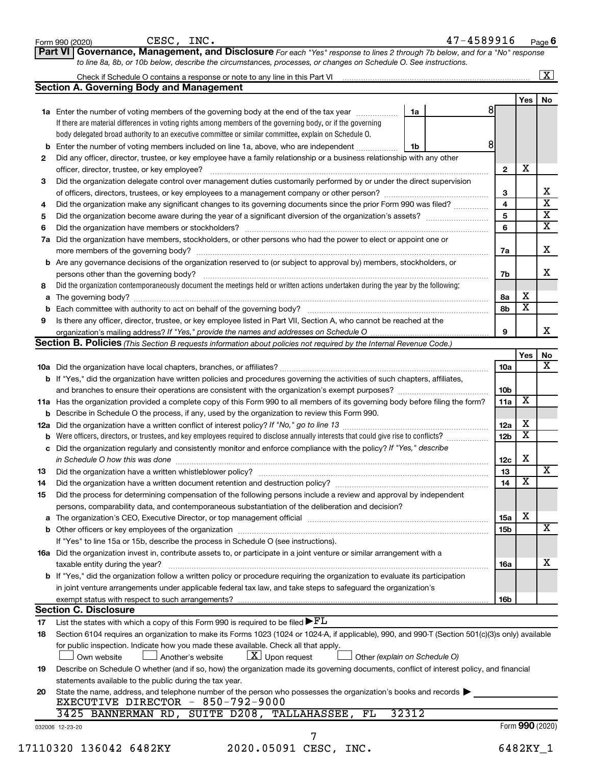Form 990 (2020) CESC, INC. 47-4589916 Page 6

**Part VI Governance, Management, and Disclosure** *For each "Yes" response to lines 2 through 7b below, and for a "No" response to line 8a, 8b, or 10b below, describe the circumstances, processes, or changes on Schedule O. See instructions.*

Check if Schedule O contains a response or note to any line in this Part VI ..... [X]

## Section A. Governing Body and Management

| | | | Yes | No |
|---|---|---|---|---|
| **1a** | Enter the number of voting members of the governing body at the end of the tax year ..... **1a** 8<br>If there are material differences in voting rights among members of the governing body, or if the governing body delegated broad authority to an executive committee or similar committee, explain on Schedule O. | | | |
| **b** | Enter the number of voting members included on line 1a, above, who are independent ..... **1b** 8 | | | |
| **2** | Did any officer, director, trustee, or key employee have a family relationship or a business relationship with any other officer, director, trustee, or key employee? | 2 | X | |
| **3** | Did the organization delegate control over management duties customarily performed by or under the direct supervision of officers, directors, trustees, or key employees to a management company or other person? | 3 | | X |
| **4** | Did the organization make any significant changes to its governing documents since the prior Form 990 was filed? | 4 | | X |
| **5** | Did the organization become aware during the year of a significant diversion of the organization's assets? | 5 | | X |
| **6** | Did the organization have members or stockholders? | 6 | | X |
| **7a** | Did the organization have members, stockholders, or other persons who had the power to elect or appoint one or more members of the governing body? | 7a | | X |
| **b** | Are any governance decisions of the organization reserved to (or subject to approval by) members, stockholders, or persons other than the governing body? | 7b | | X |
| **8** | Did the organization contemporaneously document the meetings held or written actions undertaken during the year by the following: | | | |
| **a** | The governing body? | 8a | X | |
| **b** | Each committee with authority to act on behalf of the governing body? | 8b | X | |
| **9** | Is there any officer, director, trustee, or key employee listed in Part VII, Section A, who cannot be reached at the organization's mailing address? *If "Yes," provide the names and addresses on Schedule O* | 9 | | X |

## Section B. Policies *(This Section B requests information about policies not required by the Internal Revenue Code.)*

| | | | Yes | No |
|---|---|---|---|---|
| **10a** | Did the organization have local chapters, branches, or affiliates? | 10a | | X |
| **b** | If "Yes," did the organization have written policies and procedures governing the activities of such chapters, affiliates, and branches to ensure their operations are consistent with the organization's exempt purposes? | 10b | | |
| **11a** | Has the organization provided a complete copy of this Form 990 to all members of its governing body before filing the form? | 11a | X | |
| **b** | Describe in Schedule O the process, if any, used by the organization to review this Form 990. | | | |
| **12a** | Did the organization have a written conflict of interest policy? *If "No," go to line 13* | 12a | X | |
| **b** | Were officers, directors, or trustees, and key employees required to disclose annually interests that could give rise to conflicts? | 12b | X | |
| **c** | Did the organization regularly and consistently monitor and enforce compliance with the policy? *If "Yes," describe in Schedule O how this was done* | 12c | X | |
| **13** | Did the organization have a written whistleblower policy? | 13 | | X |
| **14** | Did the organization have a written document retention and destruction policy? | 14 | X | |
| **15** | Did the process for determining compensation of the following persons include a review and approval by independent persons, comparability data, and contemporaneous substantiation of the deliberation and decision? | | | |
| **a** | The organization's CEO, Executive Director, or top management official | 15a | X | |
| **b** | Other officers or key employees of the organization<br>If "Yes" to line 15a or 15b, describe the process in Schedule O (see instructions). | 15b | | X |
| **16a** | Did the organization invest in, contribute assets to, or participate in a joint venture or similar arrangement with a taxable entity during the year? | 16a | | X |
| **b** | If "Yes," did the organization follow a written policy or procedure requiring the organization to evaluate its participation in joint venture arrangements under applicable federal tax law, and take steps to safeguard the organization's exempt status with respect to such arrangements? | 16b | | |

## Section C. Disclosure

**17** List the states with which a copy of this Form 990 is required to be filed ▶ FL

**18** Section 6104 requires an organization to make its Forms 1023 (1024 or 1024-A, if applicable), 990, and 990-T (Section 501(c)(3)s only) available for public inspection. Indicate how you made these available. Check all that apply.

[ ] Own website [ ] Another's website [X] Upon request [ ] Other *(explain on Schedule O)*

**19** Describe on Schedule O whether (and if so, how) the organization made its governing documents, conflict of interest policy, and financial statements available to the public during the tax year.

**20** State the name, address, and telephone number of the person who possesses the organization's books and records ▶
EXECUTIVE DIRECTOR - 850-792-9000
3425 BANNERMAN RD, SUITE D208, TALLAHASSEE, FL 32312

032006 12-23-20 Form **990** (2020)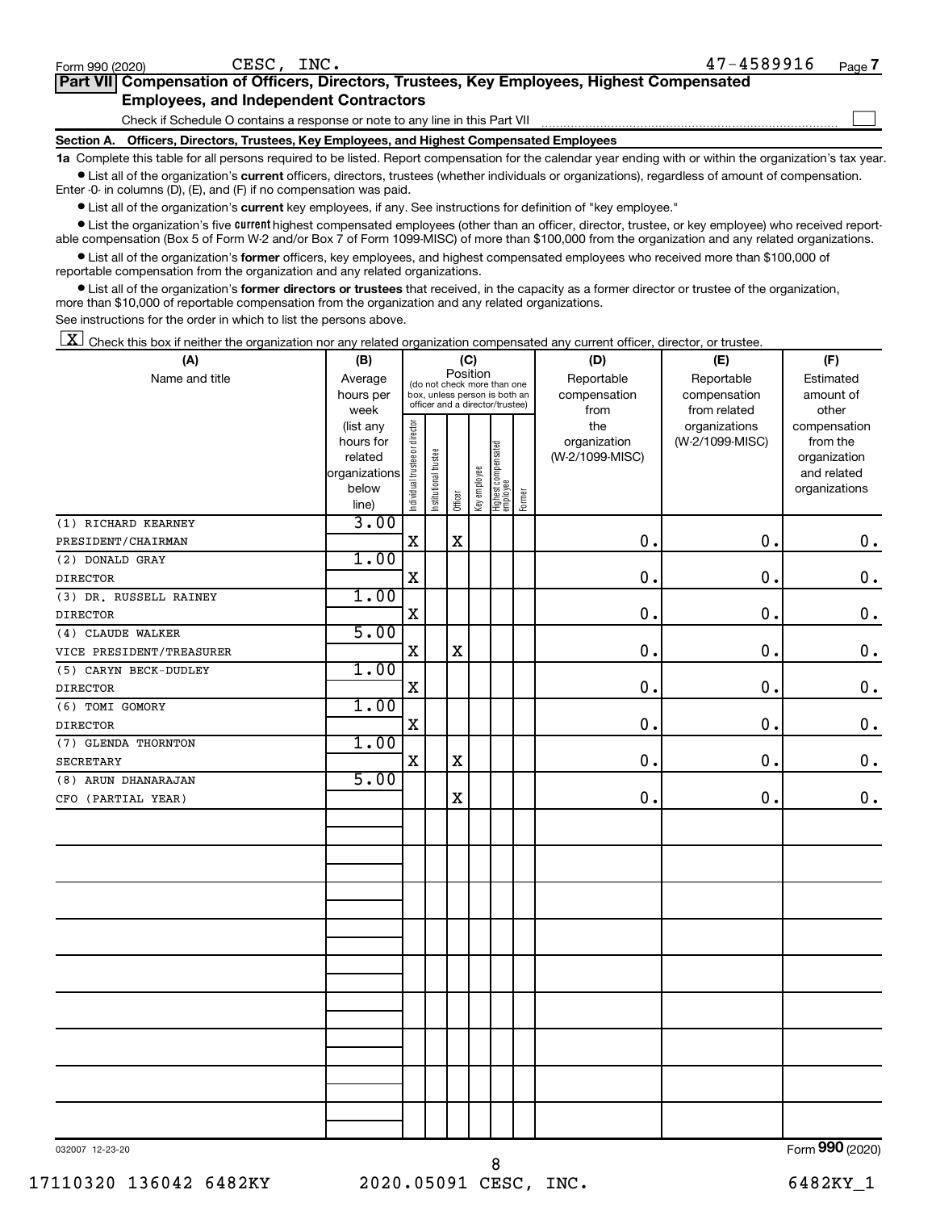Form 990 (2020) CESC, INC. 47-4589916 Page 7

## Part VII Compensation of Officers, Directors, Trustees, Key Employees, Highest Compensated Employees, and Independent Contractors

Check if Schedule O contains a response or note to any line in this Part VII ☐

**Section A. Officers, Directors, Trustees, Key Employees, and Highest Compensated Employees**

**1a** Complete this table for all persons required to be listed. Report compensation for the calendar year ending with or within the organization's tax year.

- List all of the organization's **current** officers, directors, trustees (whether individuals or organizations), regardless of amount of compensation. Enter -0- in columns (D), (E), and (F) if no compensation was paid.
- List all of the organization's **current** key employees, if any. See instructions for definition of "key employee."
- List the organization's five **current** highest compensated employees (other than an officer, director, trustee, or key employee) who received reportable compensation (Box 5 of Form W-2 and/or Box 7 of Form 1099-MISC) of more than $100,000 from the organization and any related organizations.
- List all of the organization's **former** officers, key employees, and highest compensated employees who received more than $100,000 of reportable compensation from the organization and any related organizations.
- List all of the organization's **former directors or trustees** that received, in the capacity as a former director or trustee of the organization, more than $10,000 of reportable compensation from the organization and any related organizations.

See instructions for the order in which to list the persons above.

☒ Check this box if neither the organization nor any related organization compensated any current officer, director, or trustee.

| (A) Name and title | (B) Average hours per week (list any hours for related organizations below line) | (C) Position (do not check more than one box, unless person is both an officer and a director/trustee) | | | | | | (D) Reportable compensation from the organization (W-2/1099-MISC) | (E) Reportable compensation from related organizations (W-2/1099-MISC) | (F) Estimated amount of other compensation from the organization and related organizations |
|---|---|---|---|---|---|---|---|---|---|---|
| | | Individual trustee or director | Institutional trustee | Officer | Key employee | Highest compensated employee | Former | | | |
| (1) RICHARD KEARNEY<br>PRESIDENT/CHAIRMAN | 3.00 | X | | X | | | | 0. | 0. | 0. |
| (2) DONALD GRAY<br>DIRECTOR | 1.00 | X | | | | | | 0. | 0. | 0. |
| (3) DR. RUSSELL RAINEY<br>DIRECTOR | 1.00 | X | | | | | | 0. | 0. | 0. |
| (4) CLAUDE WALKER<br>VICE PRESIDENT/TREASURER | 5.00 | X | | X | | | | 0. | 0. | 0. |
| (5) CARYN BECK-DUDLEY<br>DIRECTOR | 1.00 | X | | | | | | 0. | 0. | 0. |
| (6) TOMI GOMORY<br>DIRECTOR | 1.00 | X | | | | | | 0. | 0. | 0. |
| (7) GLENDA THORNTON<br>SECRETARY | 1.00 | X | | X | | | | 0. | 0. | 0. |
| (8) ARUN DHANARAJAN<br>CFO (PARTIAL YEAR) | 5.00 | | | X | | | | 0. | 0. | 0. |

032007 12-23-20 Form **990** (2020)

17110320 136042 6482KY 2020.05091 CESC, INC. 6482KY_1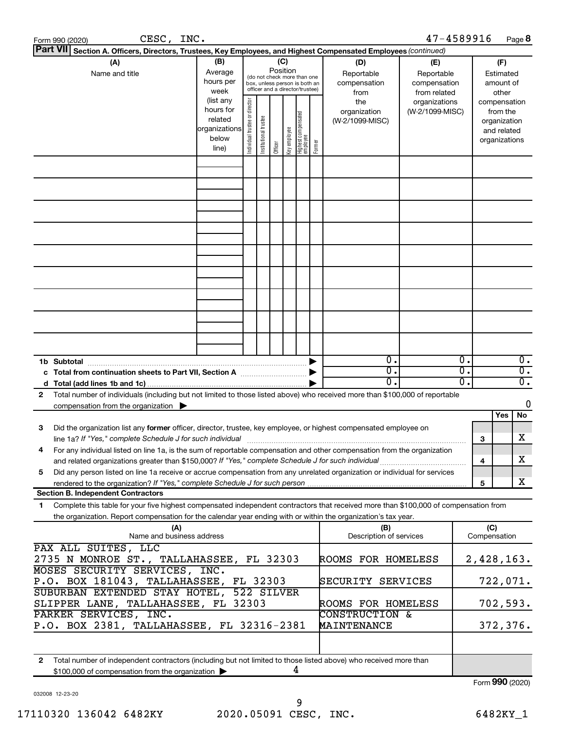Form 990 (2020) CESC, INC. 47-4589916 Page 8

## Part VII Section A. Officers, Directors, Trustees, Key Employees, and Highest Compensated Employees *(continued)*

| (A) Name and title | (B) Average hours per week (list any hours for related organizations below line) | (C) Position (do not check more than one box, unless person is both an officer and a director/trustee): Individual trustee or director | Institutional trustee | Officer | Key employee | Highest compensated employee | Former | (D) Reportable compensation from the organization (W-2/1099-MISC) | (E) Reportable compensation from related organizations (W-2/1099-MISC) | (F) Estimated amount of other compensation from the organization and related organizations |
|---|---|---|---|---|---|---|---|---|---|---|
| | | | | | | | | | | |

| | | (D) | (E) | (F) |
|---|---|---|---|---|
| **1b Subtotal** | ▶ | 0. | 0. | 0. |
| **c Total from continuation sheets to Part VII, Section A** | ▶ | 0. | 0. | 0. |
| **d Total (add lines 1b and 1c)** | ▶ | 0. | 0. | 0. |

**2** Total number of individuals (including but not limited to those listed above) who received more than $100,000 of reportable compensation from the organization ▶ 0

| | | | Yes | No |
|---|---|---|---|---|
| **3** | Did the organization list any **former** officer, director, trustee, key employee, or highest compensated employee on line 1a? *If "Yes," complete Schedule J for such individual* | 3 | | X |
| **4** | For any individual listed on line 1a, is the sum of reportable compensation and other compensation from the organization and related organizations greater than $150,000? *If "Yes," complete Schedule J for such individual* | 4 | | X |
| **5** | Did any person listed on line 1a receive or accrue compensation from any unrelated organization or individual for services rendered to the organization? *If "Yes," complete Schedule J for such person* | 5 | | X |

### Section B. Independent Contractors

**1** Complete this table for your five highest compensated independent contractors that received more than $100,000 of compensation from the organization. Report compensation for the calendar year ending with or within the organization's tax year.

| (A) Name and business address | (B) Description of services | (C) Compensation |
|---|---|---|
| PAX ALL SUITES, LLC 2735 N MONROE ST., TALLAHASSEE, FL 32303 | ROOMS FOR HOMELESS | 2,428,163. |
| MOSES SECURITY SERVICES, INC. P.O. BOX 181043, TALLAHASSEE, FL 32303 | SECURITY SERVICES | 722,071. |
| SUBURBAN EXTENDED STAY HOTEL, 522 SILVER SLIPPER LANE, TALLAHASSEE, FL 32303 | ROOMS FOR HOMELESS | 702,593. |
| PARKER SERVICES, INC. P.O. BOX 2381, TALLAHASSEE, FL 32316-2381 | CONSTRUCTION & MAINTENANCE | 372,376. |
| | | |

**2** Total number of independent contractors (including but not limited to those listed above) who received more than $100,000 of compensation from the organization ▶ 4

Form **990** (2020)

032008 12-23-20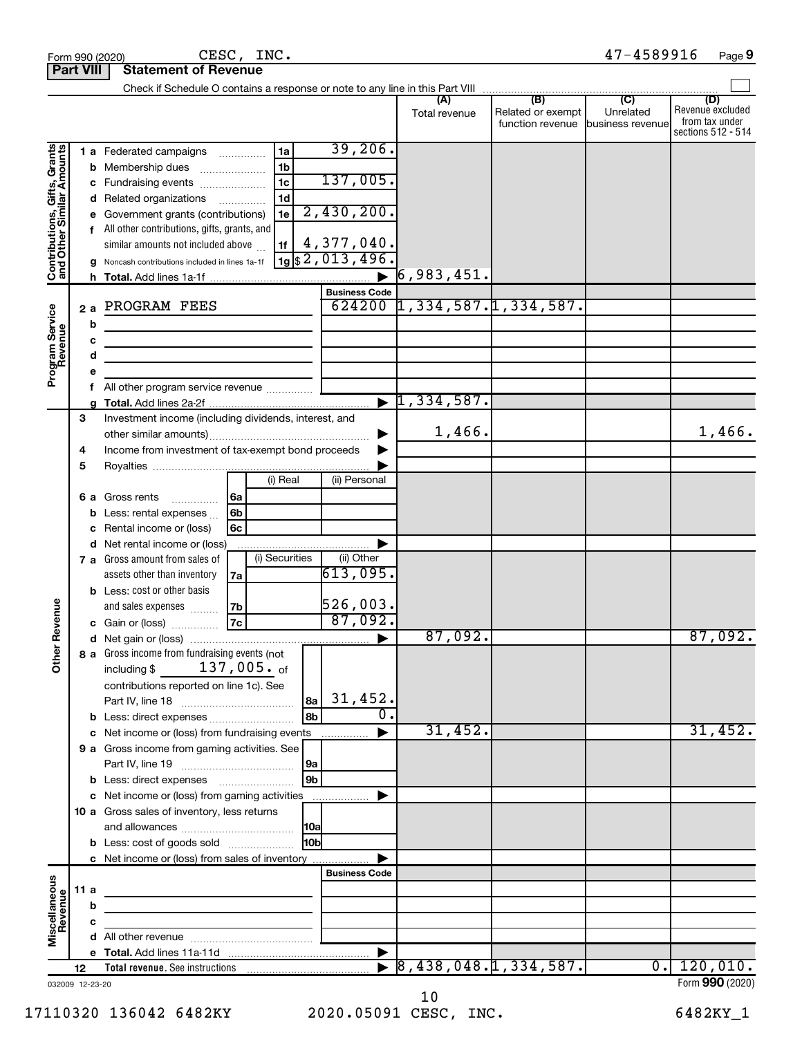Form 990 (2020) CESC, INC. 47-4589916 Page 9

**Part VIII Statement of Revenue**

Check if Schedule O contains a response or note to any line in this Part VIII

| | | | | | (A) Total revenue | (B) Related or exempt function revenue | (C) Unrelated business revenue | (D) Revenue excluded from tax under sections 512 - 514 |
|---|---|---|---|---|---|---|---|---|
| **Contributions, Gifts, Grants and Other Similar Amounts** | 1 a | Federated campaigns | 1a | 39,206. | | | | |
| | b | Membership dues | 1b | | | | | |
| | c | Fundraising events | 1c | 137,005. | | | | |
| | d | Related organizations | 1d | | | | | |
| | e | Government grants (contributions) | 1e | 2,430,200. | | | | |
| | f | All other contributions, gifts, grants, and similar amounts not included above | 1f | 4,377,040. | | | | |
| | g | Noncash contributions included in lines 1a-1f | 1g | $2,013,496. | | | | |
| | h | **Total.** Add lines 1a-1f | | ▶ | 6,983,451. | | | |
| | | | | **Business Code** | | | | |
| **Program Service Revenue** | 2 a | PROGRAM FEES | | 624200 | 1,334,587. | 1,334,587. | | |
| | b | | | | | | | |
| | c | | | | | | | |
| | d | | | | | | | |
| | e | | | | | | | |
| | f | All other program service revenue | | | | | | |
| | g | **Total.** Add lines 2a-2f | | ▶ | 1,334,587. | | | |
| **Other Revenue** | 3 | Investment income (including dividends, interest, and other similar amounts) | | ▶ | 1,466. | | | 1,466. |
| | 4 | Income from investment of tax-exempt bond proceeds | | ▶ | | | | |
| | 5 | Royalties | | ▶ | | | | |
| | | | (i) Real | (ii) Personal | | | | |
| | 6 a | Gross rents | 6a | | | | | |
| | b | Less: rental expenses | 6b | | | | | |
| | c | Rental income or (loss) | 6c | | | | | |
| | d | Net rental income or (loss) | | ▶ | | | | |
| | | | (i) Securities | (ii) Other | | | | |
| | 7 a | Gross amount from sales of assets other than inventory | 7a | 613,095. | | | | |
| | b | Less: cost or other basis and sales expenses | 7b | 526,003. | | | | |
| | c | Gain or (loss) | 7c | 87,092. | | | | |
| | d | Net gain or (loss) | | ▶ | 87,092. | | | 87,092. |
| | 8 a | Gross income from fundraising events (not including $ 137,005. of contributions reported on line 1c). See Part IV, line 18 | 8a | 31,452. | | | | |
| | b | Less: direct expenses | 8b | 0. | | | | |
| | c | Net income or (loss) from fundraising events | | ▶ | 31,452. | | | 31,452. |
| | 9 a | Gross income from gaming activities. See Part IV, line 19 | 9a | | | | | |
| | b | Less: direct expenses | 9b | | | | | |
| | c | Net income or (loss) from gaming activities | | ▶ | | | | |
| | 10 a | Gross sales of inventory, less returns and allowances | 10a | | | | | |
| | b | Less: cost of goods sold | 10b | | | | | |
| | c | Net income or (loss) from sales of inventory | | ▶ | | | | |
| | | | | **Business Code** | | | | |
| **Miscellaneous Revenue** | 11 a | | | | | | | |
| | b | | | | | | | |
| | c | | | | | | | |
| | d | All other revenue | | | | | | |
| | e | **Total.** Add lines 11a-11d | | ▶ | | | | |
| | 12 | **Total revenue.** See instructions | | ▶ | 8,438,048. | 1,334,587. | 0. | 120,010. |

032009 12-23-20 Form **990** (2020)

17110320 136042 6482KY 2020.05091 CESC, INC. 6482KY_1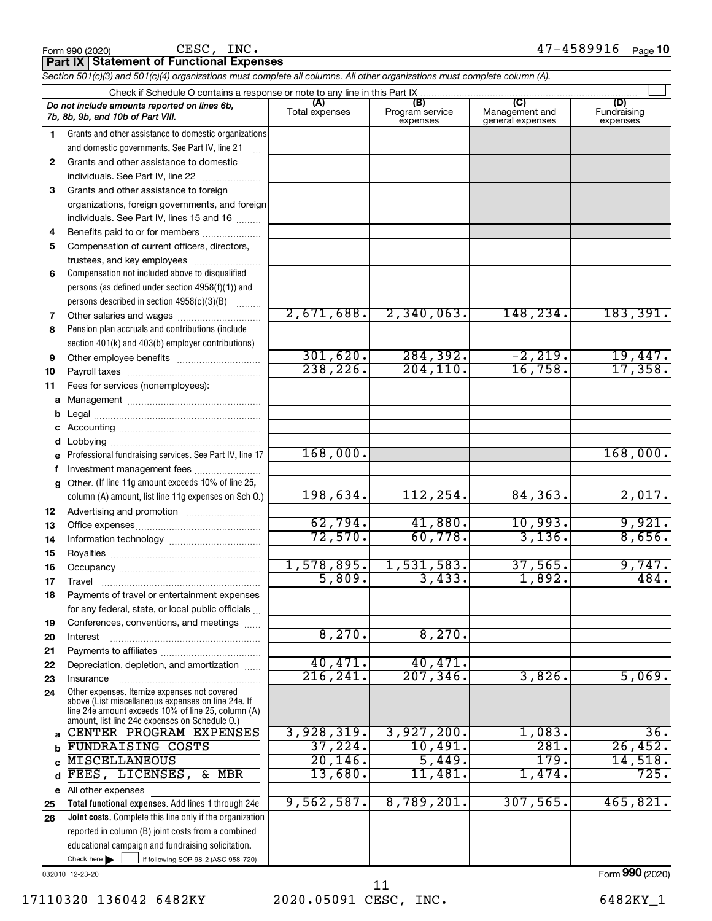Form 990 (2020) CESC, INC. 47-4589916 Page 10

**Part IX | Statement of Functional Expenses**

*Section 501(c)(3) and 501(c)(4) organizations must complete all columns. All other organizations must complete column (A).*

Check if Schedule O contains a response or note to any line in this Part IX ☐

| *Do not include amounts reported on lines 6b, 7b, 8b, 9b, and 10b of Part VIII.* | (A) Total expenses | (B) Program service expenses | (C) Management and general expenses | (D) Fundraising expenses |
|---|---|---|---|---|
| 1 Grants and other assistance to domestic organizations and domestic governments. See Part IV, line 21 | | | | |
| 2 Grants and other assistance to domestic individuals. See Part IV, line 22 | | | | |
| 3 Grants and other assistance to foreign organizations, foreign governments, and foreign individuals. See Part IV, lines 15 and 16 | | | | |
| 4 Benefits paid to or for members | | | | |
| 5 Compensation of current officers, directors, trustees, and key employees | | | | |
| 6 Compensation not included above to disqualified persons (as defined under section 4958(f)(1)) and persons described in section 4958(c)(3)(B) | | | | |
| 7 Other salaries and wages | 2,671,688. | 2,340,063. | 148,234. | 183,391. |
| 8 Pension plan accruals and contributions (include section 401(k) and 403(b) employer contributions) | | | | |
| 9 Other employee benefits | 301,620. | 284,392. | -2,219. | 19,447. |
| 10 Payroll taxes | 238,226. | 204,110. | 16,758. | 17,358. |
| 11 Fees for services (nonemployees): | | | | |
| a Management | | | | |
| b Legal | | | | |
| c Accounting | | | | |
| d Lobbying | | | | |
| e Professional fundraising services. See Part IV, line 17 | 168,000. | | | 168,000. |
| f Investment management fees | | | | |
| g Other. (If line 11g amount exceeds 10% of line 25, column (A) amount, list line 11g expenses on Sch O.) | 198,634. | 112,254. | 84,363. | 2,017. |
| 12 Advertising and promotion | | | | |
| 13 Office expenses | 62,794. | 41,880. | 10,993. | 9,921. |
| 14 Information technology | 72,570. | 60,778. | 3,136. | 8,656. |
| 15 Royalties | | | | |
| 16 Occupancy | 1,578,895. | 1,531,583. | 37,565. | 9,747. |
| 17 Travel | 5,809. | 3,433. | 1,892. | 484. |
| 18 Payments of travel or entertainment expenses for any federal, state, or local public officials | | | | |
| 19 Conferences, conventions, and meetings | | | | |
| 20 Interest | 8,270. | 8,270. | | |
| 21 Payments to affiliates | | | | |
| 22 Depreciation, depletion, and amortization | 40,471. | 40,471. | | |
| 23 Insurance | 216,241. | 207,346. | 3,826. | 5,069. |
| 24 Other expenses. Itemize expenses not covered above (List miscellaneous expenses on line 24e. If line 24e amount exceeds 10% of line 25, column (A) amount, list line 24e expenses on Schedule O.) | | | | |
| a CENTER PROGRAM EXPENSES | 3,928,319. | 3,927,200. | 1,083. | 36. |
| b FUNDRAISING COSTS | 37,224. | 10,491. | 281. | 26,452. |
| c MISCELLANEOUS | 20,146. | 5,449. | 179. | 14,518. |
| d FEES, LICENSES, & MBR | 13,680. | 11,481. | 1,474. | 725. |
| e All other expenses | | | | |
| 25 **Total functional expenses.** Add lines 1 through 24e | 9,562,587. | 8,789,201. | 307,565. | 465,821. |
| 26 **Joint costs.** Complete this line only if the organization reported in column (B) joint costs from a combined educational campaign and fundraising solicitation. Check here ☐ if following SOP 98-2 (ASC 958-720) | | | | |

032010 12-23-20

Form **990** (2020)

17110320 136042 6482KY 2020.05091 CESC, INC. 6482KY_1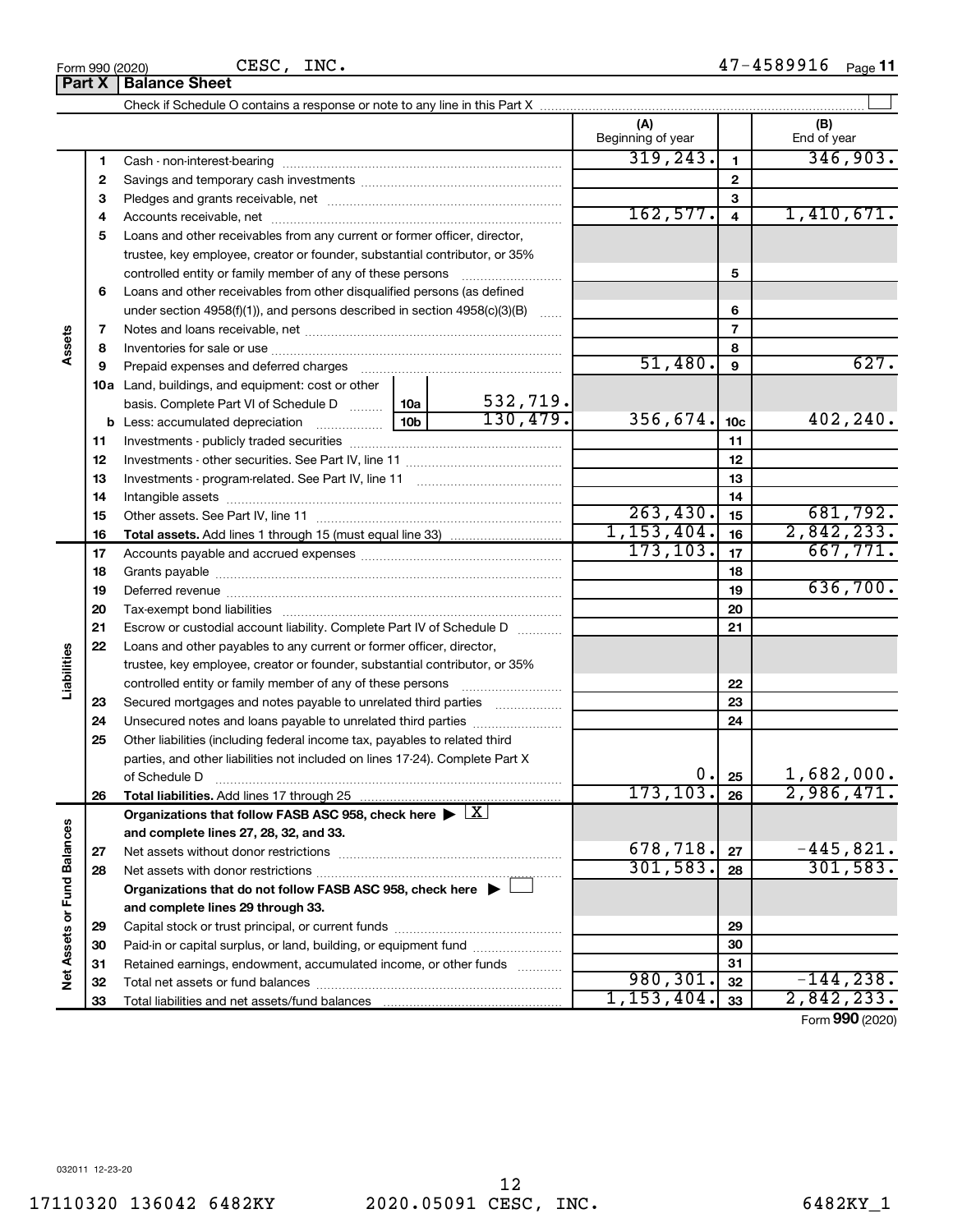Form 990 (2020) CESC, INC. 47-4589916

## Part X | Balance Sheet

Check if Schedule O contains a response or note to any line in this Part X ☐

| | | | (A) Beginning of year | | (B) End of year |
|---|---|---|---|---|---|
| Assets | 1 | Cash - non-interest-bearing | 319,243. | 1 | 346,903. |
| | 2 | Savings and temporary cash investments | | 2 | |
| | 3 | Pledges and grants receivable, net | | 3 | |
| | 4 | Accounts receivable, net | 162,577. | 4 | 1,410,671. |
| | 5 | Loans and other receivables from any current or former officer, director, trustee, key employee, creator or founder, substantial contributor, or 35% controlled entity or family member of any of these persons | | 5 | |
| | 6 | Loans and other receivables from other disqualified persons (as defined under section 4958(f)(1)), and persons described in section 4958(c)(3)(B) | | 6 | |
| | 7 | Notes and loans receivable, net | | 7 | |
| | 8 | Inventories for sale or use | | 8 | |
| | 9 | Prepaid expenses and deferred charges | 51,480. | 9 | 627. |
| | 10a | Land, buildings, and equipment: cost or other basis. Complete Part VI of Schedule D — 10a: 532,719. | | | |
| | b | Less: accumulated depreciation — 10b: 130,479. | 356,674. | 10c | 402,240. |
| | 11 | Investments - publicly traded securities | | 11 | |
| | 12 | Investments - other securities. See Part IV, line 11 | | 12 | |
| | 13 | Investments - program-related. See Part IV, line 11 | | 13 | |
| | 14 | Intangible assets | | 14 | |
| | 15 | Other assets. See Part IV, line 11 | 263,430. | 15 | 681,792. |
| | 16 | **Total assets.** Add lines 1 through 15 (must equal line 33) | 1,153,404. | 16 | 2,842,233. |
| Liabilities | 17 | Accounts payable and accrued expenses | 173,103. | 17 | 667,771. |
| | 18 | Grants payable | | 18 | |
| | 19 | Deferred revenue | | 19 | 636,700. |
| | 20 | Tax-exempt bond liabilities | | 20 | |
| | 21 | Escrow or custodial account liability. Complete Part IV of Schedule D | | 21 | |
| | 22 | Loans and other payables to any current or former officer, director, trustee, key employee, creator or founder, substantial contributor, or 35% controlled entity or family member of any of these persons | | 22 | |
| | 23 | Secured mortgages and notes payable to unrelated third parties | | 23 | |
| | 24 | Unsecured notes and loans payable to unrelated third parties | | 24 | |
| | 25 | Other liabilities (including federal income tax, payables to related third parties, and other liabilities not included on lines 17-24). Complete Part X of Schedule D | 0. | 25 | 1,682,000. |
| | 26 | **Total liabilities.** Add lines 17 through 25 | 173,103. | 26 | 2,986,471. |
| Net Assets or Fund Balances | | **Organizations that follow FASB ASC 958, check here ▶ ☒ and complete lines 27, 28, 32, and 33.** | | | |
| | 27 | Net assets without donor restrictions | 678,718. | 27 | -445,821. |
| | 28 | Net assets with donor restrictions | 301,583. | 28 | 301,583. |
| | | **Organizations that do not follow FASB ASC 958, check here ▶ ☐ and complete lines 29 through 33.** | | | |
| | 29 | Capital stock or trust principal, or current funds | | 29 | |
| | 30 | Paid-in or capital surplus, or land, building, or equipment fund | | 30 | |
| | 31 | Retained earnings, endowment, accumulated income, or other funds | | 31 | |
| | 32 | Total net assets or fund balances | 980,301. | 32 | -144,238. |
| | 33 | Total liabilities and net assets/fund balances | 1,153,404. | 33 | 2,842,233. |

Form **990** (2020)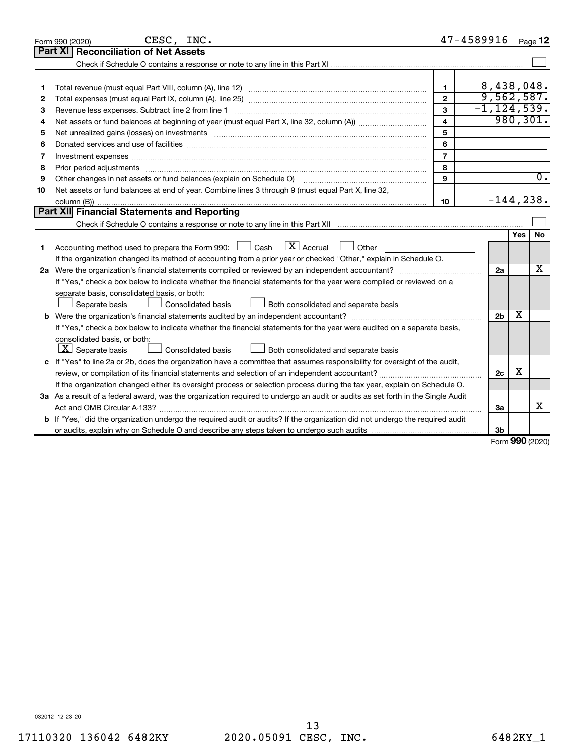Form 990 (2020) CESC, INC. 47-4589916

## Part XI Reconciliation of Net Assets

Check if Schedule O contains a response or note to any line in this Part XI ☐

| | | | |
|---|---|---|---|
| 1 | Total revenue (must equal Part VIII, column (A), line 12) | 1 | 8,438,048. |
| 2 | Total expenses (must equal Part IX, column (A), line 25) | 2 | 9,562,587. |
| 3 | Revenue less expenses. Subtract line 2 from line 1 | 3 | -1,124,539. |
| 4 | Net assets or fund balances at beginning of year (must equal Part X, line 32, column (A)) | 4 | 980,301. |
| 5 | Net unrealized gains (losses) on investments | 5 | |
| 6 | Donated services and use of facilities | 6 | |
| 7 | Investment expenses | 7 | |
| 8 | Prior period adjustments | 8 | |
| 9 | Other changes in net assets or fund balances (explain on Schedule O) | 9 | 0. |
| 10 | Net assets or fund balances at end of year. Combine lines 3 through 9 (must equal Part X, line 32, column (B)) | 10 | -144,238. |

## Part XII Financial Statements and Reporting

Check if Schedule O contains a response or note to any line in this Part XII ☐

| | | | Yes | No |
|---|---|---|---|---|
| 1 | Accounting method used to prepare the Form 990: ☐ Cash ☒ Accrual ☐ Other ______<br>If the organization changed its method of accounting from a prior year or checked "Other," explain in Schedule O. | | | |
| 2a | Were the organization's financial statements compiled or reviewed by an independent accountant?<br>If "Yes," check a box below to indicate whether the financial statements for the year were compiled or reviewed on a separate basis, consolidated basis, or both:<br>☐ Separate basis ☐ Consolidated basis ☐ Both consolidated and separate basis | 2a | | X |
| b | Were the organization's financial statements audited by an independent accountant?<br>If "Yes," check a box below to indicate whether the financial statements for the year were audited on a separate basis, consolidated basis, or both:<br>☒ Separate basis ☐ Consolidated basis ☐ Both consolidated and separate basis | 2b | X | |
| c | If "Yes" to line 2a or 2b, does the organization have a committee that assumes responsibility for oversight of the audit, review, or compilation of its financial statements and selection of an independent accountant?<br>If the organization changed either its oversight process or selection process during the tax year, explain on Schedule O. | 2c | X | |
| 3a | As a result of a federal award, was the organization required to undergo an audit or audits as set forth in the Single Audit Act and OMB Circular A-133? | 3a | | X |
| b | If "Yes," did the organization undergo the required audit or audits? If the organization did not undergo the required audit or audits, explain why on Schedule O and describe any steps taken to undergo such audits | 3b | | |

Form **990** (2020)

032012 12-23-20

17110320 136042 6482KY 2020.05091 CESC, INC. 6482KY_1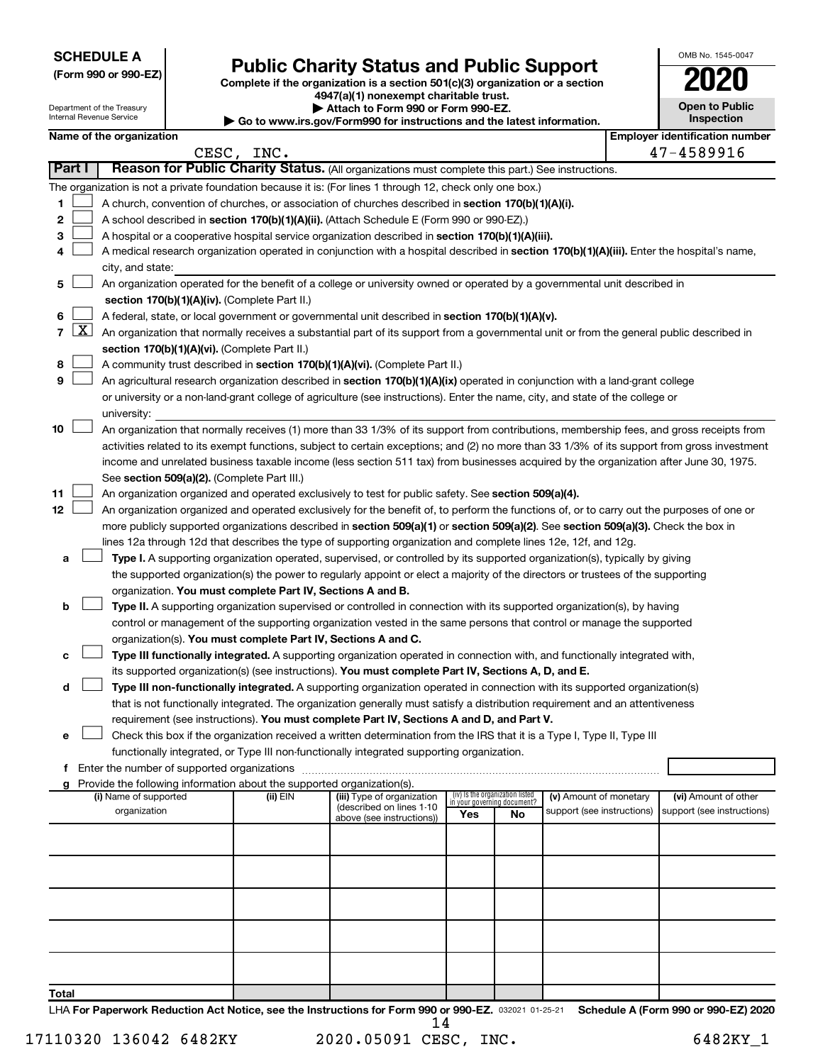**SCHEDULE A**
**(Form 990 or 990-EZ)**

Department of the Treasury
Internal Revenue Service

# Public Charity Status and Public Support

**Complete if the organization is a section 501(c)(3) organization or a section 4947(a)(1) nonexempt charitable trust.**
**▶ Attach to Form 990 or Form 990-EZ.**
**▶ Go to www.irs.gov/Form990 for instructions and the latest information.**

OMB No. 1545-0047

**2020**

**Open to Public Inspection**

**Name of the organization**
CESC, INC.

**Employer identification number**
47-4589916

**Part I** **Reason for Public Charity Status.** (All organizations must complete this part.) See instructions.

The organization is not a private foundation because it is: (For lines 1 through 12, check only one box.)

1 ☐ A church, convention of churches, or association of churches described in **section 170(b)(1)(A)(i).**

2 ☐ A school described in **section 170(b)(1)(A)(ii).** (Attach Schedule E (Form 990 or 990-EZ).)

3 ☐ A hospital or a cooperative hospital service organization described in **section 170(b)(1)(A)(iii).**

4 ☐ A medical research organization operated in conjunction with a hospital described in **section 170(b)(1)(A)(iii).** Enter the hospital's name, city, and state:

5 ☐ An organization operated for the benefit of a college or university owned or operated by a governmental unit described in **section 170(b)(1)(A)(iv).** (Complete Part II.)

6 ☐ A federal, state, or local government or governmental unit described in **section 170(b)(1)(A)(v).**

7 ☒ An organization that normally receives a substantial part of its support from a governmental unit or from the general public described in **section 170(b)(1)(A)(vi).** (Complete Part II.)

8 ☐ A community trust described in **section 170(b)(1)(A)(vi).** (Complete Part II.)

9 ☐ An agricultural research organization described in **section 170(b)(1)(A)(ix)** operated in conjunction with a land-grant college or university or a non-land-grant college of agriculture (see instructions). Enter the name, city, and state of the college or university:

10 ☐ An organization that normally receives (1) more than 33 1/3% of its support from contributions, membership fees, and gross receipts from activities related to its exempt functions, subject to certain exceptions; and (2) no more than 33 1/3% of its support from gross investment income and unrelated business taxable income (less section 511 tax) from businesses acquired by the organization after June 30, 1975. See **section 509(a)(2).** (Complete Part III.)

11 ☐ An organization organized and operated exclusively to test for public safety. See **section 509(a)(4).**

12 ☐ An organization organized and operated exclusively for the benefit of, to perform the functions of, or to carry out the purposes of one or more publicly supported organizations described in **section 509(a)(1)** or **section 509(a)(2)**. See **section 509(a)(3).** Check the box in lines 12a through 12d that describes the type of supporting organization and complete lines 12e, 12f, and 12g.

a ☐ **Type I.** A supporting organization operated, supervised, or controlled by its supported organization(s), typically by giving the supported organization(s) the power to regularly appoint or elect a majority of the directors or trustees of the supporting organization. **You must complete Part IV, Sections A and B.**

b ☐ **Type II.** A supporting organization supervised or controlled in connection with its supported organization(s), by having control or management of the supporting organization vested in the same persons that control or manage the supported organization(s). **You must complete Part IV, Sections A and C.**

c ☐ **Type III functionally integrated.** A supporting organization operated in connection with, and functionally integrated with, its supported organization(s) (see instructions). **You must complete Part IV, Sections A, D, and E.**

d ☐ **Type III non-functionally integrated.** A supporting organization operated in connection with its supported organization(s) that is not functionally integrated. The organization generally must satisfy a distribution requirement and an attentiveness requirement (see instructions). **You must complete Part IV, Sections A and D, and Part V.**

e ☐ Check this box if the organization received a written determination from the IRS that it is a Type I, Type II, Type III functionally integrated, or Type III non-functionally integrated supporting organization.

f Enter the number of supported organizations

g Provide the following information about the supported organization(s).

| (i) Name of supported organization | (ii) EIN | (iii) Type of organization (described on lines 1-10 above (see instructions)) | (iv) Is the organization listed in your governing document? Yes | No | (v) Amount of monetary support (see instructions) | (vi) Amount of other support (see instructions) |
|---|---|---|---|---|---|---|
| | | | | | | |
| | | | | | | |
| | | | | | | |
| | | | | | | |
| | | | | | | |
| **Total** | | | | | | |

LHA **For Paperwork Reduction Act Notice, see the Instructions for Form 990 or 990-EZ.** 032021 01-25-21 **Schedule A (Form 990 or 990-EZ) 2020**

17110320 136042 6482KY 2020.05091 CESC, INC. 6482KY_1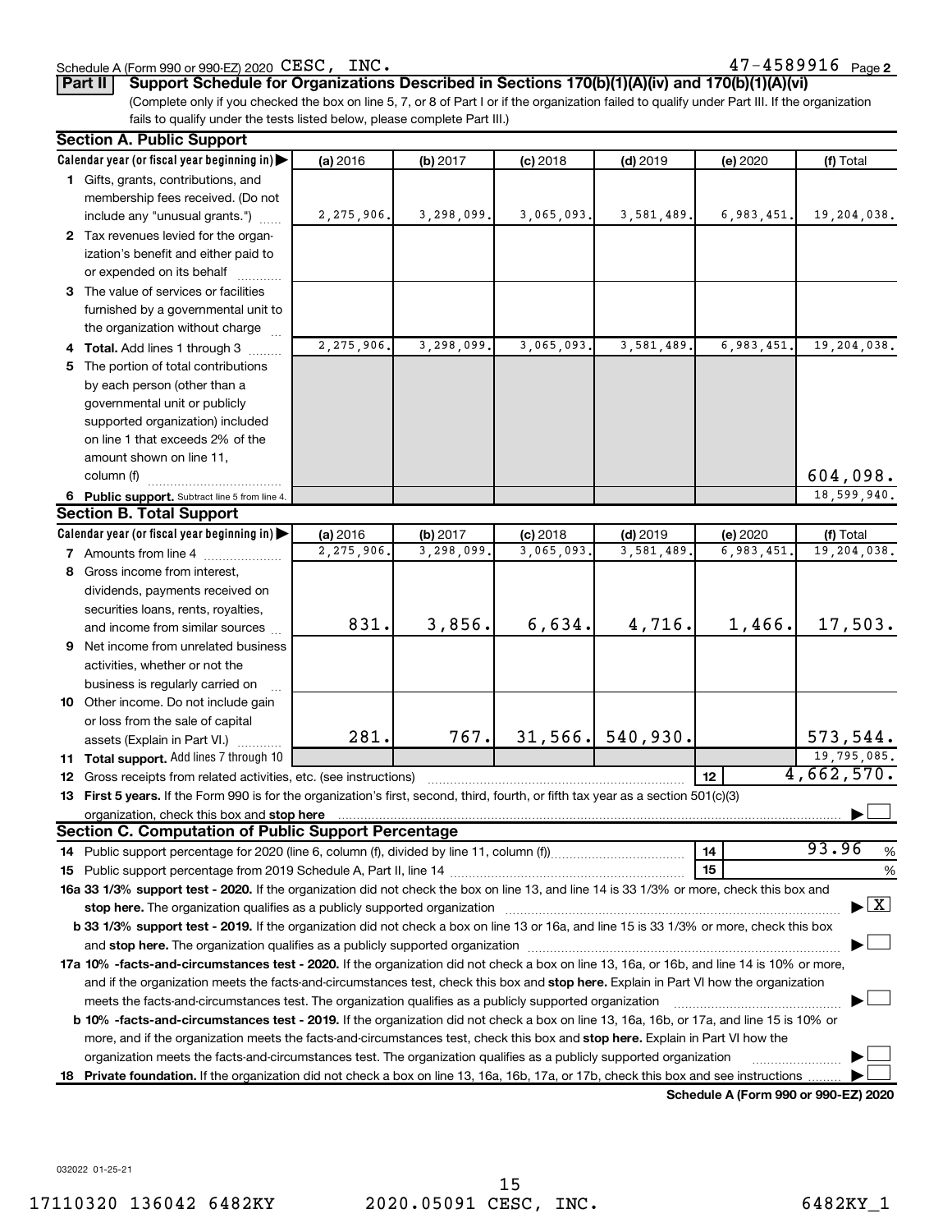Schedule A (Form 990 or 990-EZ) 2020 CESC, INC. 47-4589916 Page 2

**Part II** **Support Schedule for Organizations Described in Sections 170(b)(1)(A)(iv) and 170(b)(1)(A)(vi)**

(Complete only if you checked the box on line 5, 7, or 8 of Part I or if the organization failed to qualify under Part III. If the organization fails to qualify under the tests listed below, please complete Part III.)

## Section A. Public Support

| Calendar year (or fiscal year beginning in) | (a) 2016 | (b) 2017 | (c) 2018 | (d) 2019 | (e) 2020 | (f) Total |
|---|---|---|---|---|---|---|
| **1** Gifts, grants, contributions, and membership fees received. (Do not include any "unusual grants.") | 2,275,906. | 3,298,099. | 3,065,093. | 3,581,489. | 6,983,451. | 19,204,038. |
| **2** Tax revenues levied for the organization's benefit and either paid to or expended on its behalf | | | | | | |
| **3** The value of services or facilities furnished by a governmental unit to the organization without charge | | | | | | |
| **4 Total.** Add lines 1 through 3 | 2,275,906. | 3,298,099. | 3,065,093. | 3,581,489. | 6,983,451. | 19,204,038. |
| **5** The portion of total contributions by each person (other than a governmental unit or publicly supported organization) included on line 1 that exceeds 2% of the amount shown on line 11, column (f) | | | | | | 604,098. |
| **6 Public support.** Subtract line 5 from line 4. | | | | | | 18,599,940. |

## Section B. Total Support

| Calendar year (or fiscal year beginning in) | (a) 2016 | (b) 2017 | (c) 2018 | (d) 2019 | (e) 2020 | (f) Total |
|---|---|---|---|---|---|---|
| **7** Amounts from line 4 | 2,275,906. | 3,298,099. | 3,065,093. | 3,581,489. | 6,983,451. | 19,204,038. |
| **8** Gross income from interest, dividends, payments received on securities loans, rents, royalties, and income from similar sources | 831. | 3,856. | 6,634. | 4,716. | 1,466. | 17,503. |
| **9** Net income from unrelated business activities, whether or not the business is regularly carried on | | | | | | |
| **10** Other income. Do not include gain or loss from the sale of capital assets (Explain in Part VI.) | 281. | 767. | 31,566. | 540,930. | | 573,544. |
| **11 Total support.** Add lines 7 through 10 | | | | | | 19,795,085. |

**12** Gross receipts from related activities, etc. (see instructions) | **12** | 4,662,570.

**13 First 5 years.** If the Form 990 is for the organization's first, second, third, fourth, or fifth tax year as a section 501(c)(3) organization, check this box and **stop here** ☐

## Section C. Computation of Public Support Percentage

**14** Public support percentage for 2020 (line 6, column (f), divided by line 11, column (f)) | **14** | 93.96 %

**15** Public support percentage from 2019 Schedule A, Part II, line 14 | **15** | %

**16a 33 1/3% support test - 2020.** If the organization did not check the box on line 13, and line 14 is 33 1/3% or more, check this box and **stop here.** The organization qualifies as a publicly supported organization ☒

**b 33 1/3% support test - 2019.** If the organization did not check a box on line 13 or 16a, and line 15 is 33 1/3% or more, check this box and **stop here.** The organization qualifies as a publicly supported organization ☐

**17a 10% -facts-and-circumstances test - 2020.** If the organization did not check a box on line 13, 16a, or 16b, and line 14 is 10% or more, and if the organization meets the facts-and-circumstances test, check this box and **stop here.** Explain in Part VI how the organization meets the facts-and-circumstances test. The organization qualifies as a publicly supported organization ☐

**b 10% -facts-and-circumstances test - 2019.** If the organization did not check a box on line 13, 16a, 16b, or 17a, and line 15 is 10% or more, and if the organization meets the facts-and-circumstances test, check this box and **stop here.** Explain in Part VI how the organization meets the facts-and-circumstances test. The organization qualifies as a publicly supported organization ☐

**18 Private foundation.** If the organization did not check a box on line 13, 16a, 16b, 17a, or 17b, check this box and see instructions ☐

**Schedule A (Form 990 or 990-EZ) 2020**

032022 01-25-21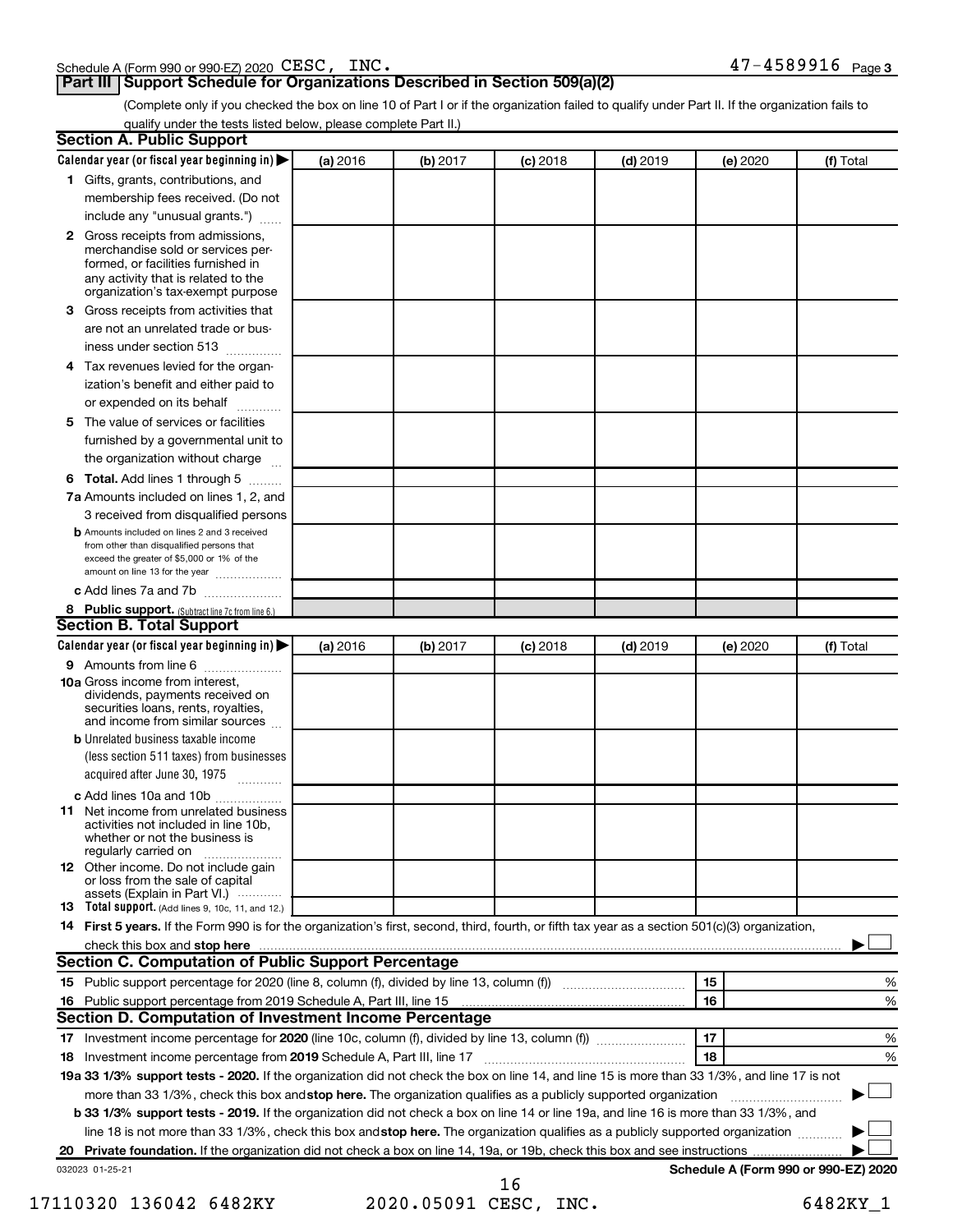Schedule A (Form 990 or 990-EZ) 2020 CESC, INC. 47-4589916 Page 3

## Part III Support Schedule for Organizations Described in Section 509(a)(2)

(Complete only if you checked the box on line 10 of Part I or if the organization failed to qualify under Part II. If the organization fails to qualify under the tests listed below, please complete Part II.)

### Section A. Public Support

| Calendar year (or fiscal year beginning in) ▶ | (a) 2016 | (b) 2017 | (c) 2018 | (d) 2019 | (e) 2020 | (f) Total |
|---|---|---|---|---|---|---|
| 1 Gifts, grants, contributions, and membership fees received. (Do not include any "unusual grants.") | | | | | | |
| 2 Gross receipts from admissions, merchandise sold or services performed, or facilities furnished in any activity that is related to the organization's tax-exempt purpose | | | | | | |
| 3 Gross receipts from activities that are not an unrelated trade or business under section 513 | | | | | | |
| 4 Tax revenues levied for the organization's benefit and either paid to or expended on its behalf | | | | | | |
| 5 The value of services or facilities furnished by a governmental unit to the organization without charge | | | | | | |
| 6 **Total.** Add lines 1 through 5 | | | | | | |
| 7a Amounts included on lines 1, 2, and 3 received from disqualified persons | | | | | | |
| b Amounts included on lines 2 and 3 received from other than disqualified persons that exceed the greater of $5,000 or 1% of the amount on line 13 for the year | | | | | | |
| c Add lines 7a and 7b | | | | | | |
| 8 **Public support.** (Subtract line 7c from line 6.) | | | | | | |

### Section B. Total Support

| Calendar year (or fiscal year beginning in) ▶ | (a) 2016 | (b) 2017 | (c) 2018 | (d) 2019 | (e) 2020 | (f) Total |
|---|---|---|---|---|---|---|
| 9 Amounts from line 6 | | | | | | |
| 10a Gross income from interest, dividends, payments received on securities loans, rents, royalties, and income from similar sources | | | | | | |
| b Unrelated business taxable income (less section 511 taxes) from businesses acquired after June 30, 1975 | | | | | | |
| c Add lines 10a and 10b | | | | | | |
| 11 Net income from unrelated business activities not included in line 10b, whether or not the business is regularly carried on | | | | | | |
| 12 Other income. Do not include gain or loss from the sale of capital assets (Explain in Part VI.) | | | | | | |
| 13 **Total support.** (Add lines 9, 10c, 11, and 12.) | | | | | | |

14 **First 5 years.** If the Form 990 is for the organization's first, second, third, fourth, or fifth tax year as a section 501(c)(3) organization, check this box and **stop here** ▶ ☐

### Section C. Computation of Public Support Percentage

| | | | |
|---|---|---|---|
| 15 | Public support percentage for 2020 (line 8, column (f), divided by line 13, column (f)) | 15 | % |
| 16 | Public support percentage from 2019 Schedule A, Part III, line 15 | 16 | % |

### Section D. Computation of Investment Income Percentage

| | | | |
|---|---|---|---|
| 17 | Investment income percentage for **2020** (line 10c, column (f), divided by line 13, column (f)) | 17 | % |
| 18 | Investment income percentage from **2019** Schedule A, Part III, line 17 | 18 | % |

19a **33 1/3% support tests - 2020.** If the organization did not check the box on line 14, and line 15 is more than 33 1/3%, and line 17 is not more than 33 1/3%, check this box and **stop here.** The organization qualifies as a publicly supported organization ▶ ☐

b **33 1/3% support tests - 2019.** If the organization did not check a box on line 14 or line 19a, and line 16 is more than 33 1/3%, and line 18 is not more than 33 1/3%, check this box and **stop here.** The organization qualifies as a publicly supported organization ▶ ☐

20 **Private foundation.** If the organization did not check a box on line 14, 19a, or 19b, check this box and see instructions ▶ ☐

032023 01-25-21 **Schedule A (Form 990 or 990-EZ) 2020**

17110320 136042 6482KY 2020.05091 CESC, INC. 6482KY_1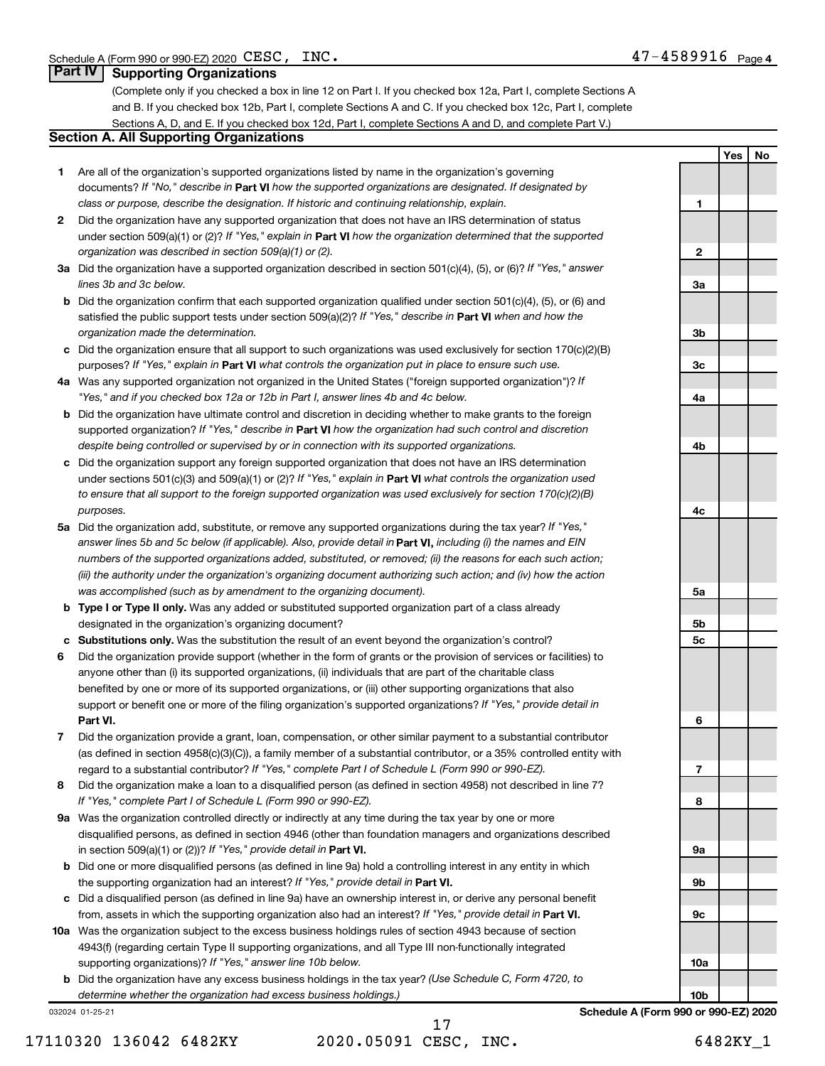Schedule A (Form 990 or 990-EZ) 2020 CESC, INC. 47-4589916 Page 4

## Part IV Supporting Organizations

(Complete only if you checked a box in line 12 on Part I. If you checked box 12a, Part I, complete Sections A and B. If you checked box 12b, Part I, complete Sections A and C. If you checked box 12c, Part I, complete Sections A, D, and E. If you checked box 12d, Part I, complete Sections A and D, and complete Part V.)

### Section A. All Supporting Organizations

| | | | Yes | No |
|---|---|---|---|---|
| **1** | Are all of the organization's supported organizations listed by name in the organization's governing documents? *If "No," describe in* **Part VI** *how the supported organizations are designated. If designated by class or purpose, describe the designation. If historic and continuing relationship, explain.* | 1 | | |
| **2** | Did the organization have any supported organization that does not have an IRS determination of status under section 509(a)(1) or (2)? *If "Yes," explain in* **Part VI** *how the organization determined that the supported organization was described in section 509(a)(1) or (2).* | 2 | | |
| **3a** | Did the organization have a supported organization described in section 501(c)(4), (5), or (6)? *If "Yes," answer lines 3b and 3c below.* | 3a | | |
| **b** | Did the organization confirm that each supported organization qualified under section 501(c)(4), (5), or (6) and satisfied the public support tests under section 509(a)(2)? *If "Yes," describe in* **Part VI** *when and how the organization made the determination.* | 3b | | |
| **c** | Did the organization ensure that all support to such organizations was used exclusively for section 170(c)(2)(B) purposes? *If "Yes," explain in* **Part VI** *what controls the organization put in place to ensure such use.* | 3c | | |
| **4a** | Was any supported organization not organized in the United States ("foreign supported organization")? *If "Yes," and if you checked box 12a or 12b in Part I, answer lines 4b and 4c below.* | 4a | | |
| **b** | Did the organization have ultimate control and discretion in deciding whether to make grants to the foreign supported organization? *If "Yes," describe in* **Part VI** *how the organization had such control and discretion despite being controlled or supervised by or in connection with its supported organizations.* | 4b | | |
| **c** | Did the organization support any foreign supported organization that does not have an IRS determination under sections 501(c)(3) and 509(a)(1) or (2)? *If "Yes," explain in* **Part VI** *what controls the organization used to ensure that all support to the foreign supported organization was used exclusively for section 170(c)(2)(B) purposes.* | 4c | | |
| **5a** | Did the organization add, substitute, or remove any supported organizations during the tax year? *If "Yes," answer lines 5b and 5c below (if applicable). Also, provide detail in* **Part VI,** *including (i) the names and EIN numbers of the supported organizations added, substituted, or removed; (ii) the reasons for each such action; (iii) the authority under the organization's organizing document authorizing such action; and (iv) how the action was accomplished (such as by amendment to the organizing document).* | 5a | | |
| **b** | **Type I or Type II only.** Was any added or substituted supported organization part of a class already designated in the organization's organizing document? | 5b | | |
| **c** | **Substitutions only.** Was the substitution the result of an event beyond the organization's control? | 5c | | |
| **6** | Did the organization provide support (whether in the form of grants or the provision of services or facilities) to anyone other than (i) its supported organizations, (ii) individuals that are part of the charitable class benefited by one or more of its supported organizations, or (iii) other supporting organizations that also support or benefit one or more of the filing organization's supported organizations? *If "Yes," provide detail in* **Part VI.** | 6 | | |
| **7** | Did the organization provide a grant, loan, compensation, or other similar payment to a substantial contributor (as defined in section 4958(c)(3)(C)), a family member of a substantial contributor, or a 35% controlled entity with regard to a substantial contributor? *If "Yes," complete Part I of Schedule L (Form 990 or 990-EZ).* | 7 | | |
| **8** | Did the organization make a loan to a disqualified person (as defined in section 4958) not described in line 7? *If "Yes," complete Part I of Schedule L (Form 990 or 990-EZ).* | 8 | | |
| **9a** | Was the organization controlled directly or indirectly at any time during the tax year by one or more disqualified persons, as defined in section 4946 (other than foundation managers and organizations described in section 509(a)(1) or (2))? *If "Yes," provide detail in* **Part VI.** | 9a | | |
| **b** | Did one or more disqualified persons (as defined in line 9a) hold a controlling interest in any entity in which the supporting organization had an interest? *If "Yes," provide detail in* **Part VI.** | 9b | | |
| **c** | Did a disqualified person (as defined in line 9a) have an ownership interest in, or derive any personal benefit from, assets in which the supporting organization also had an interest? *If "Yes," provide detail in* **Part VI.** | 9c | | |
| **10a** | Was the organization subject to the excess business holdings rules of section 4943 because of section 4943(f) (regarding certain Type II supporting organizations, and all Type III non-functionally integrated supporting organizations)? *If "Yes," answer line 10b below.* | 10a | | |
| **b** | Did the organization have any excess business holdings in the tax year? *(Use Schedule C, Form 4720, to determine whether the organization had excess business holdings.)* | 10b | | |

032024 01-25-21 **Schedule A (Form 990 or 990-EZ) 2020**

17110320 136042 6482KY 2020.05091 CESC, INC. 6482KY_1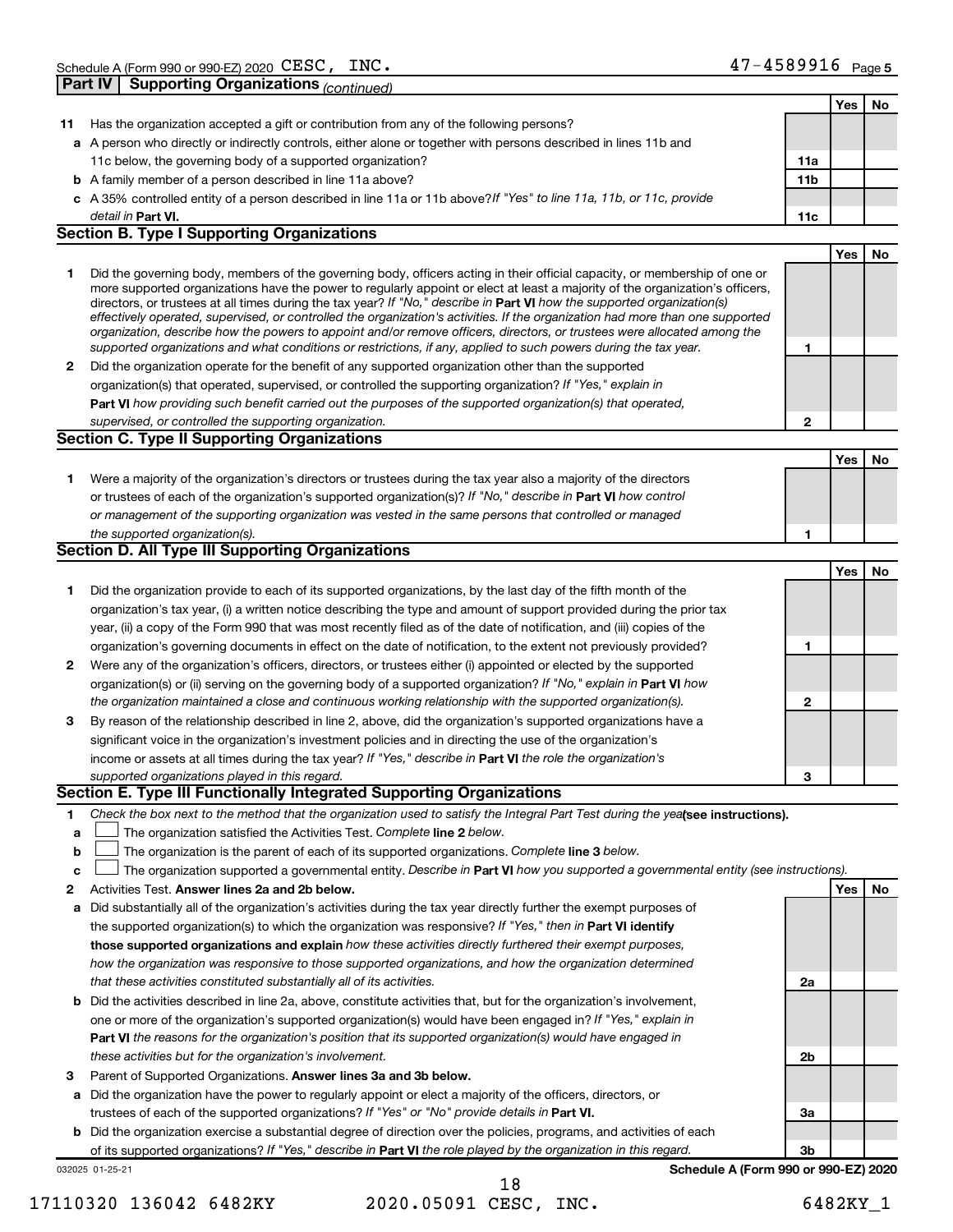Schedule A (Form 990 or 990-EZ) 2020 CESC, INC. 47-4589916 Page 5

**Part IV Supporting Organizations** *(continued)*

| | | | Yes | No |
|---|---|---|---|---|
| **11** | Has the organization accepted a gift or contribution from any of the following persons? | | | |
| **a** | A person who directly or indirectly controls, either alone or together with persons described in lines 11b and 11c below, the governing body of a supported organization? | **11a** | | |
| **b** | A family member of a person described in line 11a above? | **11b** | | |
| **c** | A 35% controlled entity of a person described in line 11a or 11b above? *If "Yes" to line 11a, 11b, or 11c, provide detail in* **Part VI.** | **11c** | | |

## Section B. Type I Supporting Organizations

| | | | Yes | No |
|---|---|---|---|---|
| **1** | Did the governing body, members of the governing body, officers acting in their official capacity, or membership of one or more supported organizations have the power to regularly appoint or elect at least a majority of the organization's officers, directors, or trustees at all times during the tax year? *If "No," describe in* **Part VI** *how the supported organization(s) effectively operated, supervised, or controlled the organization's activities. If the organization had more than one supported organization, describe how the powers to appoint and/or remove officers, directors, or trustees were allocated among the supported organizations and what conditions or restrictions, if any, applied to such powers during the tax year.* | **1** | | |
| **2** | Did the organization operate for the benefit of any supported organization other than the supported organization(s) that operated, supervised, or controlled the supporting organization? *If "Yes," explain in* **Part VI** *how providing such benefit carried out the purposes of the supported organization(s) that operated, supervised, or controlled the supporting organization.* | **2** | | |

## Section C. Type II Supporting Organizations

| | | | Yes | No |
|---|---|---|---|---|
| **1** | Were a majority of the organization's directors or trustees during the tax year also a majority of the directors or trustees of each of the organization's supported organization(s)? *If "No," describe in* **Part VI** *how control or management of the supporting organization was vested in the same persons that controlled or managed the supported organization(s).* | **1** | | |

## Section D. All Type III Supporting Organizations

| | | | Yes | No |
|---|---|---|---|---|
| **1** | Did the organization provide to each of its supported organizations, by the last day of the fifth month of the organization's tax year, (i) a written notice describing the type and amount of support provided during the prior tax year, (ii) a copy of the Form 990 that was most recently filed as of the date of notification, and (iii) copies of the organization's governing documents in effect on the date of notification, to the extent not previously provided? | **1** | | |
| **2** | Were any of the organization's officers, directors, or trustees either (i) appointed or elected by the supported organization(s) or (ii) serving on the governing body of a supported organization? *If "No," explain in* **Part VI** *how the organization maintained a close and continuous working relationship with the supported organization(s).* | **2** | | |
| **3** | By reason of the relationship described in line 2, above, did the organization's supported organizations have a significant voice in the organization's investment policies and in directing the use of the organization's income or assets at all times during the tax year? *If "Yes," describe in* **Part VI** *the role the organization's supported organizations played in this regard.* | **3** | | |

## Section E. Type III Functionally Integrated Supporting Organizations

**1** *Check the box next to the method that the organization used to satisfy the Integral Part Test during the year* **(see instructions).**

- **a** ☐ The organization satisfied the Activities Test. *Complete* **line 2** *below.*
- **b** ☐ The organization is the parent of each of its supported organizations. *Complete* **line 3** *below.*
- **c** ☐ The organization supported a governmental entity. *Describe in* **Part VI** *how you supported a governmental entity (see instructions).*

| | | | Yes | No |
|---|---|---|---|---|
| **2** | Activities Test. **Answer lines 2a and 2b below.** | | | |
| **a** | Did substantially all of the organization's activities during the tax year directly further the exempt purposes of the supported organization(s) to which the organization was responsive? *If "Yes," then in* **Part VI identify those supported organizations and explain** *how these activities directly furthered their exempt purposes, how the organization was responsive to those supported organizations, and how the organization determined that these activities constituted substantially all of its activities.* | **2a** | | |
| **b** | Did the activities described in line 2a, above, constitute activities that, but for the organization's involvement, one or more of the organization's supported organization(s) would have been engaged in? *If "Yes," explain in* **Part VI** *the reasons for the organization's position that its supported organization(s) would have engaged in these activities but for the organization's involvement.* | **2b** | | |
| **3** | Parent of Supported Organizations. **Answer lines 3a and 3b below.** | | | |
| **a** | Did the organization have the power to regularly appoint or elect a majority of the officers, directors, or trustees of each of the supported organizations? *If "Yes" or "No" provide details in* **Part VI.** | **3a** | | |
| **b** | Did the organization exercise a substantial degree of direction over the policies, programs, and activities of each of its supported organizations? *If "Yes," describe in* **Part VI** *the role played by the organization in this regard.* | **3b** | | |

032025 01-25-21 **Schedule A (Form 990 or 990-EZ) 2020**

17110320 136042 6482KY 2020.05091 CESC, INC. 6482KY_1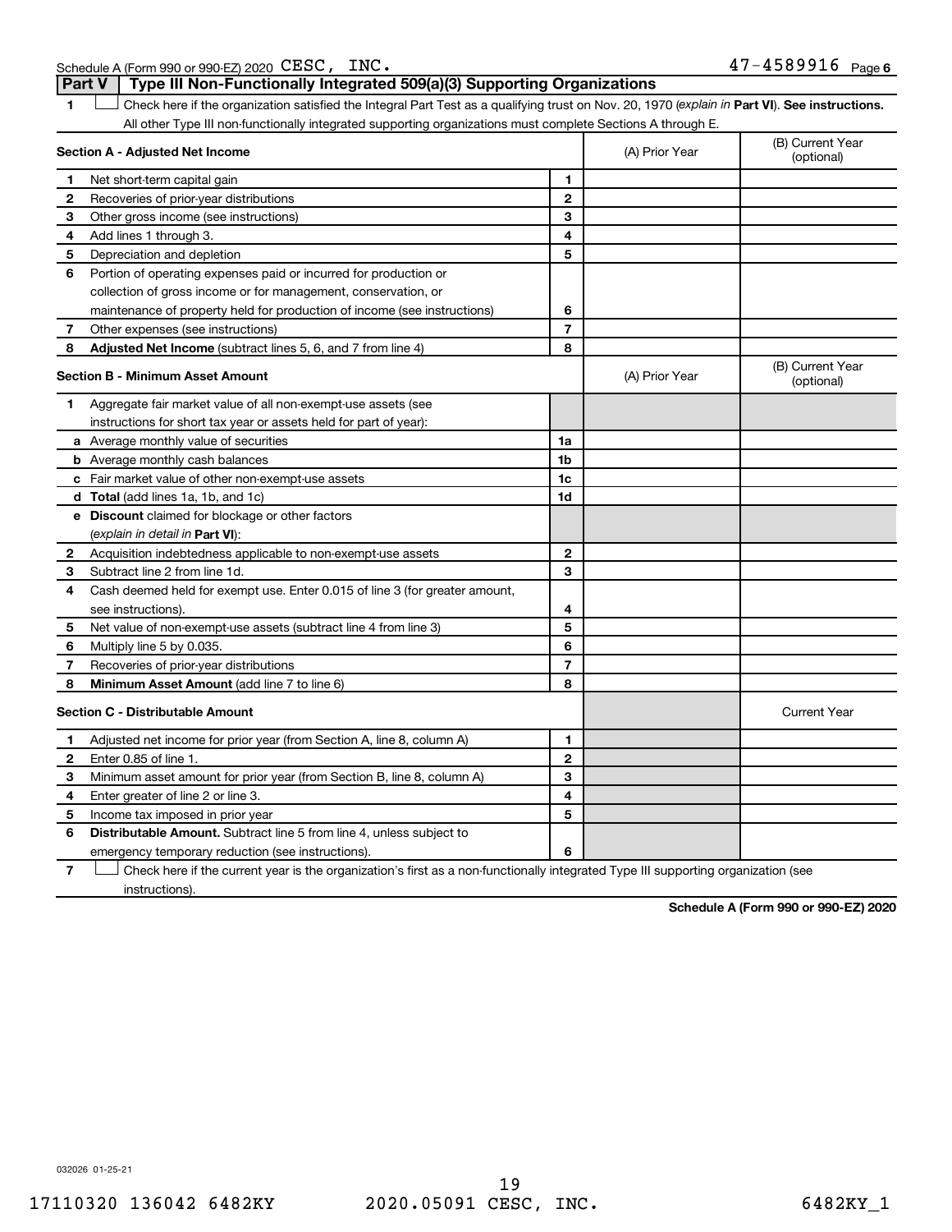Schedule A (Form 990 or 990-EZ) 2020 CESC, INC. 47-4589916 Page 6

## Part V Type III Non-Functionally Integrated 509(a)(3) Supporting Organizations

1 ☐ Check here if the organization satisfied the Integral Part Test as a qualifying trust on Nov. 20, 1970 (*explain in* **Part VI**). **See instructions.** All other Type III non-functionally integrated supporting organizations must complete Sections A through E.

| **Section A - Adjusted Net Income** | | | (A) Prior Year | (B) Current Year (optional) |
|---|---|---|---|---|
| 1 | Net short-term capital gain | 1 | | |
| 2 | Recoveries of prior-year distributions | 2 | | |
| 3 | Other gross income (see instructions) | 3 | | |
| 4 | Add lines 1 through 3. | 4 | | |
| 5 | Depreciation and depletion | 5 | | |
| 6 | Portion of operating expenses paid or incurred for production or collection of gross income or for management, conservation, or maintenance of property held for production of income (see instructions) | 6 | | |
| 7 | Other expenses (see instructions) | 7 | | |
| 8 | **Adjusted Net Income** (subtract lines 5, 6, and 7 from line 4) | 8 | | |

| **Section B - Minimum Asset Amount** | | | (A) Prior Year | (B) Current Year (optional) |
|---|---|---|---|---|
| 1 | Aggregate fair market value of all non-exempt-use assets (see instructions for short tax year or assets held for part of year): | | | |
| a | Average monthly value of securities | 1a | | |
| b | Average monthly cash balances | 1b | | |
| c | Fair market value of other non-exempt-use assets | 1c | | |
| d | **Total** (add lines 1a, 1b, and 1c) | 1d | | |
| e | **Discount** claimed for blockage or other factors (*explain in detail in* **Part VI**): | | | |
| 2 | Acquisition indebtedness applicable to non-exempt-use assets | 2 | | |
| 3 | Subtract line 2 from line 1d. | 3 | | |
| 4 | Cash deemed held for exempt use. Enter 0.015 of line 3 (for greater amount, see instructions). | 4 | | |
| 5 | Net value of non-exempt-use assets (subtract line 4 from line 3) | 5 | | |
| 6 | Multiply line 5 by 0.035. | 6 | | |
| 7 | Recoveries of prior-year distributions | 7 | | |
| 8 | **Minimum Asset Amount** (add line 7 to line 6) | 8 | | |

| **Section C - Distributable Amount** | | | | Current Year |
|---|---|---|---|---|
| 1 | Adjusted net income for prior year (from Section A, line 8, column A) | 1 | | |
| 2 | Enter 0.85 of line 1. | 2 | | |
| 3 | Minimum asset amount for prior year (from Section B, line 8, column A) | 3 | | |
| 4 | Enter greater of line 2 or line 3. | 4 | | |
| 5 | Income tax imposed in prior year | 5 | | |
| 6 | **Distributable Amount.** Subtract line 5 from line 4, unless subject to emergency temporary reduction (see instructions). | 6 | | |

7 ☐ Check here if the current year is the organization's first as a non-functionally integrated Type III supporting organization (see instructions).

**Schedule A (Form 990 or 990-EZ) 2020**

032026 01-25-21

17110320 136042 6482KY 2020.05091 CESC, INC. 6482KY_1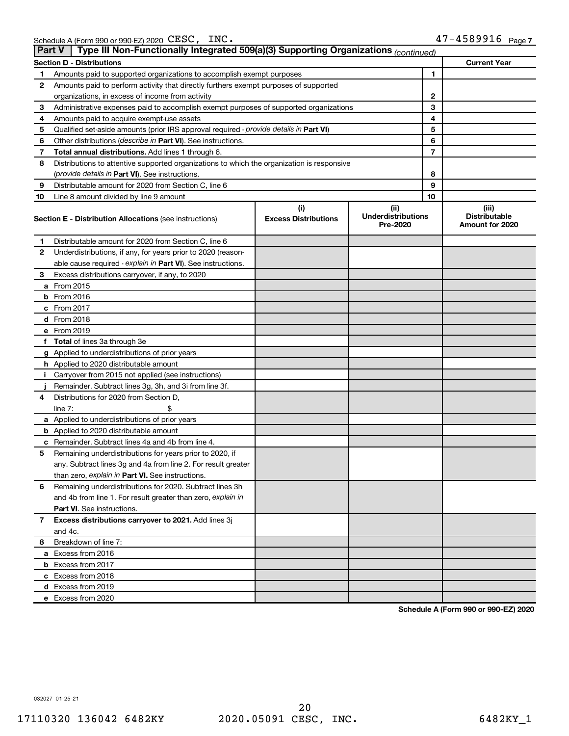Schedule A (Form 990 or 990-EZ) 2020 CESC, INC. 47-4589916 Page 7

## Part V | Type III Non-Functionally Integrated 509(a)(3) Supporting Organizations *(continued)*

| Section D - Distributions | | | Current Year |
|---|---|---|---|
| 1 | Amounts paid to supported organizations to accomplish exempt purposes | 1 | |
| 2 | Amounts paid to perform activity that directly furthers exempt purposes of supported organizations, in excess of income from activity | 2 | |
| 3 | Administrative expenses paid to accomplish exempt purposes of supported organizations | 3 | |
| 4 | Amounts paid to acquire exempt-use assets | 4 | |
| 5 | Qualified set-aside amounts (prior IRS approval required - *provide details in* **Part VI**) | 5 | |
| 6 | Other distributions (*describe in* **Part VI**). See instructions. | 6 | |
| 7 | **Total annual distributions.** Add lines 1 through 6. | 7 | |
| 8 | Distributions to attentive supported organizations to which the organization is responsive (*provide details in* **Part VI**). See instructions. | 8 | |
| 9 | Distributable amount for 2020 from Section C, line 6 | 9 | |
| 10 | Line 8 amount divided by line 9 amount | 10 | |

| Section E - Distribution Allocations (see instructions) | (i) Excess Distributions | (ii) Underdistributions Pre-2020 | (iii) Distributable Amount for 2020 |
|---|---|---|---|
| **1** Distributable amount for 2020 from Section C, line 6 | | | |
| **2** Underdistributions, if any, for years prior to 2020 (reasonable cause required - *explain in* **Part VI**). See instructions. | | | |
| **3** Excess distributions carryover, if any, to 2020 | | | |
| **a** From 2015 | | | |
| **b** From 2016 | | | |
| **c** From 2017 | | | |
| **d** From 2018 | | | |
| **e** From 2019 | | | |
| **f Total** of lines 3a through 3e | | | |
| **g** Applied to underdistributions of prior years | | | |
| **h** Applied to 2020 distributable amount | | | |
| **i** Carryover from 2015 not applied (see instructions) | | | |
| **j** Remainder. Subtract lines 3g, 3h, and 3i from line 3f. | | | |
| **4** Distributions for 2020 from Section D, line 7: $ | | | |
| **a** Applied to underdistributions of prior years | | | |
| **b** Applied to 2020 distributable amount | | | |
| **c** Remainder. Subtract lines 4a and 4b from line 4. | | | |
| **5** Remaining underdistributions for years prior to 2020, if any. Subtract lines 3g and 4a from line 2. For result greater than zero, *explain in* **Part VI.** See instructions. | | | |
| **6** Remaining underdistributions for 2020. Subtract lines 3h and 4b from line 1. For result greater than zero, *explain in* **Part VI**. See instructions. | | | |
| **7 Excess distributions carryover to 2021.** Add lines 3j and 4c. | | | |
| **8** Breakdown of line 7: | | | |
| **a** Excess from 2016 | | | |
| **b** Excess from 2017 | | | |
| **c** Excess from 2018 | | | |
| **d** Excess from 2019 | | | |
| **e** Excess from 2020 | | | |

**Schedule A (Form 990 or 990-EZ) 2020**

032027 01-25-21

17110320 136042 6482KY 2020.05091 CESC, INC. 6482KY_1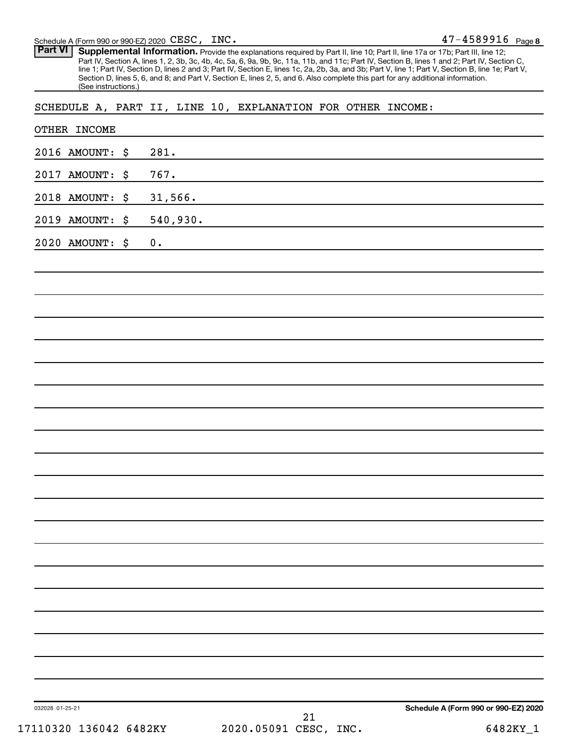Schedule A (Form 990 or 990-EZ) 2020 CESC, INC. 47-4589916 Page 8

**Part VI** **Supplemental Information.** Provide the explanations required by Part II, line 10; Part II, line 17a or 17b; Part III, line 12; Part IV, Section A, lines 1, 2, 3b, 3c, 4b, 4c, 5a, 6, 9a, 9b, 9c, 11a, 11b, and 11c; Part IV, Section B, lines 1 and 2; Part IV, Section C, line 1; Part IV, Section D, lines 2 and 3; Part IV, Section E, lines 1c, 2a, 2b, 3a, and 3b; Part V, line 1; Part V, Section B, line 1e; Part V, Section D, lines 5, 6, and 8; and Part V, Section E, lines 2, 5, and 6. Also complete this part for any additional information. (See instructions.)

SCHEDULE A, PART II, LINE 10, EXPLANATION FOR OTHER INCOME:

OTHER INCOME

2016 AMOUNT: $ 281.

2017 AMOUNT: $ 767.

2018 AMOUNT: $ 31,566.

2019 AMOUNT: $ 540,930.

2020 AMOUNT: $ 0.

032028 01-25-21 **Schedule A (Form 990 or 990-EZ) 2020**

17110320 136042 6482KY 2020.05091 CESC, INC. 6482KY_1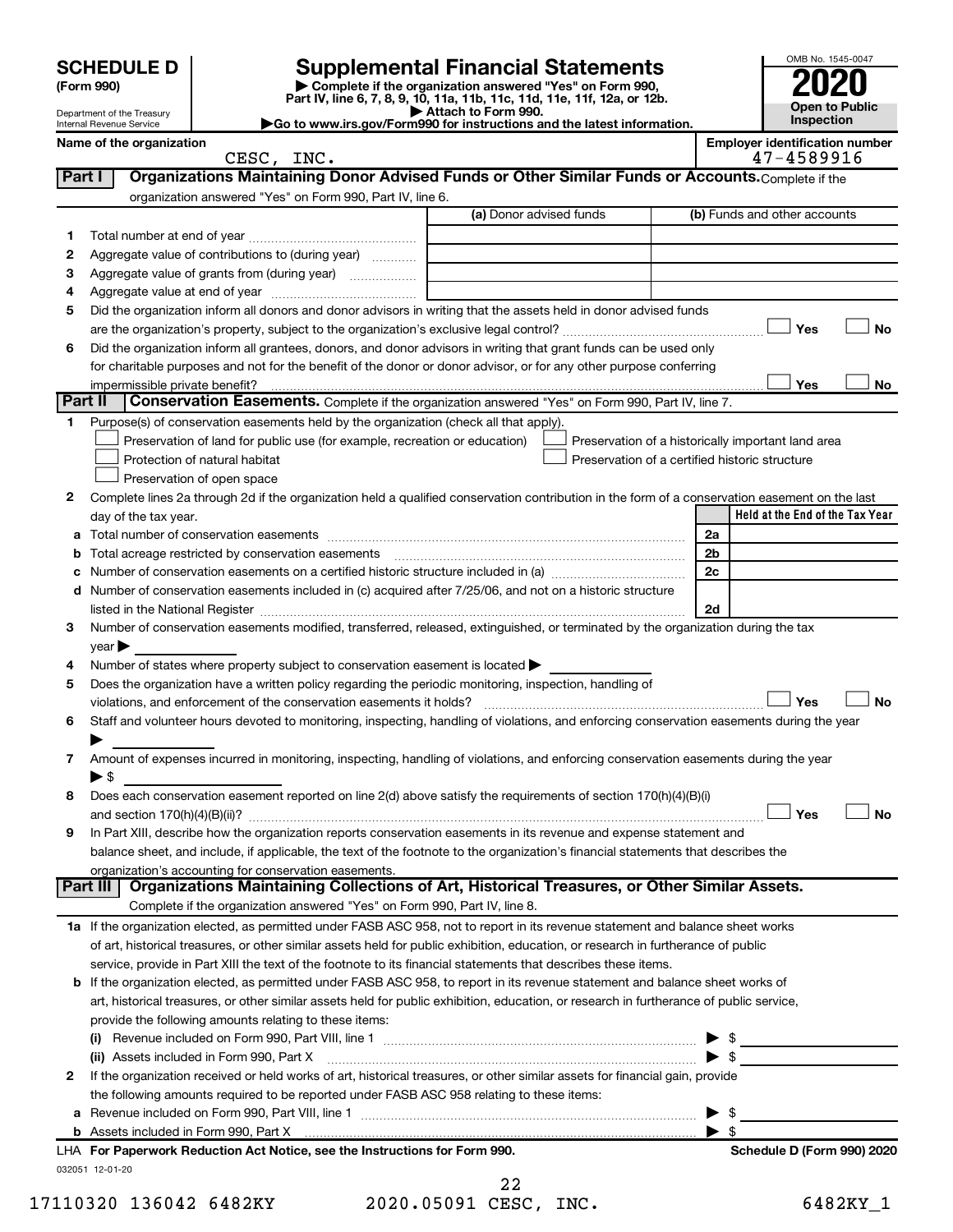**SCHEDULE D (Form 990)**

Department of the Treasury
Internal Revenue Service

# Supplemental Financial Statements

▶ Complete if the organization answered "Yes" on Form 990, Part IV, line 6, 7, 8, 9, 10, 11a, 11b, 11c, 11d, 11e, 11f, 12a, or 12b.
▶ Attach to Form 990.
▶Go to www.irs.gov/Form990 for instructions and the latest information.

OMB No. 1545-0047

**2020**

**Open to Public Inspection**

Name of the organization: CESC, INC.

Employer identification number: 47-4589916

**Part I — Organizations Maintaining Donor Advised Funds or Other Similar Funds or Accounts.** Complete if the organization answered "Yes" on Form 990, Part IV, line 6.

| | | (a) Donor advised funds | (b) Funds and other accounts |
|---|---|---|---|
| 1 | Total number at end of year | | |
| 2 | Aggregate value of contributions to (during year) | | |
| 3 | Aggregate value of grants from (during year) | | |
| 4 | Aggregate value at end of year | | |

5 Did the organization inform all donors and donor advisors in writing that the assets held in donor advised funds are the organization's property, subject to the organization's exclusive legal control? ☐ Yes ☐ No

6 Did the organization inform all grantees, donors, and donor advisors in writing that grant funds can be used only for charitable purposes and not for the benefit of the donor or donor advisor, or for any other purpose conferring impermissible private benefit? ☐ Yes ☐ No

**Part II — Conservation Easements.** Complete if the organization answered "Yes" on Form 990, Part IV, line 7.

1 Purpose(s) of conservation easements held by the organization (check all that apply).

☐ Preservation of land for public use (for example, recreation or education)
☐ Preservation of a historically important land area
☐ Protection of natural habitat
☐ Preservation of a certified historic structure
☐ Preservation of open space

2 Complete lines 2a through 2d if the organization held a qualified conservation contribution in the form of a conservation easement on the last day of the tax year.

| | | | Held at the End of the Tax Year |
|---|---|---|---|
| a | Total number of conservation easements | 2a | |
| b | Total acreage restricted by conservation easements | 2b | |
| c | Number of conservation easements on a certified historic structure included in (a) | 2c | |
| d | Number of conservation easements included in (c) acquired after 7/25/06, and not on a historic structure listed in the National Register | 2d | |

3 Number of conservation easements modified, transferred, released, extinguished, or terminated by the organization during the tax year ▶

4 Number of states where property subject to conservation easement is located ▶

5 Does the organization have a written policy regarding the periodic monitoring, inspection, handling of violations, and enforcement of the conservation easements it holds? ☐ Yes ☐ No

6 Staff and volunteer hours devoted to monitoring, inspecting, handling of violations, and enforcing conservation easements during the year ▶

7 Amount of expenses incurred in monitoring, inspecting, handling of violations, and enforcing conservation easements during the year ▶ $

8 Does each conservation easement reported on line 2(d) above satisfy the requirements of section 170(h)(4)(B)(i) and section 170(h)(4)(B)(ii)? ☐ Yes ☐ No

9 In Part XIII, describe how the organization reports conservation easements in its revenue and expense statement and balance sheet, and include, if applicable, the text of the footnote to the organization's financial statements that describes the organization's accounting for conservation easements.

**Part III — Organizations Maintaining Collections of Art, Historical Treasures, or Other Similar Assets.** Complete if the organization answered "Yes" on Form 990, Part IV, line 8.

1a If the organization elected, as permitted under FASB ASC 958, not to report in its revenue statement and balance sheet works of art, historical treasures, or other similar assets held for public exhibition, education, or research in furtherance of public service, provide in Part XIII the text of the footnote to its financial statements that describes these items.

b If the organization elected, as permitted under FASB ASC 958, to report in its revenue statement and balance sheet works of art, historical treasures, or other similar assets held for public exhibition, education, or research in furtherance of public service, provide the following amounts relating to these items:

(i) Revenue included on Form 990, Part VIII, line 1 ▶ $

(ii) Assets included in Form 990, Part X ▶ $

2 If the organization received or held works of art, historical treasures, or other similar assets for financial gain, provide the following amounts required to be reported under FASB ASC 958 relating to these items:

a Revenue included on Form 990, Part VIII, line 1 ▶ $

b Assets included in Form 990, Part X ▶ $

LHA For Paperwork Reduction Act Notice, see the Instructions for Form 990. Schedule D (Form 990) 2020

032051 12-01-20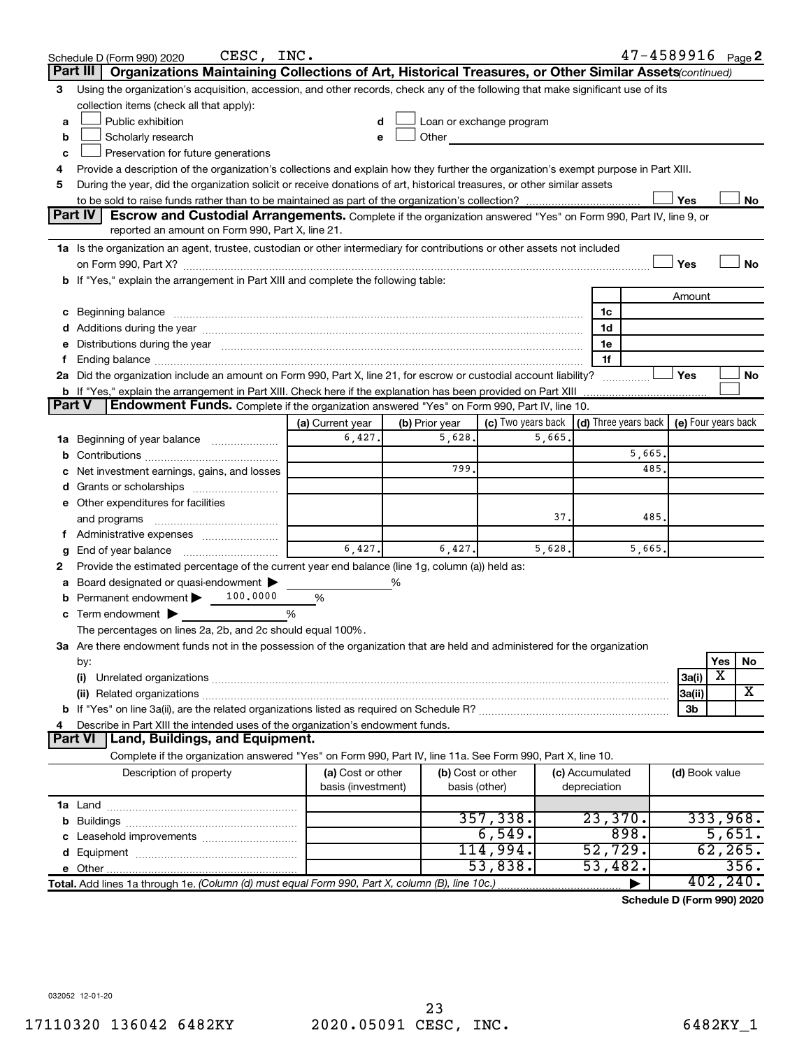Schedule D (Form 990) 2020 CESC, INC. 47-4589916 Page 2

## Part III Organizations Maintaining Collections of Art, Historical Treasures, or Other Similar Assets *(continued)*

3 Using the organization's acquisition, accession, and other records, check any of the following that make significant use of its collection items (check all that apply):

a ☐ Public exhibition
b ☐ Scholarly research
c ☐ Preservation for future generations
d ☐ Loan or exchange program
e ☐ Other

4 Provide a description of the organization's collections and explain how they further the organization's exempt purpose in Part XIII.

5 During the year, did the organization solicit or receive donations of art, historical treasures, or other similar assets to be sold to raise funds rather than to be maintained as part of the organization's collection? ☐ Yes ☐ No

## Part IV Escrow and Custodial Arrangements.

Complete if the organization answered "Yes" on Form 990, Part IV, line 9, or reported an amount on Form 990, Part X, line 21.

1a Is the organization an agent, trustee, custodian or other intermediary for contributions or other assets not included on Form 990, Part X? ☐ Yes ☐ No

b If "Yes," explain the arrangement in Part XIII and complete the following table:

| | | Amount |
|---|---|---|
| c Beginning balance | 1c | |
| d Additions during the year | 1d | |
| e Distributions during the year | 1e | |
| f Ending balance | 1f | |

2a Did the organization include an amount on Form 990, Part X, line 21, for escrow or custodial account liability? ☐ Yes ☐ No

b If "Yes," explain the arrangement in Part XIII. Check here if the explanation has been provided on Part XIII ☐

## Part V Endowment Funds.

Complete if the organization answered "Yes" on Form 990, Part IV, line 10.

| | (a) Current year | (b) Prior year | (c) Two years back | (d) Three years back | (e) Four years back |
|---|---|---|---|---|---|
| 1a Beginning of year balance | 6,427. | 5,628. | 5,665. | | |
| b Contributions | | | | 5,665. | |
| c Net investment earnings, gains, and losses | | 799. | | 485. | |
| d Grants or scholarships | | | | | |
| e Other expenditures for facilities and programs | | | 37. | 485. | |
| f Administrative expenses | | | | | |
| g End of year balance | 6,427. | 6,427. | 5,628. | 5,665. | |

2 Provide the estimated percentage of the current year end balance (line 1g, column (a)) held as:

a Board designated or quasi-endowment ▶ %
b Permanent endowment ▶ 100.0000 %
c Term endowment ▶ %

The percentages on lines 2a, 2b, and 2c should equal 100%.

3a Are there endowment funds not in the possession of the organization that are held and administered for the organization by:

| | | Yes | No |
|---|---|---|---|
| (i) Unrelated organizations | 3a(i) | X | |
| (ii) Related organizations | 3a(ii) | | X |
| b If "Yes" on line 3a(ii), are the related organizations listed as required on Schedule R? | 3b | | |

4 Describe in Part XIII the intended uses of the organization's endowment funds.

## Part VI Land, Buildings, and Equipment.

Complete if the organization answered "Yes" on Form 990, Part IV, line 11a. See Form 990, Part X, line 10.

| Description of property | (a) Cost or other basis (investment) | (b) Cost or other basis (other) | (c) Accumulated depreciation | (d) Book value |
|---|---|---|---|---|
| 1a Land | | | | |
| b Buildings | | 357,338. | 23,370. | 333,968. |
| c Leasehold improvements | | 6,549. | 898. | 5,651. |
| d Equipment | | 114,994. | 52,729. | 62,265. |
| e Other | | 53,838. | 53,482. | 356. |
| **Total.** Add lines 1a through 1e. *(Column (d) must equal Form 990, Part X, column (B), line 10c.)* | | | ▶ | 402,240. |

**Schedule D (Form 990) 2020**

032052 12-01-20

17110320 136042 6482KY 2020.05091 CESC, INC. 6482KY_1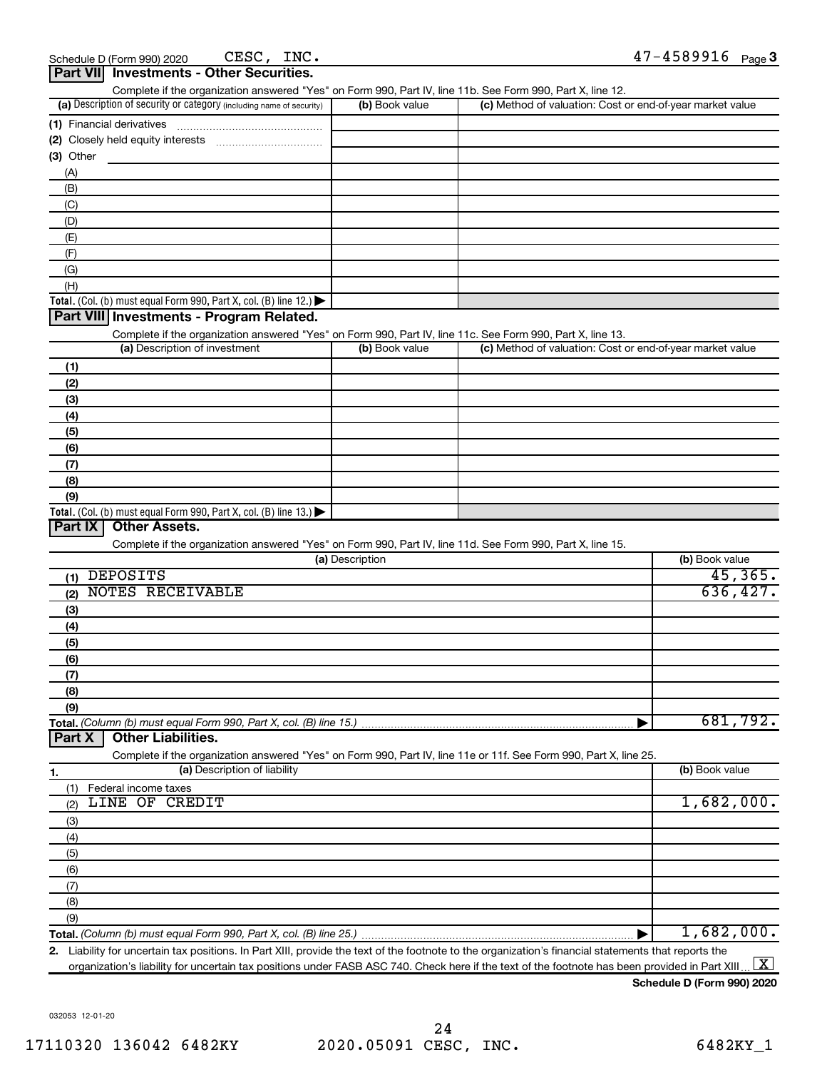Schedule D (Form 990) 2020 CESC, INC. 47-4589916 Page 3

## Part VII Investments - Other Securities.

Complete if the organization answered "Yes" on Form 990, Part IV, line 11b. See Form 990, Part X, line 12.

| (a) Description of security or category (including name of security) | (b) Book value | (c) Method of valuation: Cost or end-of-year market value |
|---|---|---|
| (1) Financial derivatives | | |
| (2) Closely held equity interests | | |
| (3) Other | | |
| (A) | | |
| (B) | | |
| (C) | | |
| (D) | | |
| (E) | | |
| (F) | | |
| (G) | | |
| (H) | | |
| **Total.** (Col. (b) must equal Form 990, Part X, col. (B) line 12.) | | |

## Part VIII Investments - Program Related.

Complete if the organization answered "Yes" on Form 990, Part IV, line 11c. See Form 990, Part X, line 13.

| (a) Description of investment | (b) Book value | (c) Method of valuation: Cost or end-of-year market value |
|---|---|---|
| (1) | | |
| (2) | | |
| (3) | | |
| (4) | | |
| (5) | | |
| (6) | | |
| (7) | | |
| (8) | | |
| (9) | | |
| **Total.** (Col. (b) must equal Form 990, Part X, col. (B) line 13.) | | |

## Part IX Other Assets.

Complete if the organization answered "Yes" on Form 990, Part IV, line 11d. See Form 990, Part X, line 15.

| (a) Description | (b) Book value |
|---|---|
| (1) DEPOSITS | 45,365. |
| (2) NOTES RECEIVABLE | 636,427. |
| (3) | |
| (4) | |
| (5) | |
| (6) | |
| (7) | |
| (8) | |
| (9) | |
| **Total.** *(Column (b) must equal Form 990, Part X, col. (B) line 15.)* | 681,792. |

## Part X Other Liabilities.

Complete if the organization answered "Yes" on Form 990, Part IV, line 11e or 11f. See Form 990, Part X, line 25.

| 1. (a) Description of liability | (b) Book value |
|---|---|
| (1) Federal income taxes | |
| (2) LINE OF CREDIT | 1,682,000. |
| (3) | |
| (4) | |
| (5) | |
| (6) | |
| (7) | |
| (8) | |
| (9) | |
| **Total.** *(Column (b) must equal Form 990, Part X, col. (B) line 25.)* | 1,682,000. |

2. Liability for uncertain tax positions. In Part XIII, provide the text of the footnote to the organization's financial statements that reports the organization's liability for uncertain tax positions under FASB ASC 740. Check here if the text of the footnote has been provided in Part XIII [X]

**Schedule D (Form 990) 2020**

032053 12-01-20

17110320 136042 6482KY 2020.05091 CESC, INC. 6482KY_1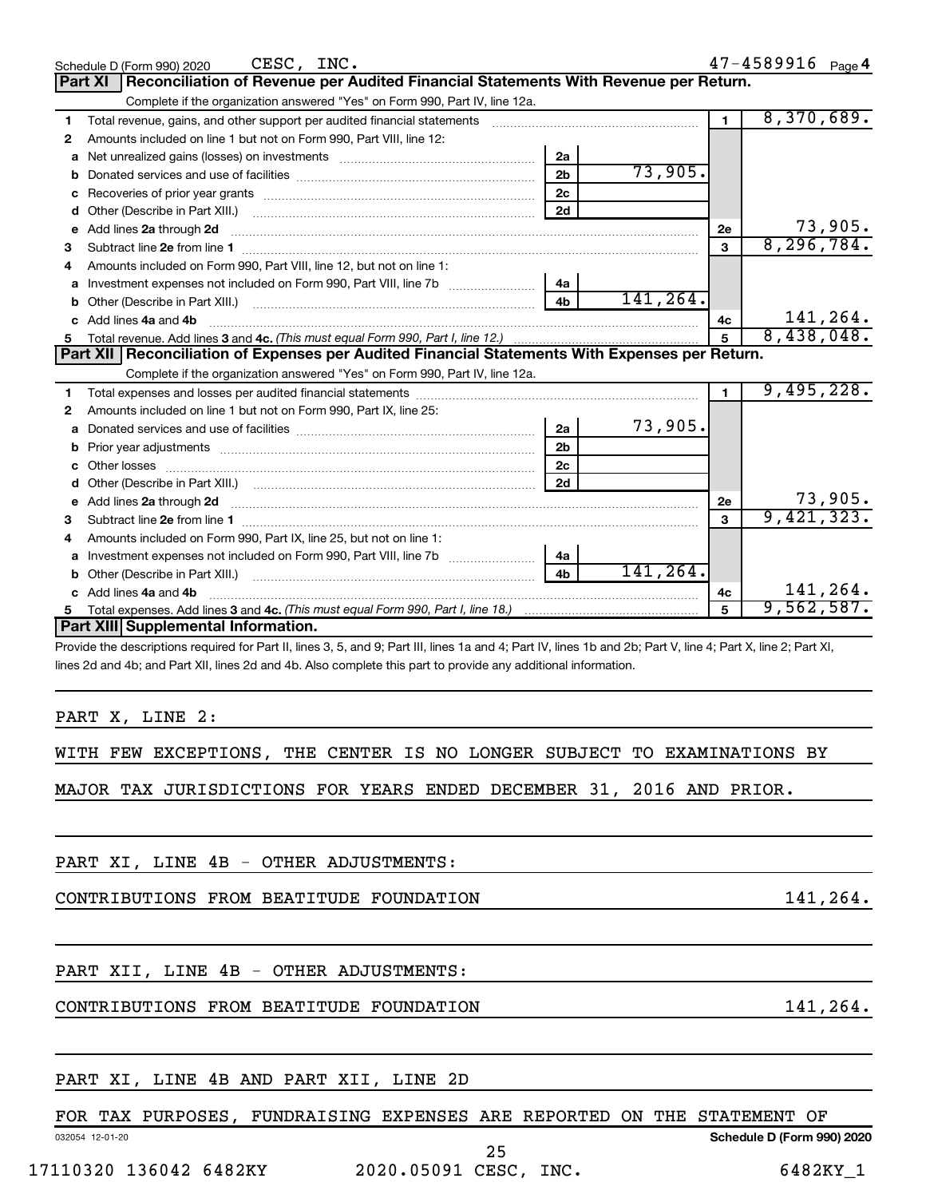Schedule D (Form 990) 2020 CESC, INC. 47-4589916 Page 4

## Part XI Reconciliation of Revenue per Audited Financial Statements With Revenue per Return.

Complete if the organization answered "Yes" on Form 990, Part IV, line 12a.

| | | | | | |
|---|---|---|---|---|---|
| 1 | Total revenue, gains, and other support per audited financial statements | | | 1 | 8,370,689. |
| 2 | Amounts included on line 1 but not on Form 990, Part VIII, line 12: | | | | |
| a | Net unrealized gains (losses) on investments | 2a | | | |
| b | Donated services and use of facilities | 2b | 73,905. | | |
| c | Recoveries of prior year grants | 2c | | | |
| d | Other (Describe in Part XIII.) | 2d | | | |
| e | Add lines 2a through 2d | | | 2e | 73,905. |
| 3 | Subtract line 2e from line 1 | | | 3 | 8,296,784. |
| 4 | Amounts included on Form 990, Part VIII, line 12, but not on line 1: | | | | |
| a | Investment expenses not included on Form 990, Part VIII, line 7b | 4a | | | |
| b | Other (Describe in Part XIII.) | 4b | 141,264. | | |
| c | Add lines 4a and 4b | | | 4c | 141,264. |
| 5 | Total revenue. Add lines 3 and 4c. *(This must equal Form 990, Part I, line 12.)* | | | 5 | 8,438,048. |

## Part XII Reconciliation of Expenses per Audited Financial Statements With Expenses per Return.

Complete if the organization answered "Yes" on Form 990, Part IV, line 12a.

| | | | | | |
|---|---|---|---|---|---|
| 1 | Total expenses and losses per audited financial statements | | | 1 | 9,495,228. |
| 2 | Amounts included on line 1 but not on Form 990, Part IX, line 25: | | | | |
| a | Donated services and use of facilities | 2a | 73,905. | | |
| b | Prior year adjustments | 2b | | | |
| c | Other losses | 2c | | | |
| d | Other (Describe in Part XIII.) | 2d | | | |
| e | Add lines 2a through 2d | | | 2e | 73,905. |
| 3 | Subtract line 2e from line 1 | | | 3 | 9,421,323. |
| 4 | Amounts included on Form 990, Part IX, line 25, but not on line 1: | | | | |
| a | Investment expenses not included on Form 990, Part VIII, line 7b | 4a | | | |
| b | Other (Describe in Part XIII.) | 4b | 141,264. | | |
| c | Add lines 4a and 4b | | | 4c | 141,264. |
| 5 | Total expenses. Add lines 3 and 4c. *(This must equal Form 990, Part I, line 18.)* | | | 5 | 9,562,587. |

## Part XIII Supplemental Information.

Provide the descriptions required for Part II, lines 3, 5, and 9; Part III, lines 1a and 4; Part IV, lines 1b and 2b; Part V, line 4; Part X, line 2; Part XI, lines 2d and 4b; and Part XII, lines 2d and 4b. Also complete this part to provide any additional information.

PART X, LINE 2:

WITH FEW EXCEPTIONS, THE CENTER IS NO LONGER SUBJECT TO EXAMINATIONS BY MAJOR TAX JURISDICTIONS FOR YEARS ENDED DECEMBER 31, 2016 AND PRIOR.

PART XI, LINE 4B - OTHER ADJUSTMENTS:

CONTRIBUTIONS FROM BEATITUDE FOUNDATION 141,264.

PART XII, LINE 4B - OTHER ADJUSTMENTS:

CONTRIBUTIONS FROM BEATITUDE FOUNDATION 141,264.

PART XI, LINE 4B AND PART XII, LINE 2D

FOR TAX PURPOSES, FUNDRAISING EXPENSES ARE REPORTED ON THE STATEMENT OF

032054 12-01-20 Schedule D (Form 990) 2020

17110320 136042 6482KY 2020.05091 CESC, INC. 6482KY_1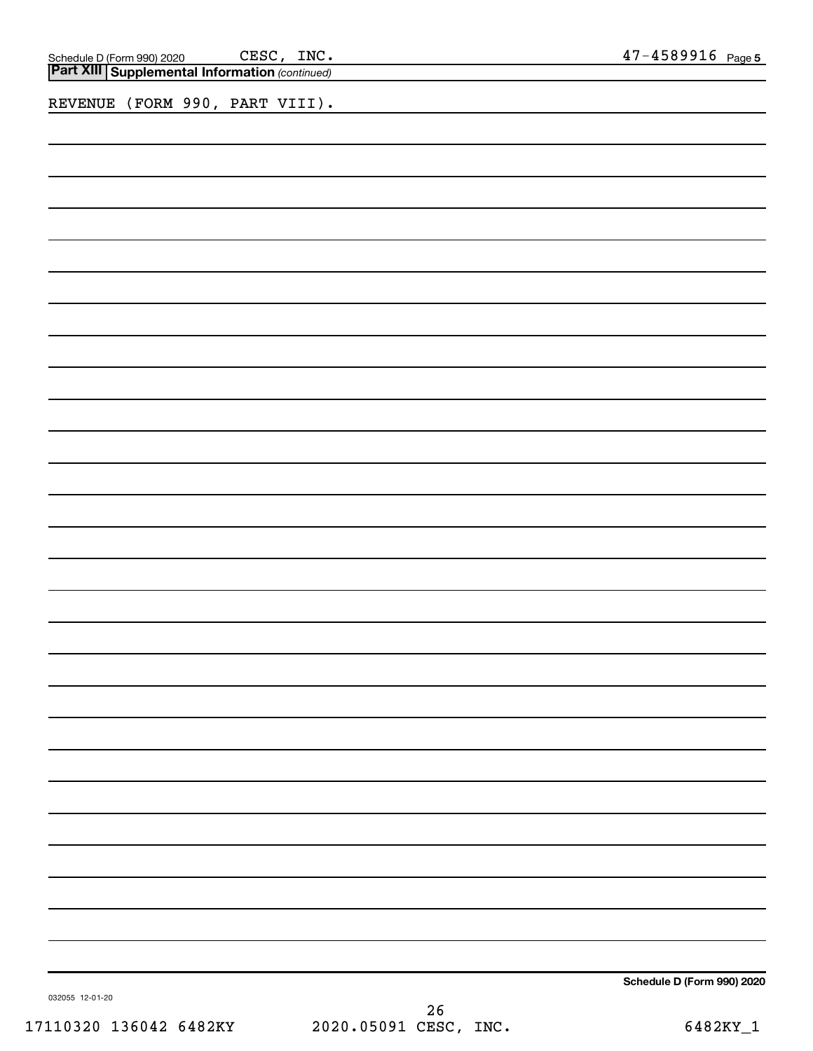**Part XIII** **Supplemental Information** *(continued)*

REVENUE (FORM 990, PART VIII).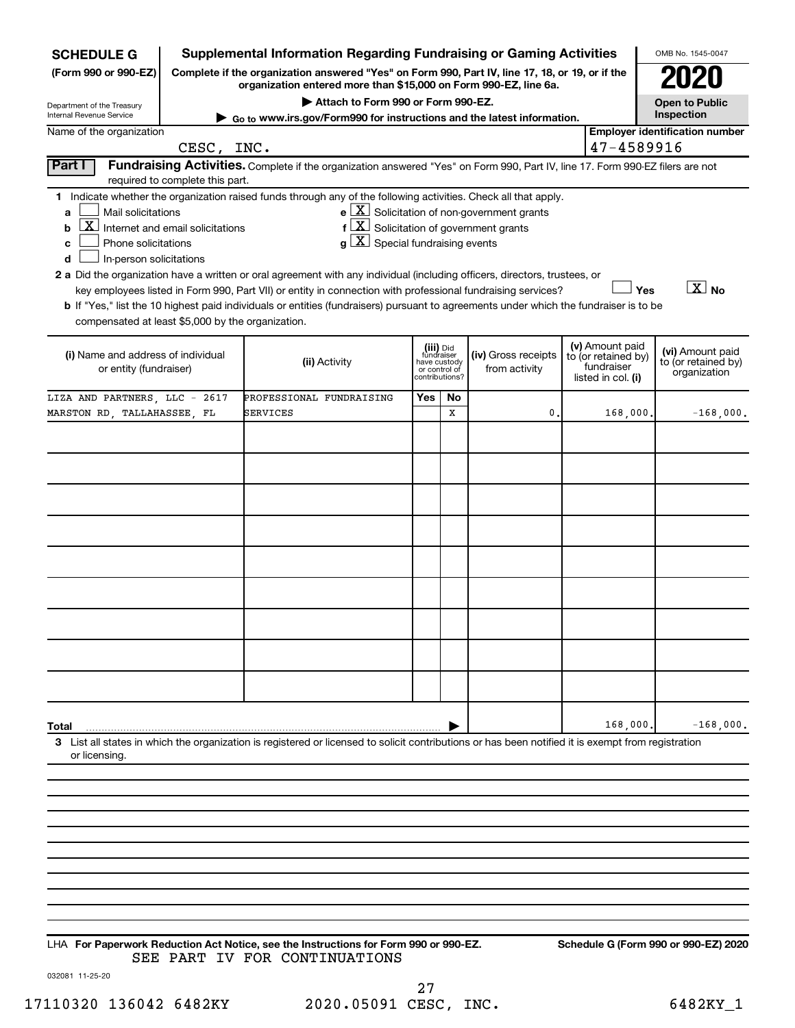**SCHEDULE G** (Form 990 or 990-EZ)

Department of the Treasury
Internal Revenue Service

# Supplemental Information Regarding Fundraising or Gaming Activities

**Complete if the organization answered "Yes" on Form 990, Part IV, line 17, 18, or 19, or if the organization entered more than $15,000 on Form 990-EZ, line 6a.**

▶ Attach to Form 990 or Form 990-EZ.

▶ Go to www.irs.gov/Form990 for instructions and the latest information.

OMB No. 1545-0047

**2020**

**Open to Public Inspection**

Name of the organization: CESC, INC.

**Employer identification number:** 47-4589916

## Part I Fundraising Activities.

Complete if the organization answered "Yes" on Form 990, Part IV, line 17. Form 990-EZ filers are not required to complete this part.

**1** Indicate whether the organization raised funds through any of the following activities. Check all that apply.

- a ☐ Mail solicitations
- b ☒ Internet and email solicitations
- c ☐ Phone solicitations
- d ☐ In-person solicitations
- e ☒ Solicitation of non-government grants
- f ☒ Solicitation of government grants
- g ☒ Special fundraising events

**2 a** Did the organization have a written or oral agreement with any individual (including officers, directors, trustees, or key employees listed in Form 990, Part VII) or entity in connection with professional fundraising services? ☐ Yes ☒ No

**b** If "Yes," list the 10 highest paid individuals or entities (fundraisers) pursuant to agreements under which the fundraiser is to be compensated at least $5,000 by the organization.

| (i) Name and address of individual or entity (fundraiser) | (ii) Activity | (iii) Did fundraiser have custody or control of contributions? Yes | No | (iv) Gross receipts from activity | (v) Amount paid to (or retained by) fundraiser listed in col. (i) | (vi) Amount paid to (or retained by) organization |
|---|---|---|---|---|---|---|
| LIZA AND PARTNERS, LLC - 2617 MARSTON RD, TALLAHASSEE, FL | PROFESSIONAL FUNDRAISING SERVICES | | X | 0. | 168,000. | -168,000. |
| | | | | | | |
| | | | | | | |
| | | | | | | |
| | | | | | | |
| | | | | | | |
| | | | | | | |
| | | | | | | |
| | | | | | | |
| | | | | | | |
| **Total** | | | | | 168,000. | -168,000. |

**3** List all states in which the organization is registered or licensed to solicit contributions or has been notified it is exempt from registration or licensing.

LHA **For Paperwork Reduction Act Notice, see the Instructions for Form 990 or 990-EZ.** **Schedule G (Form 990 or 990-EZ) 2020**

SEE PART IV FOR CONTINUATIONS

032081 11-25-20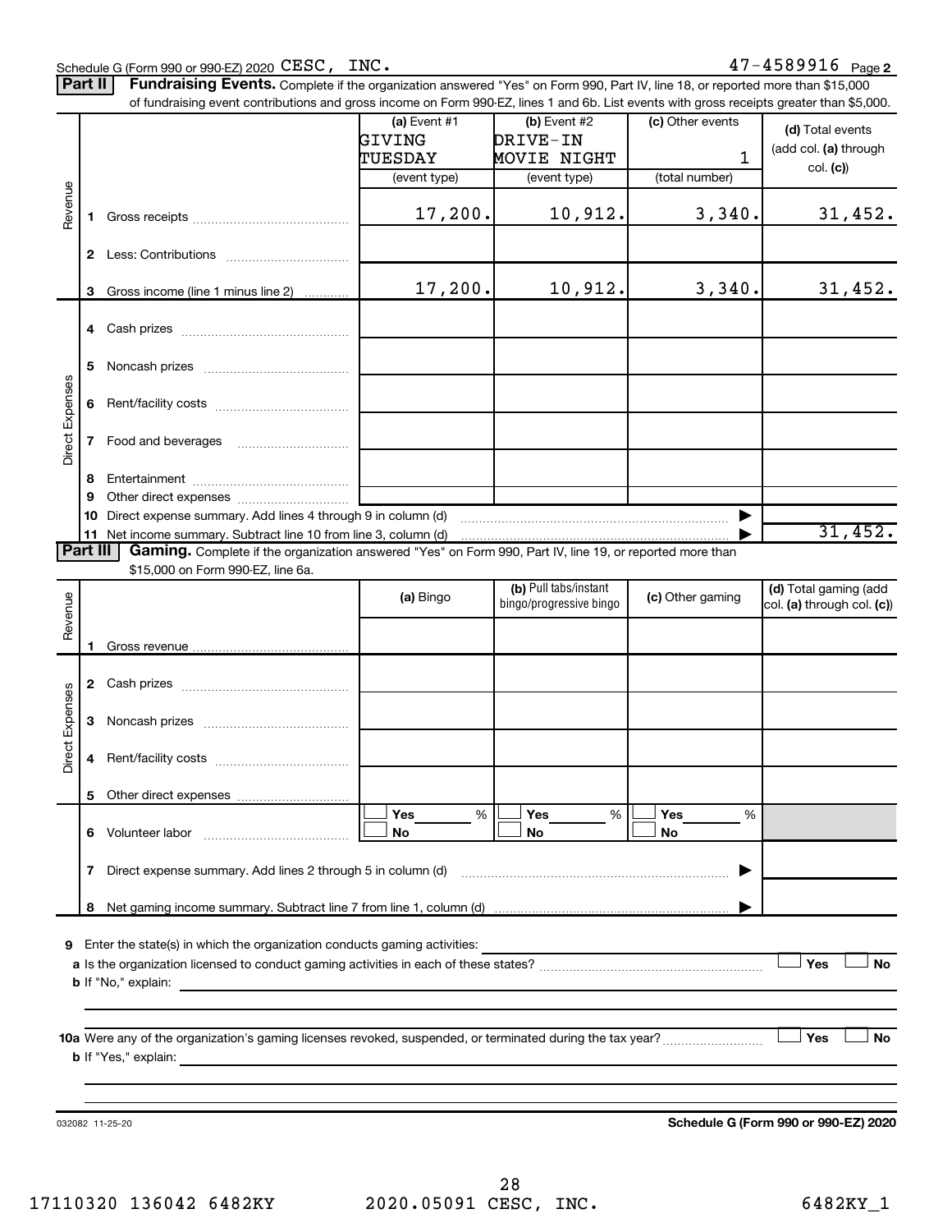Schedule G (Form 990 or 990-EZ) 2020 CESC, INC. 47-4589916 Page 2

**Part II** **Fundraising Events.** Complete if the organization answered "Yes" on Form 990, Part IV, line 18, or reported more than $15,000 of fundraising event contributions and gross income on Form 990-EZ, lines 1 and 6b. List events with gross receipts greater than $5,000.

| | | (a) Event #1 GIVING TUESDAY (event type) | (b) Event #2 DRIVE-IN MOVIE NIGHT (event type) | (c) Other events 1 (total number) | (d) Total events (add col. (a) through col. (c)) |
|---|---|---|---|---|---|
| Revenue | 1 Gross receipts | 17,200. | 10,912. | 3,340. | 31,452. |
| | 2 Less: Contributions | | | | |
| | 3 Gross income (line 1 minus line 2) | 17,200. | 10,912. | 3,340. | 31,452. |
| Direct Expenses | 4 Cash prizes | | | | |
| | 5 Noncash prizes | | | | |
| | 6 Rent/facility costs | | | | |
| | 7 Food and beverages | | | | |
| | 8 Entertainment | | | | |
| | 9 Other direct expenses | | | | |
| | 10 Direct expense summary. Add lines 4 through 9 in column (d) | | | ▶ | |
| | 11 Net income summary. Subtract line 10 from line 3, column (d) | | | ▶ | 31,452. |

**Part III** **Gaming.** Complete if the organization answered "Yes" on Form 990, Part IV, line 19, or reported more than $15,000 on Form 990-EZ, line 6a.

| | | (a) Bingo | (b) Pull tabs/instant bingo/progressive bingo | (c) Other gaming | (d) Total gaming (add col. (a) through col. (c)) |
|---|---|---|---|---|---|
| Revenue | 1 Gross revenue | | | | |
| Direct Expenses | 2 Cash prizes | | | | |
| | 3 Noncash prizes | | | | |
| | 4 Rent/facility costs | | | | |
| | 5 Other direct expenses | | | | |
| | 6 Volunteer labor | ☐ Yes ___% ☐ No | ☐ Yes ___% ☐ No | ☐ Yes ___% ☐ No | |
| | 7 Direct expense summary. Add lines 2 through 5 in column (d) | | | ▶ | |
| | 8 Net gaming income summary. Subtract line 7 from line 1, column (d) | | | ▶ | |

9 Enter the state(s) in which the organization conducts gaming activities: ________________

a Is the organization licensed to conduct gaming activities in each of these states? ☐ Yes ☐ No

b If "No," explain: ________________

10a Were any of the organization's gaming licenses revoked, suspended, or terminated during the tax year? ☐ Yes ☐ No

b If "Yes," explain: ________________

032082 11-25-20 **Schedule G (Form 990 or 990-EZ) 2020**

17110320 136042 6482KY 2020.05091 CESC, INC. 6482KY_1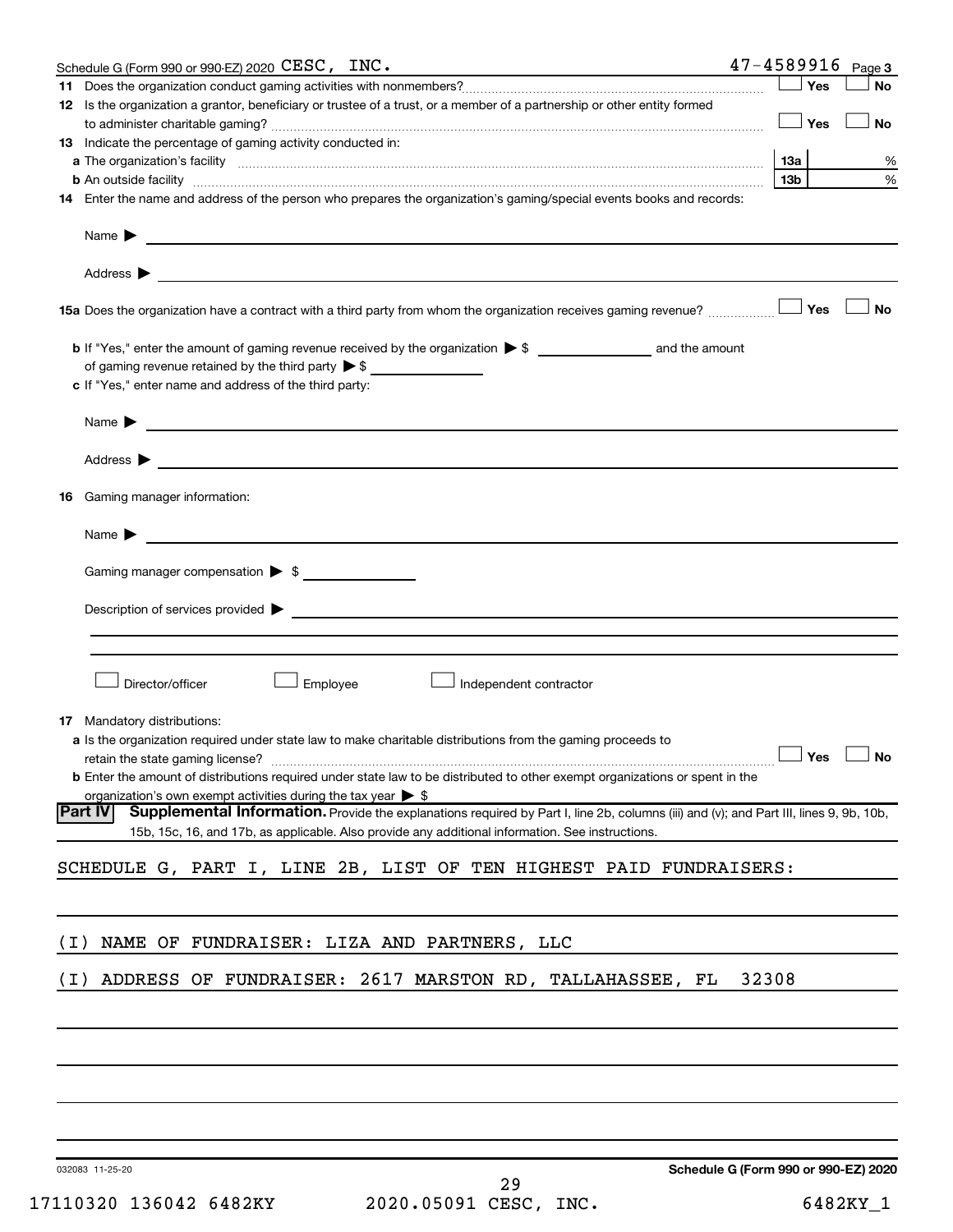Schedule G (Form 990 or 990-EZ) 2020 CESC, INC. 47-4589916 Page 3

**11** Does the organization conduct gaming activities with nonmembers? ☐ Yes ☐ No

**12** Is the organization a grantor, beneficiary or trustee of a trust, or a member of a partnership or other entity formed to administer charitable gaming? ☐ Yes ☐ No

**13** Indicate the percentage of gaming activity conducted in:

**a** The organization's facility **13a** %

**b** An outside facility **13b** %

**14** Enter the name and address of the person who prepares the organization's gaming/special events books and records:

Name ▶

Address ▶

**15a** Does the organization have a contract with a third party from whom the organization receives gaming revenue? ☐ Yes ☐ No

**b** If "Yes," enter the amount of gaming revenue received by the organization ▶ $ ______ and the amount of gaming revenue retained by the third party ▶ $ ______

**c** If "Yes," enter name and address of the third party:

Name ▶

Address ▶

**16** Gaming manager information:

Name ▶

Gaming manager compensation ▶ $

Description of services provided ▶

☐ Director/officer ☐ Employee ☐ Independent contractor

**17** Mandatory distributions:

**a** Is the organization required under state law to make charitable distributions from the gaming proceeds to retain the state gaming license? ☐ Yes ☐ No

**b** Enter the amount of distributions required under state law to be distributed to other exempt organizations or spent in the organization's own exempt activities during the tax year ▶ $

**Part IV** **Supplemental Information.** Provide the explanations required by Part I, line 2b, columns (iii) and (v); and Part III, lines 9, 9b, 10b, 15b, 15c, 16, and 17b, as applicable. Also provide any additional information. See instructions.

SCHEDULE G, PART I, LINE 2B, LIST OF TEN HIGHEST PAID FUNDRAISERS:

(I) NAME OF FUNDRAISER: LIZA AND PARTNERS, LLC

(I) ADDRESS OF FUNDRAISER: 2617 MARSTON RD, TALLAHASSEE, FL 32308

032083 11-25-20 **Schedule G (Form 990 or 990-EZ) 2020**

17110320 136042 6482KY 2020.05091 CESC, INC. 6482KY_1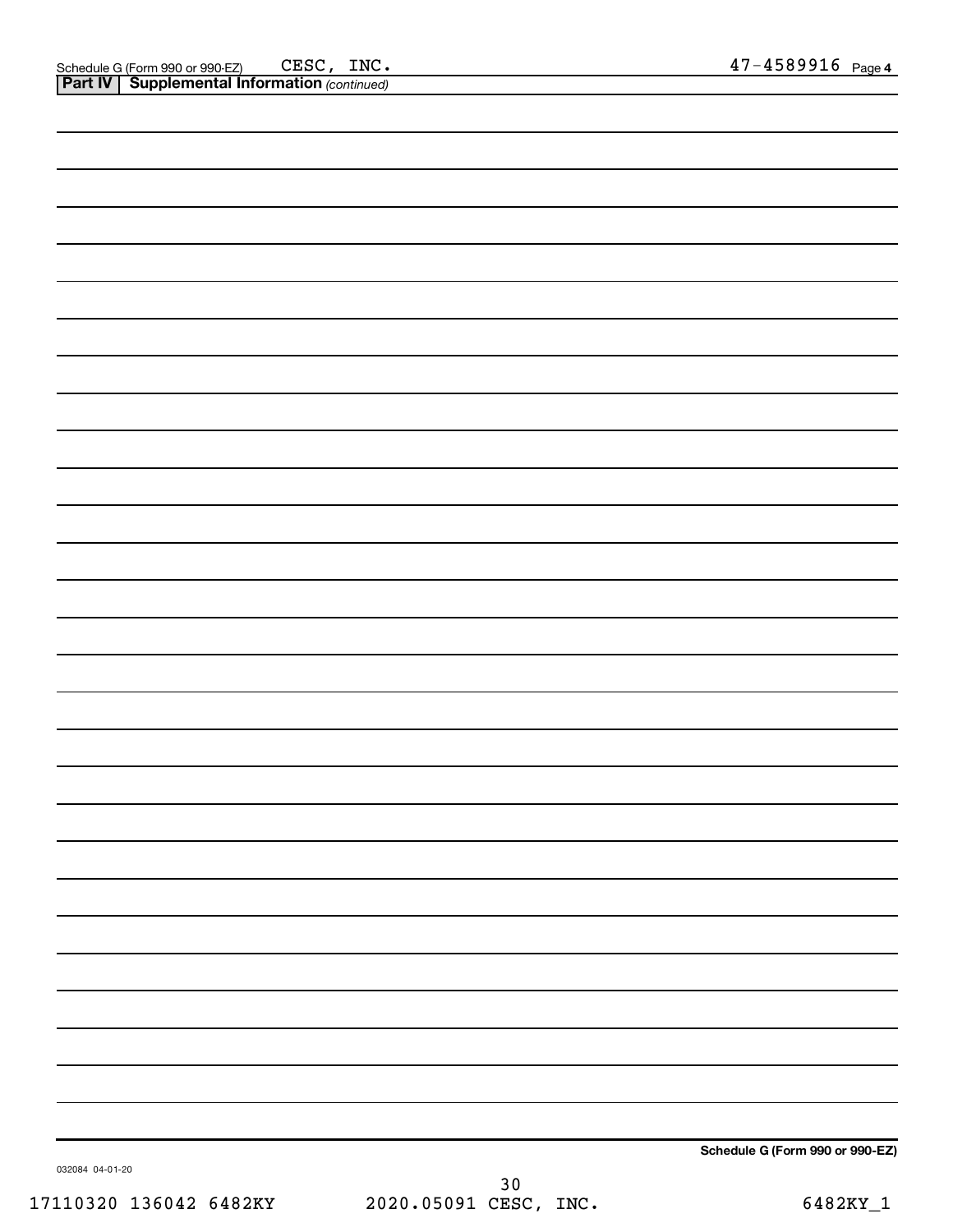Schedule G (Form 990 or 990-EZ) CESC, INC. 47-4589916 Page 4

**Part IV | Supplemental Information** *(continued)*

**Schedule G (Form 990 or 990-EZ)**

032084 04-01-20

17110320 136042 6482KY 2020.05091 CESC, INC. 6482KY_1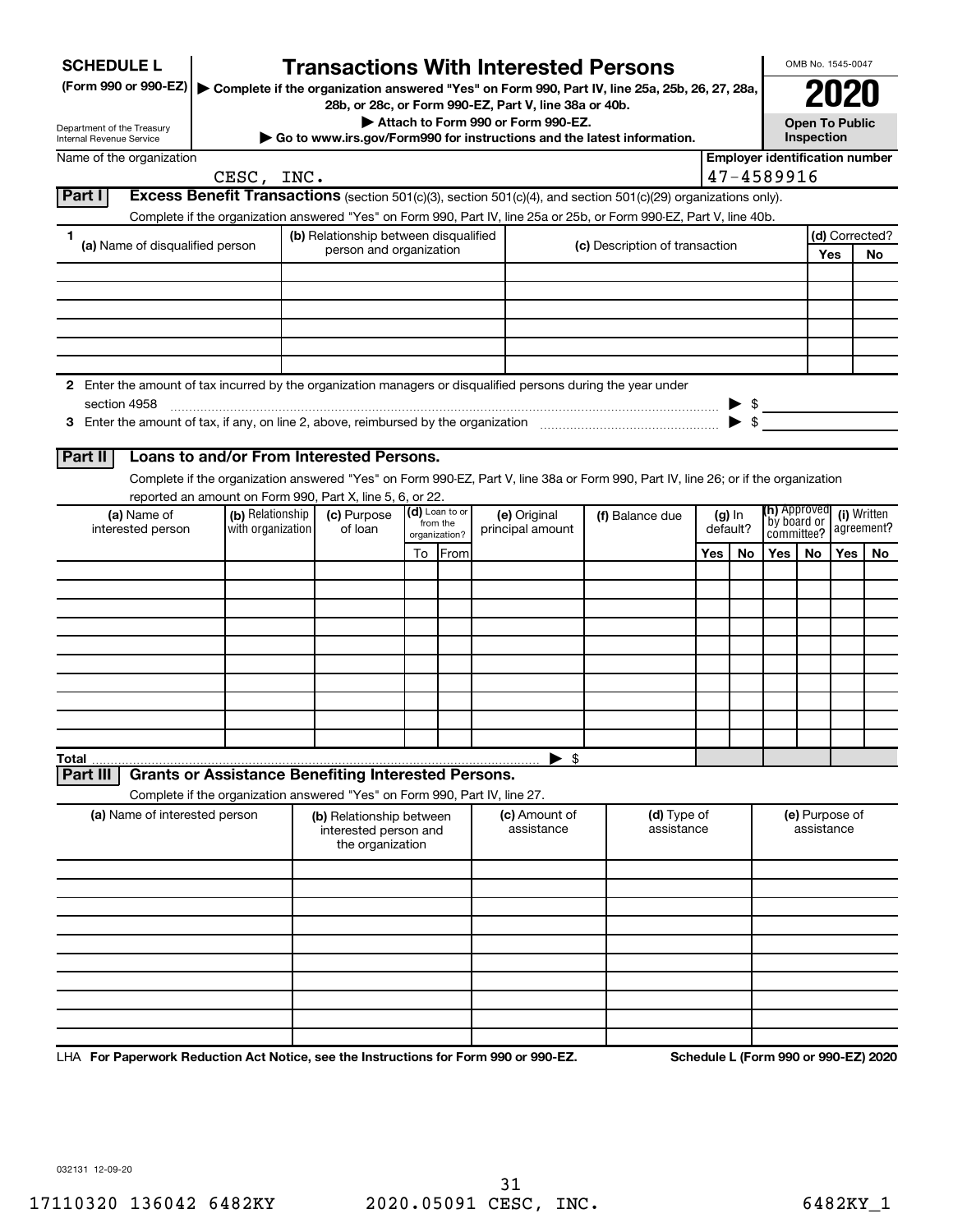**SCHEDULE L**
**(Form 990 or 990-EZ)**

Department of the Treasury
Internal Revenue Service

# Transactions With Interested Persons

▶ **Complete if the organization answered "Yes" on Form 990, Part IV, line 25a, 25b, 26, 27, 28a, 28b, or 28c, or Form 990-EZ, Part V, line 38a or 40b.**
▶ **Attach to Form 990 or Form 990-EZ.**
▶ **Go to www.irs.gov/Form990 for instructions and the latest information.**

OMB No. 1545-0047

**2020**

**Open To Public Inspection**

Name of the organization: CESC, INC.

**Employer identification number**: 47-4589916

## Part I Excess Benefit Transactions (section 501(c)(3), section 501(c)(4), and section 501(c)(29) organizations only).

Complete if the organization answered "Yes" on Form 990, Part IV, line 25a or 25b, or Form 990-EZ, Part V, line 40b.

| 1 (a) Name of disqualified person | (b) Relationship between disqualified person and organization | (c) Description of transaction | (d) Corrected? Yes | No |
|---|---|---|---|---|
| | | | | |
| | | | | |
| | | | | |
| | | | | |
| | | | | |
| | | | | |

**2** Enter the amount of tax incurred by the organization managers or disqualified persons during the year under section 4958 ▶ $

**3** Enter the amount of tax, if any, on line 2, above, reimbursed by the organization ▶ $

## Part II Loans to and/or From Interested Persons.

Complete if the organization answered "Yes" on Form 990-EZ, Part V, line 38a or Form 990, Part IV, line 26; or if the organization reported an amount on Form 990, Part X, line 5, 6, or 22.

| (a) Name of interested person | (b) Relationship with organization | (c) Purpose of loan | (d) Loan to or from the organization? To | From | (e) Original principal amount | (f) Balance due | (g) In default? Yes | No | (h) Approved by board or committee? Yes | No | (i) Written agreement? Yes | No |
|---|---|---|---|---|---|---|---|---|---|---|---|---|
| | | | | | | | | | | | | |
| | | | | | | | | | | | | |
| | | | | | | | | | | | | |
| | | | | | | | | | | | | |
| | | | | | | | | | | | | |
| | | | | | | | | | | | | |
| | | | | | | | | | | | | |
| | | | | | | | | | | | | |
| | | | | | | | | | | | | |
| | | | | | | | | | | | | |
| **Total** | | | | | ▶ $ | | | | | | | |

## Part III Grants or Assistance Benefiting Interested Persons.

Complete if the organization answered "Yes" on Form 990, Part IV, line 27.

| (a) Name of interested person | (b) Relationship between interested person and the organization | (c) Amount of assistance | (d) Type of assistance | (e) Purpose of assistance |
|---|---|---|---|---|
| | | | | |
| | | | | |
| | | | | |
| | | | | |
| | | | | |
| | | | | |
| | | | | |
| | | | | |
| | | | | |
| | | | | |

LHA **For Paperwork Reduction Act Notice, see the Instructions for Form 990 or 990-EZ.** **Schedule L (Form 990 or 990-EZ) 2020**

032131 12-09-20

17110320 136042 6482KY 2020.05091 CESC, INC. 6482KY_1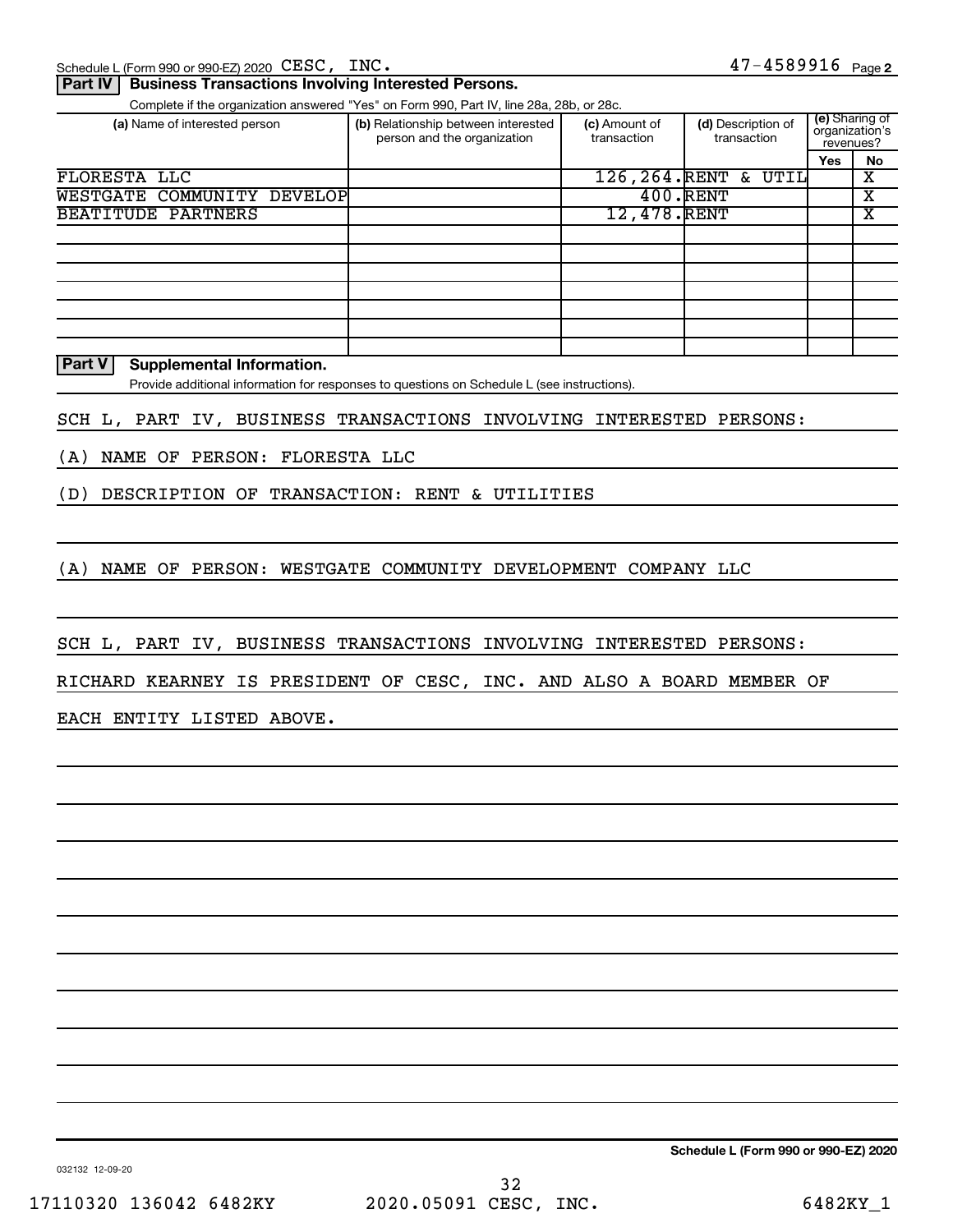Schedule L (Form 990 or 990-EZ) 2020 CESC, INC. 47-4589916 Page 2

**Part IV | Business Transactions Involving Interested Persons.**

Complete if the organization answered "Yes" on Form 990, Part IV, line 28a, 28b, or 28c.

| (a) Name of interested person | (b) Relationship between interested person and the organization | (c) Amount of transaction | (d) Description of transaction | (e) Sharing of organization's revenues? | |
|---|---|---|---|---|---|
| | | | | Yes | No |
| FLORESTA LLC | | 126,264. | RENT & UTIL | | X |
| WESTGATE COMMUNITY DEVELOP | | 400. | RENT | | X |
| BEATITUDE PARTNERS | | 12,478. | RENT | | X |
| | | | | | |
| | | | | | |
| | | | | | |
| | | | | | |
| | | | | | |
| | | | | | |
| | | | | | |

**Part V | Supplemental Information.**

Provide additional information for responses to questions on Schedule L (see instructions).

SCH L, PART IV, BUSINESS TRANSACTIONS INVOLVING INTERESTED PERSONS:

(A) NAME OF PERSON: FLORESTA LLC

(D) DESCRIPTION OF TRANSACTION: RENT & UTILITIES

(A) NAME OF PERSON: WESTGATE COMMUNITY DEVELOPMENT COMPANY LLC

SCH L, PART IV, BUSINESS TRANSACTIONS INVOLVING INTERESTED PERSONS:

RICHARD KEARNEY IS PRESIDENT OF CESC, INC. AND ALSO A BOARD MEMBER OF EACH ENTITY LISTED ABOVE.

**Schedule L (Form 990 or 990-EZ) 2020**

032132 12-09-20

17110320 136042 6482KY 2020.05091 CESC, INC. 6482KY_1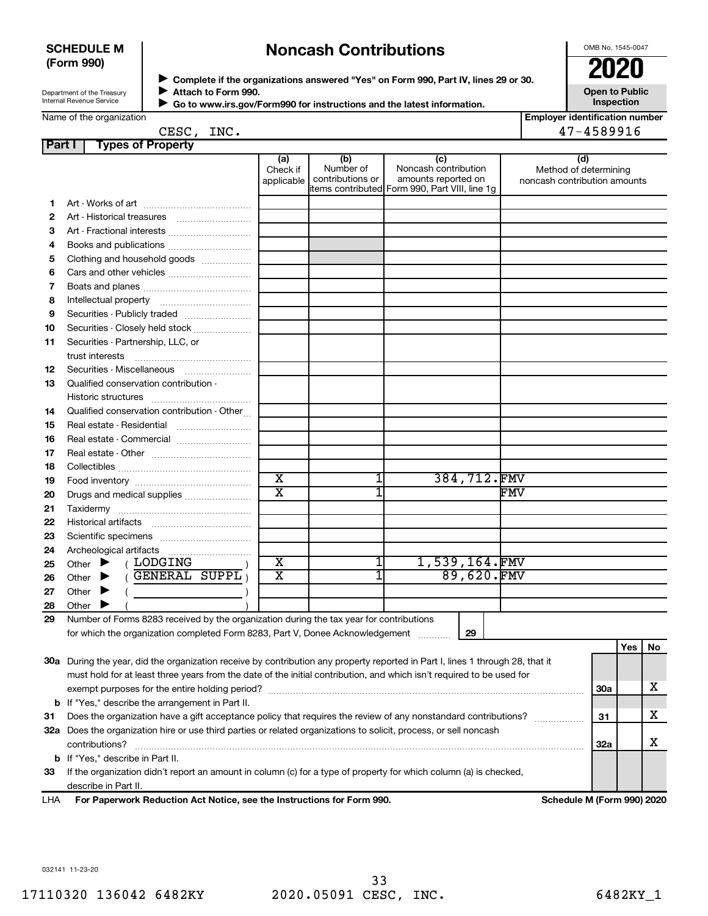**SCHEDULE M (Form 990)**

Department of the Treasury
Internal Revenue Service

# Noncash Contributions

▶ Complete if the organizations answered "Yes" on Form 990, Part IV, lines 29 or 30.
▶ Attach to Form 990.
▶ Go to www.irs.gov/Form990 for instructions and the latest information.

OMB No. 1545-0047

**2020**

**Open to Public Inspection**

Name of the organization: CESC, INC.

Employer identification number: 47-4589916

**Part I — Types of Property**

| | | (a) Check if applicable | (b) Number of contributions or items contributed | (c) Noncash contribution amounts reported on Form 990, Part VIII, line 1g | (d) Method of determining noncash contribution amounts |
|---|---|---|---|---|---|
| 1 | Art - Works of art | | | | |
| 2 | Art - Historical treasures | | | | |
| 3 | Art - Fractional interests | | | | |
| 4 | Books and publications | | | | |
| 5 | Clothing and household goods | | | | |
| 6 | Cars and other vehicles | | | | |
| 7 | Boats and planes | | | | |
| 8 | Intellectual property | | | | |
| 9 | Securities - Publicly traded | | | | |
| 10 | Securities - Closely held stock | | | | |
| 11 | Securities - Partnership, LLC, or trust interests | | | | |
| 12 | Securities - Miscellaneous | | | | |
| 13 | Qualified conservation contribution - Historic structures | | | | |
| 14 | Qualified conservation contribution - Other | | | | |
| 15 | Real estate - Residential | | | | |
| 16 | Real estate - Commercial | | | | |
| 17 | Real estate - Other | | | | |
| 18 | Collectibles | | | | |
| 19 | Food inventory | X | 1 | 384,712. | FMV |
| 20 | Drugs and medical supplies | X | 1 | | FMV |
| 21 | Taxidermy | | | | |
| 22 | Historical artifacts | | | | |
| 23 | Scientific specimens | | | | |
| 24 | Archeological artifacts | | | | |
| 25 | Other ▶ ( LODGING ) | X | 1 | 1,539,164. | FMV |
| 26 | Other ▶ ( GENERAL SUPPL ) | X | 1 | 89,620. | FMV |
| 27 | Other ▶ ( ) | | | | |
| 28 | Other ▶ ( ) | | | | |

29 Number of Forms 8283 received by the organization during the tax year for contributions for which the organization completed Form 8283, Part V, Donee Acknowledgement ..... 29

| | | | Yes | No |
|---|---|---|---|---|
| 30a | During the year, did the organization receive by contribution any property reported in Part I, lines 1 through 28, that it must hold for at least three years from the date of the initial contribution, and which isn't required to be used for exempt purposes for the entire holding period? | 30a | | X |
| b | If "Yes," describe the arrangement in Part II. | | | |
| 31 | Does the organization have a gift acceptance policy that requires the review of any nonstandard contributions? | 31 | | X |
| 32a | Does the organization hire or use third parties or related organizations to solicit, process, or sell noncash contributions? | 32a | | X |
| b | If "Yes," describe in Part II. | | | |
| 33 | If the organization didn't report an amount in column (c) for a type of property for which column (a) is checked, describe in Part II. | | | |

LHA **For Paperwork Reduction Act Notice, see the Instructions for Form 990.** **Schedule M (Form 990) 2020**

032141 11-23-20

17110320 136042 6482KY 2020.05091 CESC, INC. 6482KY_1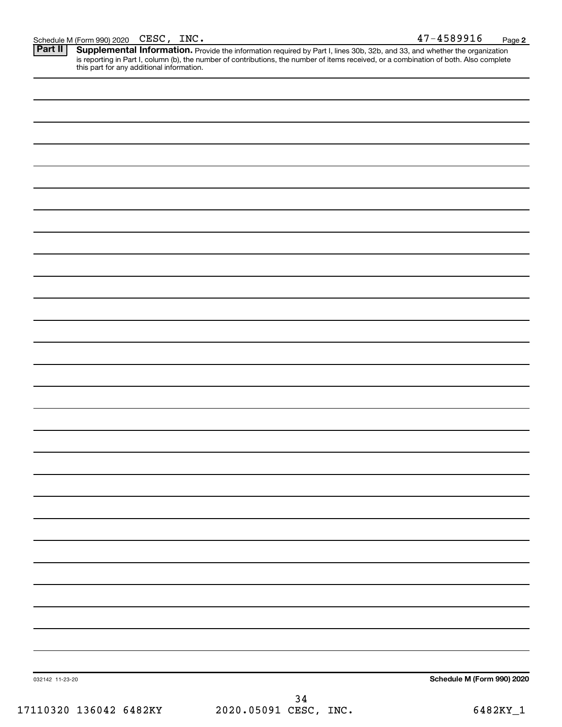Schedule M (Form 990) 2020 CESC, INC. 47-4589916 Page **2**

**Part II** **Supplemental Information.** Provide the information required by Part I, lines 30b, 32b, and 33, and whether the organization is reporting in Part I, column (b), the number of contributions, the number of items received, or a combination of both. Also complete this part for any additional information.

032142 11-23-20 **Schedule M (Form 990) 2020**

17110320 136042 6482KY 2020.05091 CESC, INC. 6482KY_1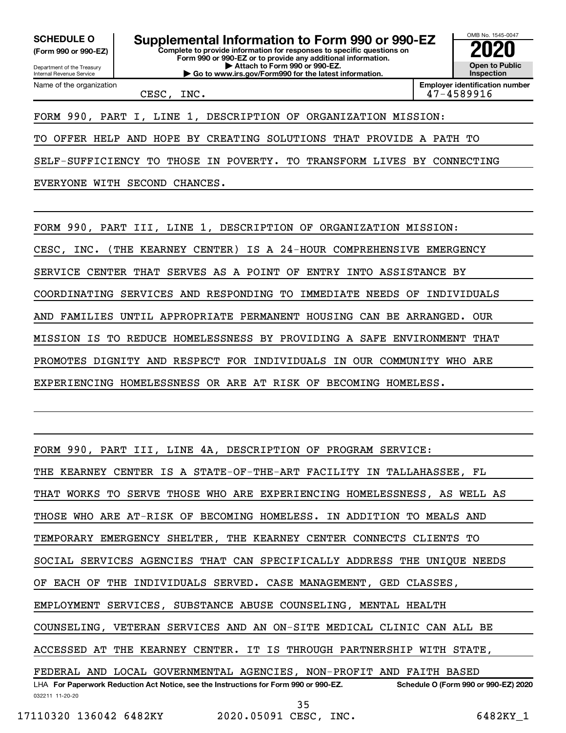**SCHEDULE O (Form 990 or 990-EZ)**

Department of the Treasury
Internal Revenue Service

# Supplemental Information to Form 990 or 990-EZ

**Complete to provide information for responses to specific questions on Form 990 or 990-EZ or to provide any additional information.**
**▶ Attach to Form 990 or 990-EZ.**
**▶ Go to www.irs.gov/Form990 for the latest information.**

OMB No. 1545-0047

**2020**

**Open to Public Inspection**

Name of the organization: CESC, INC.

**Employer identification number:** 47-4589916

FORM 990, PART I, LINE 1, DESCRIPTION OF ORGANIZATION MISSION:

TO OFFER HELP AND HOPE BY CREATING SOLUTIONS THAT PROVIDE A PATH TO SELF-SUFFICIENCY TO THOSE IN POVERTY. TO TRANSFORM LIVES BY CONNECTING EVERYONE WITH SECOND CHANCES.

FORM 990, PART III, LINE 1, DESCRIPTION OF ORGANIZATION MISSION:

CESC, INC. (THE KEARNEY CENTER) IS A 24-HOUR COMPREHENSIVE EMERGENCY SERVICE CENTER THAT SERVES AS A POINT OF ENTRY INTO ASSISTANCE BY COORDINATING SERVICES AND RESPONDING TO IMMEDIATE NEEDS OF INDIVIDUALS AND FAMILIES UNTIL APPROPRIATE PERMANENT HOUSING CAN BE ARRANGED. OUR MISSION IS TO REDUCE HOMELESSNESS BY PROVIDING A SAFE ENVIRONMENT THAT PROMOTES DIGNITY AND RESPECT FOR INDIVIDUALS IN OUR COMMUNITY WHO ARE EXPERIENCING HOMELESSNESS OR ARE AT RISK OF BECOMING HOMELESS.

FORM 990, PART III, LINE 4A, DESCRIPTION OF PROGRAM SERVICE:

THE KEARNEY CENTER IS A STATE-OF-THE-ART FACILITY IN TALLAHASSEE, FL THAT WORKS TO SERVE THOSE WHO ARE EXPERIENCING HOMELESSNESS, AS WELL AS THOSE WHO ARE AT-RISK OF BECOMING HOMELESS. IN ADDITION TO MEALS AND TEMPORARY EMERGENCY SHELTER, THE KEARNEY CENTER CONNECTS CLIENTS TO SOCIAL SERVICES AGENCIES THAT CAN SPECIFICALLY ADDRESS THE UNIQUE NEEDS OF EACH OF THE INDIVIDUALS SERVED. CASE MANAGEMENT, GED CLASSES, EMPLOYMENT SERVICES, SUBSTANCE ABUSE COUNSELING, MENTAL HEALTH COUNSELING, VETERAN SERVICES AND AN ON-SITE MEDICAL CLINIC CAN ALL BE ACCESSED AT THE KEARNEY CENTER. IT IS THROUGH PARTNERSHIP WITH STATE, FEDERAL AND LOCAL GOVERNMENTAL AGENCIES, NON-PROFIT AND FAITH BASED

LHA **For Paperwork Reduction Act Notice, see the Instructions for Form 990 or 990-EZ.** **Schedule O (Form 990 or 990-EZ) 2020**

032211 11-20-20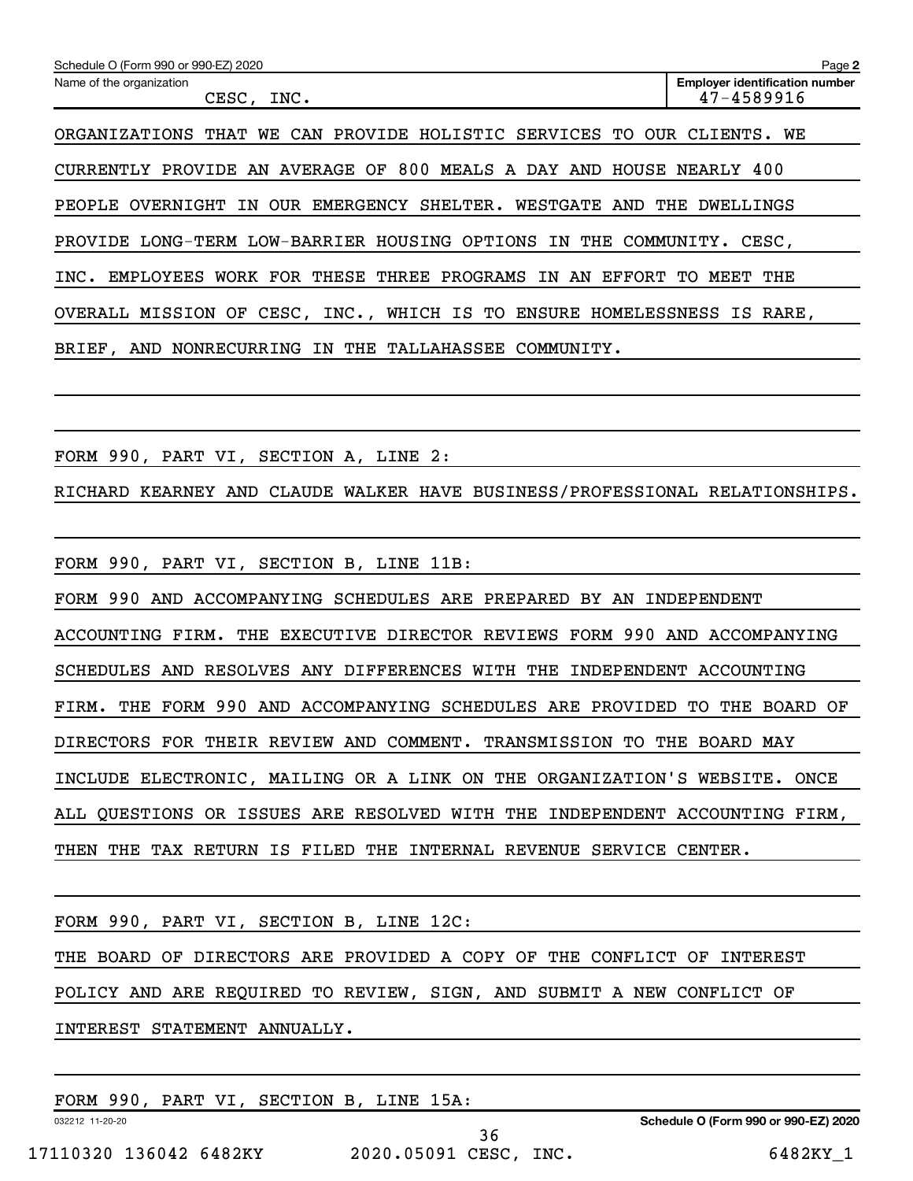Schedule O (Form 990 or 990-EZ) 2020

Name of the organization: CESC, INC.

Employer identification number: 47-4589916

ORGANIZATIONS THAT WE CAN PROVIDE HOLISTIC SERVICES TO OUR CLIENTS. WE CURRENTLY PROVIDE AN AVERAGE OF 800 MEALS A DAY AND HOUSE NEARLY 400 PEOPLE OVERNIGHT IN OUR EMERGENCY SHELTER. WESTGATE AND THE DWELLINGS PROVIDE LONG-TERM LOW-BARRIER HOUSING OPTIONS IN THE COMMUNITY. CESC, INC. EMPLOYEES WORK FOR THESE THREE PROGRAMS IN AN EFFORT TO MEET THE OVERALL MISSION OF CESC, INC., WHICH IS TO ENSURE HOMELESSNESS IS RARE, BRIEF, AND NONRECURRING IN THE TALLAHASSEE COMMUNITY.

FORM 990, PART VI, SECTION A, LINE 2:

RICHARD KEARNEY AND CLAUDE WALKER HAVE BUSINESS/PROFESSIONAL RELATIONSHIPS.

FORM 990, PART VI, SECTION B, LINE 11B:

FORM 990 AND ACCOMPANYING SCHEDULES ARE PREPARED BY AN INDEPENDENT ACCOUNTING FIRM. THE EXECUTIVE DIRECTOR REVIEWS FORM 990 AND ACCOMPANYING SCHEDULES AND RESOLVES ANY DIFFERENCES WITH THE INDEPENDENT ACCOUNTING FIRM. THE FORM 990 AND ACCOMPANYING SCHEDULES ARE PROVIDED TO THE BOARD OF DIRECTORS FOR THEIR REVIEW AND COMMENT. TRANSMISSION TO THE BOARD MAY INCLUDE ELECTRONIC, MAILING OR A LINK ON THE ORGANIZATION'S WEBSITE. ONCE ALL QUESTIONS OR ISSUES ARE RESOLVED WITH THE INDEPENDENT ACCOUNTING FIRM, THEN THE TAX RETURN IS FILED THE INTERNAL REVENUE SERVICE CENTER.

FORM 990, PART VI, SECTION B, LINE 12C:

THE BOARD OF DIRECTORS ARE PROVIDED A COPY OF THE CONFLICT OF INTEREST POLICY AND ARE REQUIRED TO REVIEW, SIGN, AND SUBMIT A NEW CONFLICT OF INTEREST STATEMENT ANNUALLY.

FORM 990, PART VI, SECTION B, LINE 15A: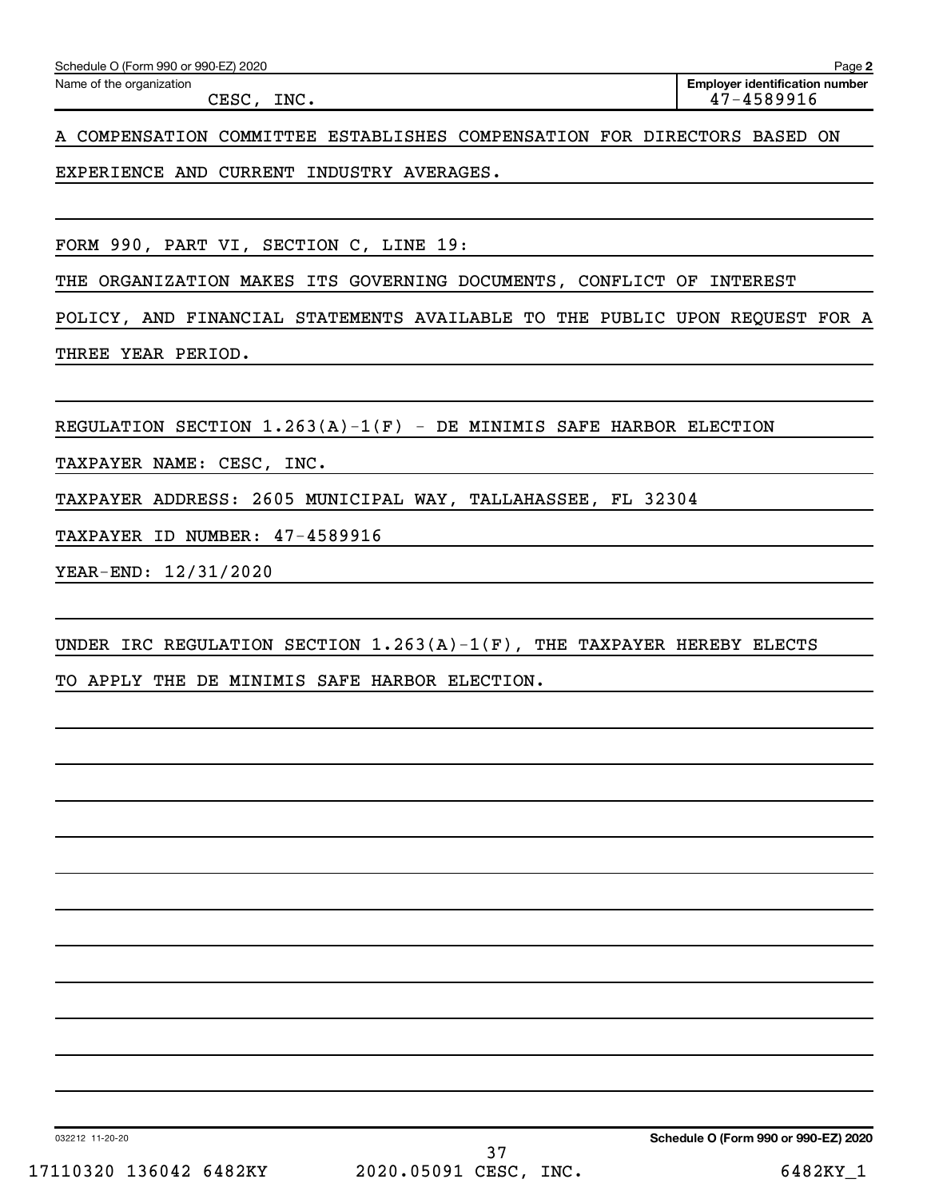Name of the organization: CESC, INC.

Employer identification number: 47-4589916

A COMPENSATION COMMITTEE ESTABLISHES COMPENSATION FOR DIRECTORS BASED ON EXPERIENCE AND CURRENT INDUSTRY AVERAGES.

FORM 990, PART VI, SECTION C, LINE 19:

THE ORGANIZATION MAKES ITS GOVERNING DOCUMENTS, CONFLICT OF INTEREST POLICY, AND FINANCIAL STATEMENTS AVAILABLE TO THE PUBLIC UPON REQUEST FOR A THREE YEAR PERIOD.

REGULATION SECTION 1.263(A)-1(F) - DE MINIMIS SAFE HARBOR ELECTION

TAXPAYER NAME: CESC, INC.

TAXPAYER ADDRESS: 2605 MUNICIPAL WAY, TALLAHASSEE, FL 32304

TAXPAYER ID NUMBER: 47-4589916

YEAR-END: 12/31/2020

UNDER IRC REGULATION SECTION 1.263(A)-1(F), THE TAXPAYER HEREBY ELECTS TO APPLY THE DE MINIMIS SAFE HARBOR ELECTION.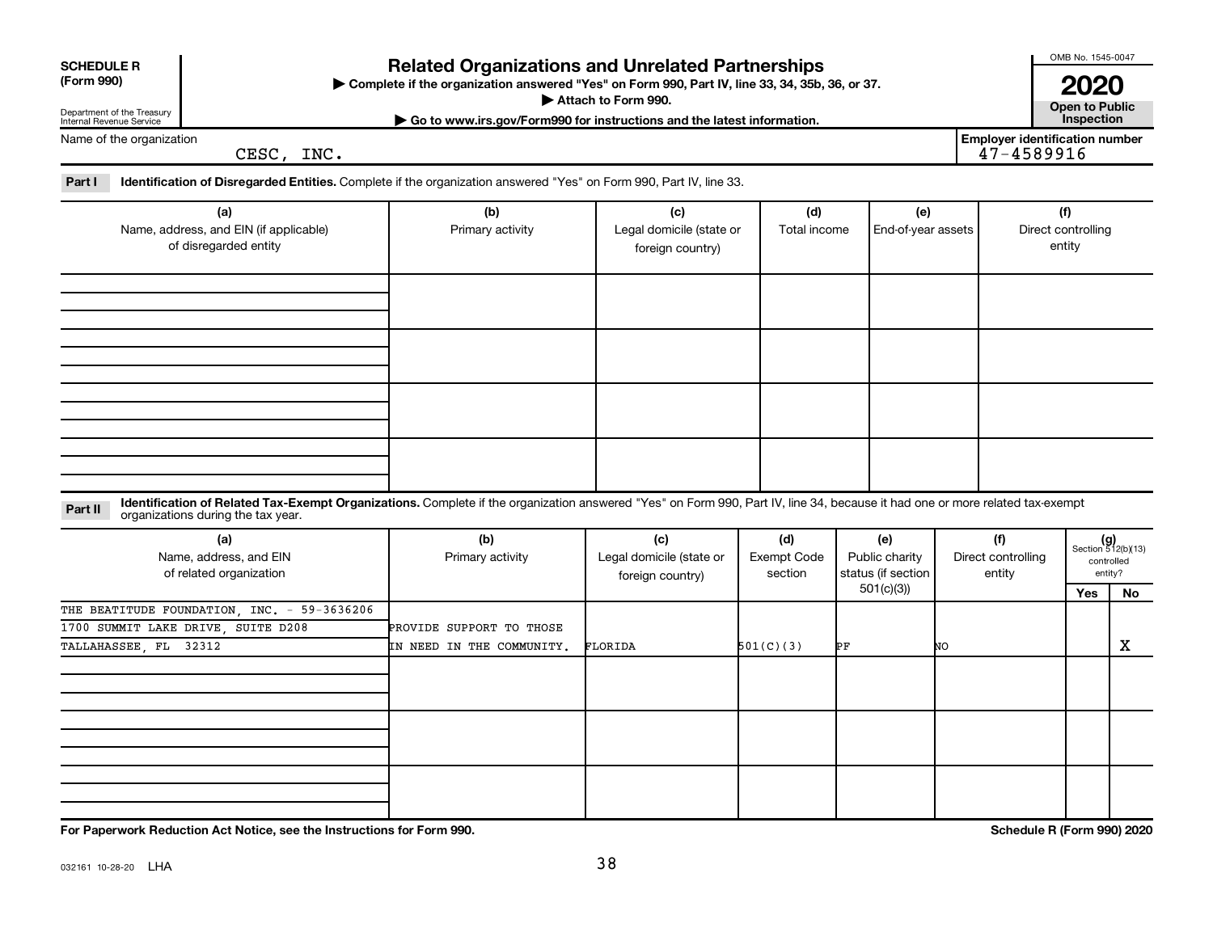**SCHEDULE R (Form 990)**

Department of the Treasury
Internal Revenue Service

# Related Organizations and Unrelated Partnerships

▶ Complete if the organization answered "Yes" on Form 990, Part IV, line 33, 34, 35b, 36, or 37.
▶ Attach to Form 990.
▶ Go to www.irs.gov/Form990 for instructions and the latest information.

OMB No. 1545-0047

**2020**

**Open to Public Inspection**

Name of the organization: CESC, INC.

Employer identification number: 47-4589916

**Part I — Identification of Disregarded Entities.** Complete if the organization answered "Yes" on Form 990, Part IV, line 33.

| (a) Name, address, and EIN (if applicable) of disregarded entity | (b) Primary activity | (c) Legal domicile (state or foreign country) | (d) Total income | (e) End-of-year assets | (f) Direct controlling entity |
|---|---|---|---|---|---|
| | | | | | |
| | | | | | |
| | | | | | |
| | | | | | |

**Part II — Identification of Related Tax-Exempt Organizations.** Complete if the organization answered "Yes" on Form 990, Part IV, line 34, because it had one or more related tax-exempt organizations during the tax year.

| (a) Name, address, and EIN of related organization | (b) Primary activity | (c) Legal domicile (state or foreign country) | (d) Exempt Code section | (e) Public charity status (if section 501(c)(3)) | (f) Direct controlling entity | (g) Section 512(b)(13) controlled entity? Yes | No |
|---|---|---|---|---|---|---|---|
| THE BEATITUDE FOUNDATION, INC. - 59-3636206<br>1700 SUMMIT LAKE DRIVE, SUITE D208<br>TALLAHASSEE, FL 32312 | PROVIDE SUPPORT TO THOSE IN NEED IN THE COMMUNITY. | FLORIDA | 501(C)(3) | PF | NO | | X |
| | | | | | | | |
| | | | | | | | |
| | | | | | | | |

For Paperwork Reduction Act Notice, see the Instructions for Form 990.

Schedule R (Form 990) 2020

032161 10-28-20 LHA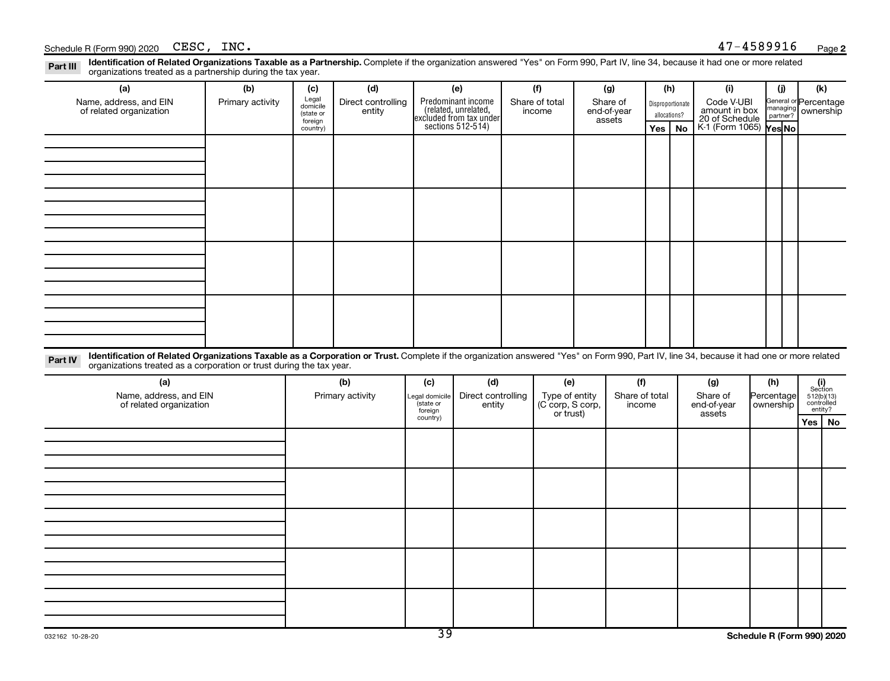Schedule R (Form 990) 2020 CESC, INC. 47-4589916 Page **2**

**Part III** **Identification of Related Organizations Taxable as a Partnership.** Complete if the organization answered "Yes" on Form 990, Part IV, line 34, because it had one or more related organizations treated as a partnership during the tax year.

| (a) Name, address, and EIN of related organization | (b) Primary activity | (c) Legal domicile (state or foreign country) | (d) Direct controlling entity | (e) Predominant income (related, unrelated, excluded from tax under sections 512-514) | (f) Share of total income | (g) Share of end-of-year assets | (h) Disproportionate allocations? Yes | No | (i) Code V-UBI amount in box 20 of Schedule K-1 (Form 1065) | (j) General or managing partner? Yes | No | (k) Percentage ownership |
|---|---|---|---|---|---|---|---|---|---|---|---|---|
| | | | | | | | | | | | | |
| | | | | | | | | | | | | |
| | | | | | | | | | | | | |
| | | | | | | | | | | | | |

**Part IV** **Identification of Related Organizations Taxable as a Corporation or Trust.** Complete if the organization answered "Yes" on Form 990, Part IV, line 34, because it had one or more related organizations treated as a corporation or trust during the tax year.

| (a) Name, address, and EIN of related organization | (b) Primary activity | (c) Legal domicile (state or foreign country) | (d) Direct controlling entity | (e) Type of entity (C corp, S corp, or trust) | (f) Share of total income | (g) Share of end-of-year assets | (h) Percentage ownership | (i) Section 512(b)(13) controlled entity? Yes | No |
|---|---|---|---|---|---|---|---|---|---|
| | | | | | | | | | |
| | | | | | | | | | |
| | | | | | | | | | |
| | | | | | | | | | |
| | | | | | | | | | |

032162 10-28-20 **Schedule R (Form 990) 2020**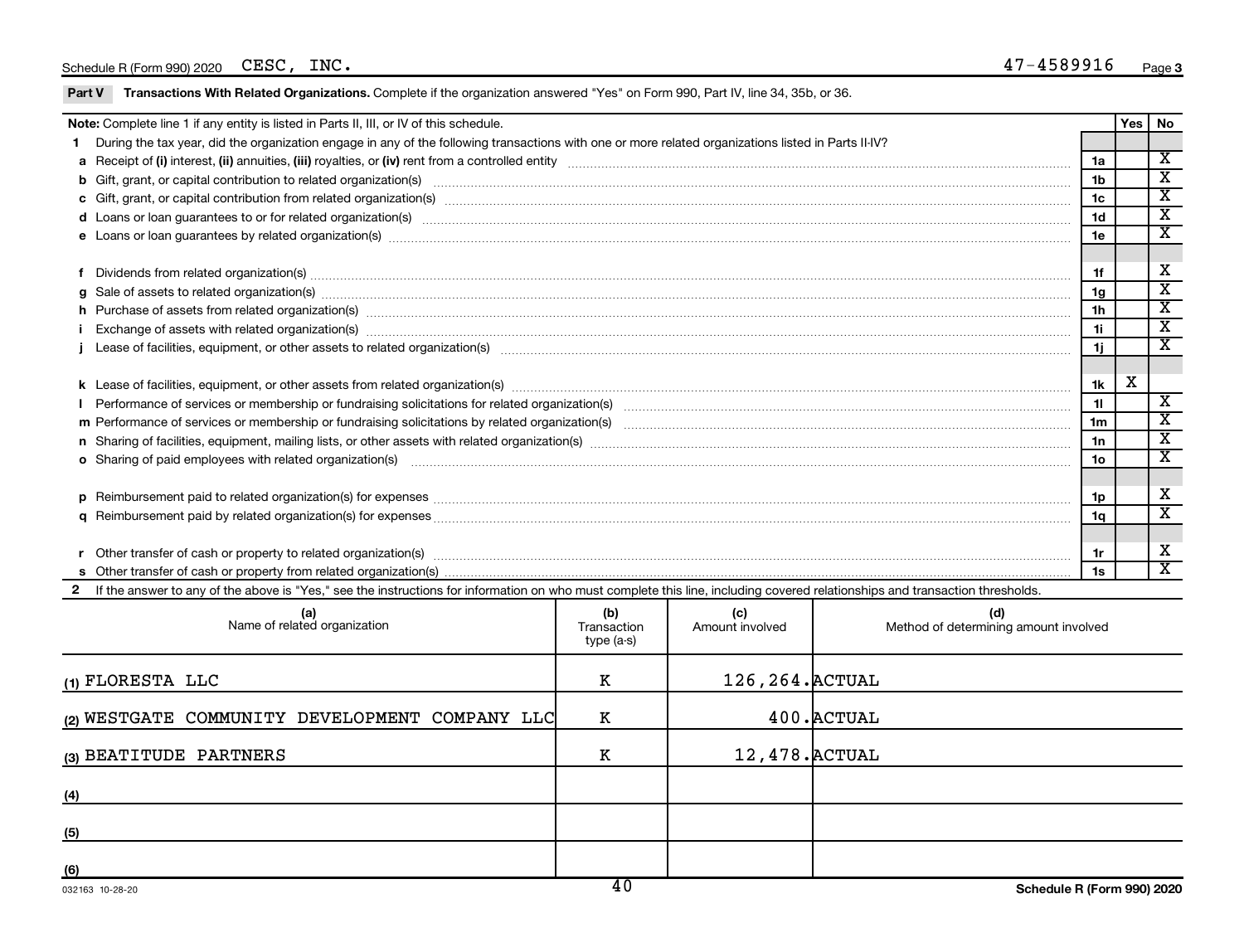Schedule R (Form 990) 2020 CESC, INC. 47-4589916 Page 3

**Part V Transactions With Related Organizations.** Complete if the organization answered "Yes" on Form 990, Part IV, line 34, 35b, or 36.

| **Note:** Complete line 1 if any entity is listed in Parts II, III, or IV of this schedule. | | Yes | No |
|---|---|---|---|
| **1** During the tax year, did the organization engage in any of the following transactions with one or more related organizations listed in Parts II-IV? | | | |
| **a** Receipt of **(i)** interest, **(ii)** annuities, **(iii)** royalties, or **(iv)** rent from a controlled entity | 1a | | X |
| **b** Gift, grant, or capital contribution to related organization(s) | 1b | | X |
| **c** Gift, grant, or capital contribution from related organization(s) | 1c | | X |
| **d** Loans or loan guarantees to or for related organization(s) | 1d | | X |
| **e** Loans or loan guarantees by related organization(s) | 1e | | X |
| **f** Dividends from related organization(s) | 1f | | X |
| **g** Sale of assets to related organization(s) | 1g | | X |
| **h** Purchase of assets from related organization(s) | 1h | | X |
| **i** Exchange of assets with related organization(s) | 1i | | X |
| **j** Lease of facilities, equipment, or other assets to related organization(s) | 1j | | X |
| **k** Lease of facilities, equipment, or other assets from related organization(s) | 1k | X | |
| **l** Performance of services or membership or fundraising solicitations for related organization(s) | 1l | | X |
| **m** Performance of services or membership or fundraising solicitations by related organization(s) | 1m | | X |
| **n** Sharing of facilities, equipment, mailing lists, or other assets with related organization(s) | 1n | | X |
| **o** Sharing of paid employees with related organization(s) | 1o | | X |
| **p** Reimbursement paid to related organization(s) for expenses | 1p | | X |
| **q** Reimbursement paid by related organization(s) for expenses | 1q | | X |
| **r** Other transfer of cash or property to related organization(s) | 1r | | X |
| **s** Other transfer of cash or property from related organization(s) | 1s | | X |

**2** If the answer to any of the above is "Yes," see the instructions for information on who must complete this line, including covered relationships and transaction thresholds.

| (a) Name of related organization | (b) Transaction type (a-s) | (c) Amount involved | (d) Method of determining amount involved |
|---|---|---|---|
| (1) FLORESTA LLC | K | 126,264. | ACTUAL |
| (2) WESTGATE COMMUNITY DEVELOPMENT COMPANY LLC | K | 400. | ACTUAL |
| (3) BEATITUDE PARTNERS | K | 12,478. | ACTUAL |
| (4) | | | |
| (5) | | | |
| (6) | | | |

032163 10-28-20 **Schedule R (Form 990) 2020**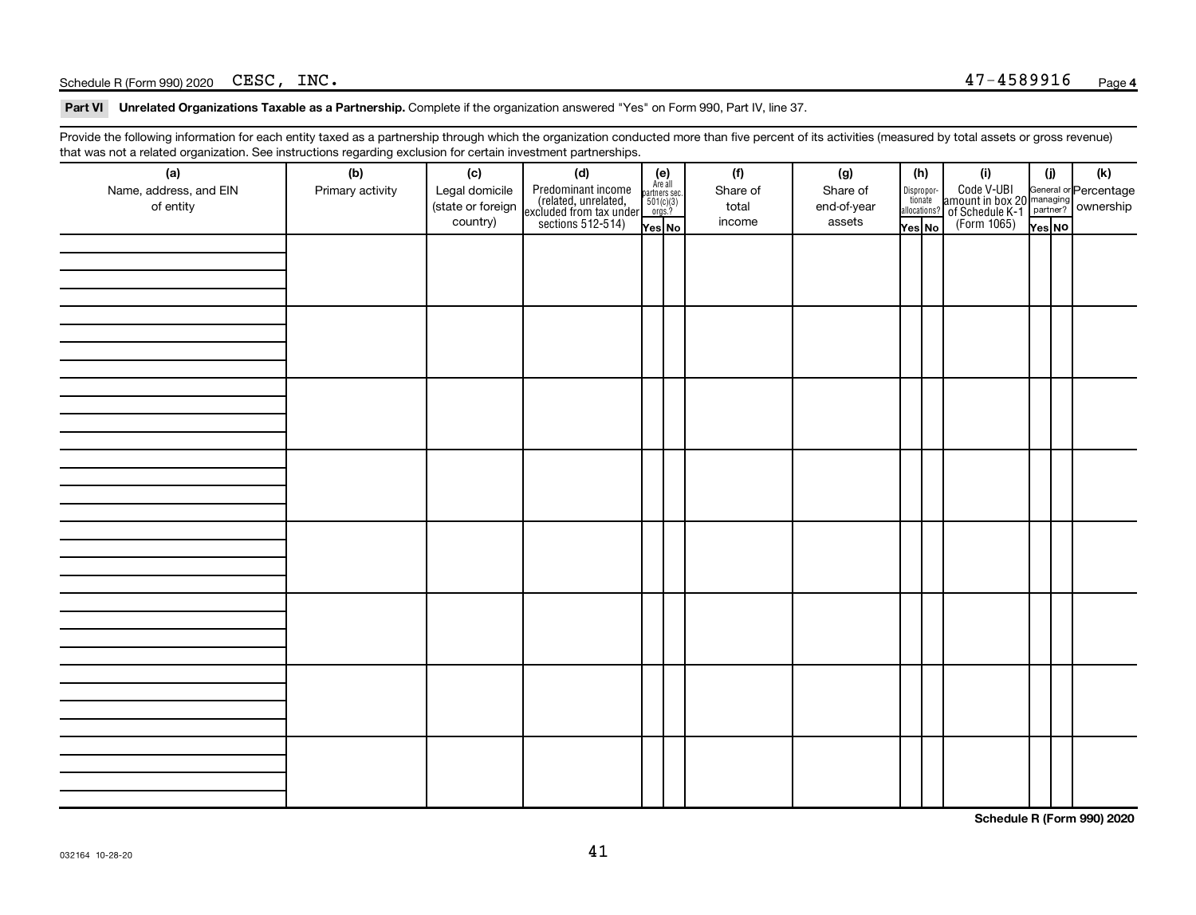Schedule R (Form 990) 2020 CESC, INC. 47-4589916 Page 4

**Part VI Unrelated Organizations Taxable as a Partnership.** Complete if the organization answered "Yes" on Form 990, Part IV, line 37.

Provide the following information for each entity taxed as a partnership through which the organization conducted more than five percent of its activities (measured by total assets or gross revenue) that was not a related organization. See instructions regarding exclusion for certain investment partnerships.

| (a) Name, address, and EIN of entity | (b) Primary activity | (c) Legal domicile (state or foreign country) | (d) Predominant income (related, unrelated, excluded from tax under sections 512-514) | (e) Are all partners sec. 501(c)(3) orgs.? | | (f) Share of total income | (g) Share of end-of-year assets | (h) Disproportionate allocations? | | (i) Code V-UBI amount in box 20 of Schedule K-1 (Form 1065) | (j) General or managing partner? | | (k) Percentage ownership |
|---|---|---|---|---|---|---|---|---|---|---|---|---|---|
| | | | | Yes | No | | | Yes | No | | Yes | No | |
| | | | | | | | | | | | | | |
| | | | | | | | | | | | | | |
| | | | | | | | | | | | | | |
| | | | | | | | | | | | | | |
| | | | | | | | | | | | | | |
| | | | | | | | | | | | | | |
| | | | | | | | | | | | | | |
| | | | | | | | | | | | | | |

Schedule R (Form 990) 2020

032164 10-28-20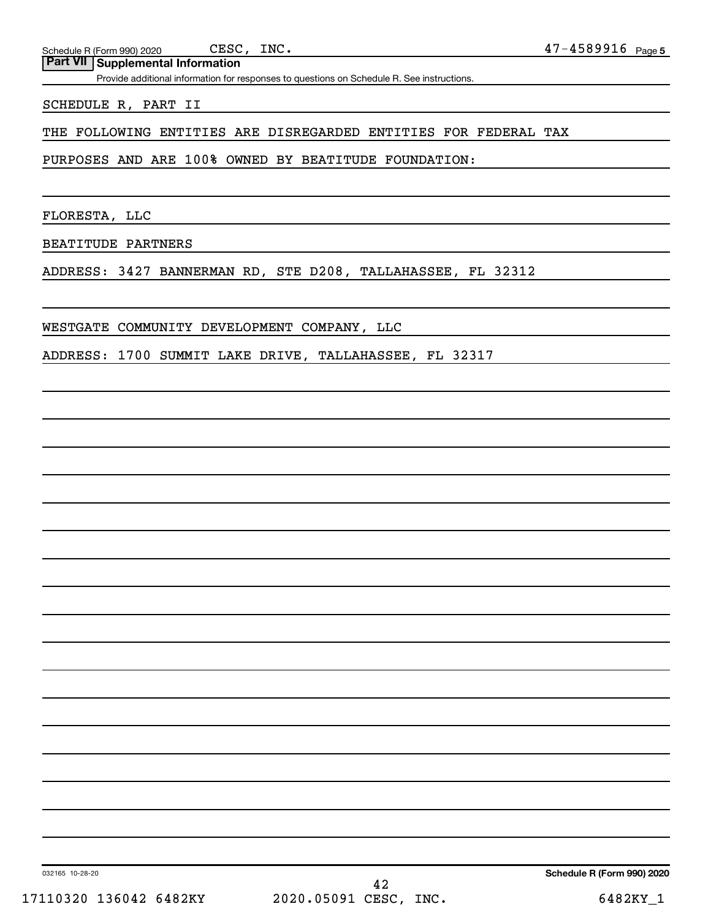## Part VII Supplemental Information

Provide additional information for responses to questions on Schedule R. See instructions.

SCHEDULE R, PART II

THE FOLLOWING ENTITIES ARE DISREGARDED ENTITIES FOR FEDERAL TAX PURPOSES AND ARE 100% OWNED BY BEATITUDE FOUNDATION:

FLORESTA, LLC

BEATITUDE PARTNERS

ADDRESS: 3427 BANNERMAN RD, STE D208, TALLAHASSEE, FL 32312

WESTGATE COMMUNITY DEVELOPMENT COMPANY, LLC

ADDRESS: 1700 SUMMIT LAKE DRIVE, TALLAHASSEE, FL 32317